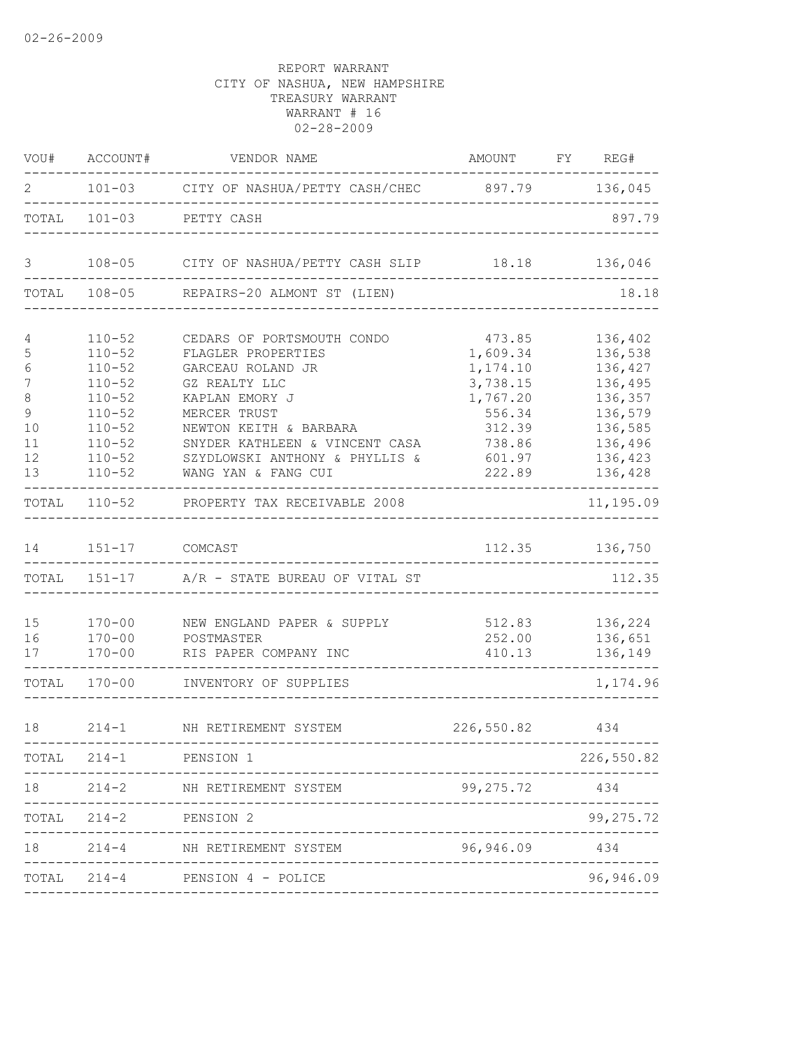02-26-2009

REPORT WARRANT
CITY OF NASHUA, NEW HAMPSHIRE
TREASURY WARRANT
WARRANT # 16
02-28-2009

| VOU# | ACCOUNT# | VENDOR NAME | AMOUNT | FY | REG# |
|---|---|---|---|---|---|
| 2 | 101-03 | CITY OF NASHUA/PETTY CASH/CHEC | 897.79 | | 136,045 |
| TOTAL | 101-03 | PETTY CASH | | | 897.79 |
| 3 | 108-05 | CITY OF NASHUA/PETTY CASH SLIP | 18.18 | | 136,046 |
| TOTAL | 108-05 | REPAIRS-20 ALMONT ST (LIEN) | | | 18.18 |
| 4 | 110-52 | CEDARS OF PORTSMOUTH CONDO | 473.85 | | 136,402 |
| 5 | 110-52 | FLAGLER PROPERTIES | 1,609.34 | | 136,538 |
| 6 | 110-52 | GARCEAU ROLAND JR | 1,174.10 | | 136,427 |
| 7 | 110-52 | GZ REALTY LLC | 3,738.15 | | 136,495 |
| 8 | 110-52 | KAPLAN EMORY J | 1,767.20 | | 136,357 |
| 9 | 110-52 | MERCER TRUST | 556.34 | | 136,579 |
| 10 | 110-52 | NEWTON KEITH & BARBARA | 312.39 | | 136,585 |
| 11 | 110-52 | SNYDER KATHLEEN & VINCENT CASA | 738.86 | | 136,496 |
| 12 | 110-52 | SZYDLOWSKI ANTHONY & PHYLLIS & | 601.97 | | 136,423 |
| 13 | 110-52 | WANG YAN & FANG CUI | 222.89 | | 136,428 |
| TOTAL | 110-52 | PROPERTY TAX RECEIVABLE 2008 | | | 11,195.09 |
| 14 | 151-17 | COMCAST | 112.35 | | 136,750 |
| TOTAL | 151-17 | A/R - STATE BUREAU OF VITAL ST | | | 112.35 |
| 15 | 170-00 | NEW ENGLAND PAPER & SUPPLY | 512.83 | | 136,224 |
| 16 | 170-00 | POSTMASTER | 252.00 | | 136,651 |
| 17 | 170-00 | RIS PAPER COMPANY INC | 410.13 | | 136,149 |
| TOTAL | 170-00 | INVENTORY OF SUPPLIES | | | 1,174.96 |
| 18 | 214-1 | NH RETIREMENT SYSTEM | 226,550.82 | | 434 |
| TOTAL | 214-1 | PENSION 1 | | | 226,550.82 |
| 18 | 214-2 | NH RETIREMENT SYSTEM | 99,275.72 | | 434 |
| TOTAL | 214-2 | PENSION 2 | | | 99,275.72 |
| 18 | 214-4 | NH RETIREMENT SYSTEM | 96,946.09 | | 434 |
| TOTAL | 214-4 | PENSION 4 - POLICE | | | 96,946.09 |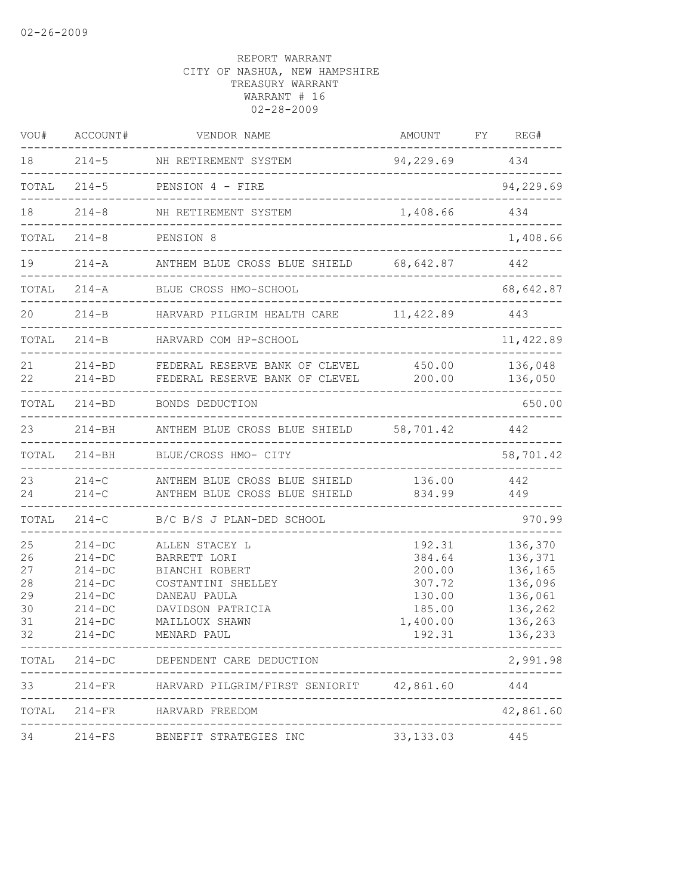02-26-2009

REPORT WARRANT
CITY OF NASHUA, NEW HAMPSHIRE
TREASURY WARRANT
WARRANT # 16
02-28-2009

| VOU# | ACCOUNT# | VENDOR NAME | AMOUNT | FY | REG# |
|---|---|---|---|---|---|
| 18 | 214-5 | NH RETIREMENT SYSTEM | 94,229.69 | | 434 |
| TOTAL | 214-5 | PENSION 4 - FIRE | | | 94,229.69 |
| 18 | 214-8 | NH RETIREMENT SYSTEM | 1,408.66 | | 434 |
| TOTAL | 214-8 | PENSION 8 | | | 1,408.66 |
| 19 | 214-A | ANTHEM BLUE CROSS BLUE SHIELD | 68,642.87 | | 442 |
| TOTAL | 214-A | BLUE CROSS HMO-SCHOOL | | | 68,642.87 |
| 20 | 214-B | HARVARD PILGRIM HEALTH CARE | 11,422.89 | | 443 |
| TOTAL | 214-B | HARVARD COM HP-SCHOOL | | | 11,422.89 |
| 21 | 214-BD | FEDERAL RESERVE BANK OF CLEVEL | 450.00 | | 136,048 |
| 22 | 214-BD | FEDERAL RESERVE BANK OF CLEVEL | 200.00 | | 136,050 |
| TOTAL | 214-BD | BONDS DEDUCTION | | | 650.00 |
| 23 | 214-BH | ANTHEM BLUE CROSS BLUE SHIELD | 58,701.42 | | 442 |
| TOTAL | 214-BH | BLUE/CROSS HMO- CITY | | | 58,701.42 |
| 23 | 214-C | ANTHEM BLUE CROSS BLUE SHIELD | 136.00 | | 442 |
| 24 | 214-C | ANTHEM BLUE CROSS BLUE SHIELD | 834.99 | | 449 |
| TOTAL | 214-C | B/C B/S J PLAN-DED SCHOOL | | | 970.99 |
| 25 | 214-DC | ALLEN STACEY L | 192.31 | | 136,370 |
| 26 | 214-DC | BARRETT LORI | 384.64 | | 136,371 |
| 27 | 214-DC | BIANCHI ROBERT | 200.00 | | 136,165 |
| 28 | 214-DC | COSTANTINI SHELLEY | 307.72 | | 136,096 |
| 29 | 214-DC | DANEAU PAULA | 130.00 | | 136,061 |
| 30 | 214-DC | DAVIDSON PATRICIA | 185.00 | | 136,262 |
| 31 | 214-DC | MAILLOUX SHAWN | 1,400.00 | | 136,263 |
| 32 | 214-DC | MENARD PAUL | 192.31 | | 136,233 |
| TOTAL | 214-DC | DEPENDENT CARE DEDUCTION | | | 2,991.98 |
| 33 | 214-FR | HARVARD PILGRIM/FIRST SENIORIT | 42,861.60 | | 444 |
| TOTAL | 214-FR | HARVARD FREEDOM | | | 42,861.60 |
| 34 | 214-FS | BENEFIT STRATEGIES INC | 33,133.03 | | 445 |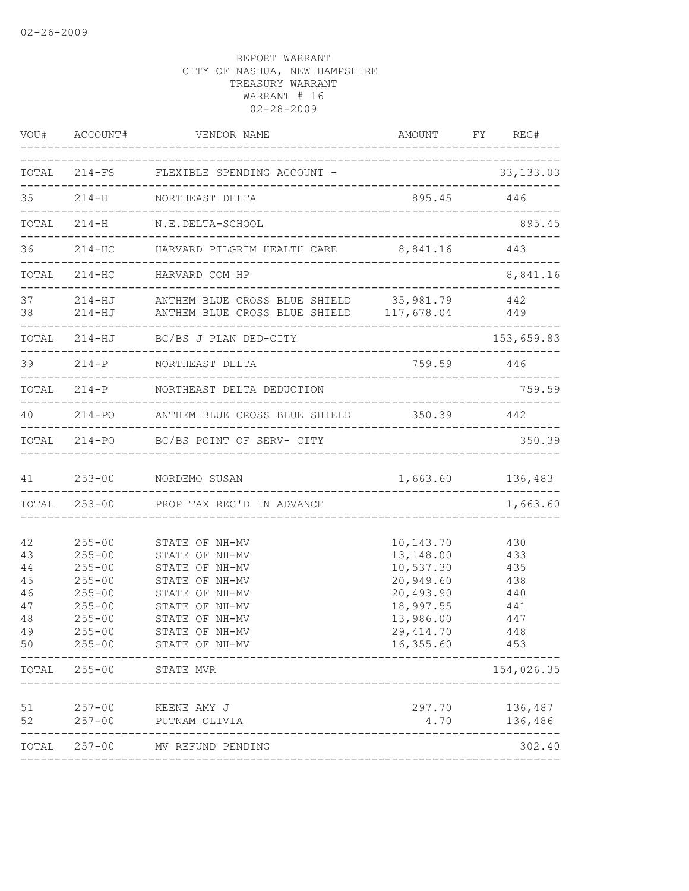02-26-2009

REPORT WARRANT
CITY OF NASHUA, NEW HAMPSHIRE
TREASURY WARRANT
WARRANT # 16
02-28-2009

| VOU# | ACCOUNT# | VENDOR NAME | AMOUNT | FY | REG# |
|---|---|---|---|---|---|
| TOTAL | 214-FS | FLEXIBLE SPENDING ACCOUNT - | | | 33,133.03 |
| 35 | 214-H | NORTHEAST DELTA | 895.45 | | 446 |
| TOTAL | 214-H | N.E.DELTA-SCHOOL | | | 895.45 |
| 36 | 214-HC | HARVARD PILGRIM HEALTH CARE | 8,841.16 | | 443 |
| TOTAL | 214-HC | HARVARD COM HP | | | 8,841.16 |
| 37 | 214-HJ | ANTHEM BLUE CROSS BLUE SHIELD | 35,981.79 | | 442 |
| 38 | 214-HJ | ANTHEM BLUE CROSS BLUE SHIELD | 117,678.04 | | 449 |
| TOTAL | 214-HJ | BC/BS J PLAN DED-CITY | | | 153,659.83 |
| 39 | 214-P | NORTHEAST DELTA | 759.59 | | 446 |
| TOTAL | 214-P | NORTHEAST DELTA DEDUCTION | | | 759.59 |
| 40 | 214-PO | ANTHEM BLUE CROSS BLUE SHIELD | 350.39 | | 442 |
| TOTAL | 214-PO | BC/BS POINT OF SERV- CITY | | | 350.39 |
| 41 | 253-00 | NORDEMO SUSAN | 1,663.60 | | 136,483 |
| TOTAL | 253-00 | PROP TAX REC'D IN ADVANCE | | | 1,663.60 |
| 42 | 255-00 | STATE OF NH-MV | 10,143.70 | | 430 |
| 43 | 255-00 | STATE OF NH-MV | 13,148.00 | | 433 |
| 44 | 255-00 | STATE OF NH-MV | 10,537.30 | | 435 |
| 45 | 255-00 | STATE OF NH-MV | 20,949.60 | | 438 |
| 46 | 255-00 | STATE OF NH-MV | 20,493.90 | | 440 |
| 47 | 255-00 | STATE OF NH-MV | 18,997.55 | | 441 |
| 48 | 255-00 | STATE OF NH-MV | 13,986.00 | | 447 |
| 49 | 255-00 | STATE OF NH-MV | 29,414.70 | | 448 |
| 50 | 255-00 | STATE OF NH-MV | 16,355.60 | | 453 |
| TOTAL | 255-00 | STATE MVR | | | 154,026.35 |
| 51 | 257-00 | KEENE AMY J | 297.70 | | 136,487 |
| 52 | 257-00 | PUTNAM OLIVIA | 4.70 | | 136,486 |
| TOTAL | 257-00 | MV REFUND PENDING | | | 302.40 |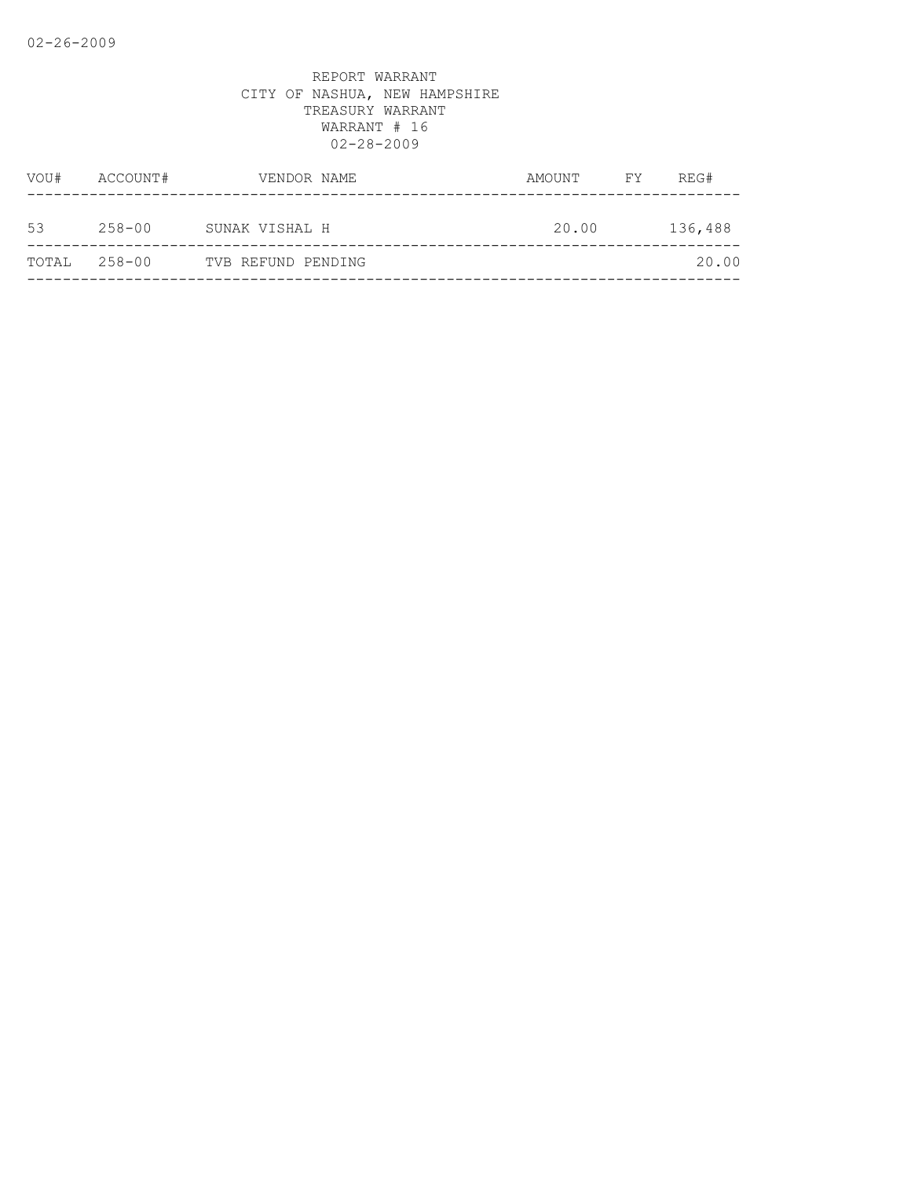# REPORT WARRANT
## CITY OF NASHUA, NEW HAMPSHIRE
### TREASURY WARRANT
### WARRANT # 16
### 02-28-2009

| VOU# | ACCOUNT# | VENDOR NAME | AMOUNT | FY | REG# |
|---|---|---|---|---|---|
| 53 | 258-00 | SUNAK VISHAL H | 20.00 | | 136,488 |
| TOTAL | 258-00 | TVB REFUND PENDING | | | 20.00 |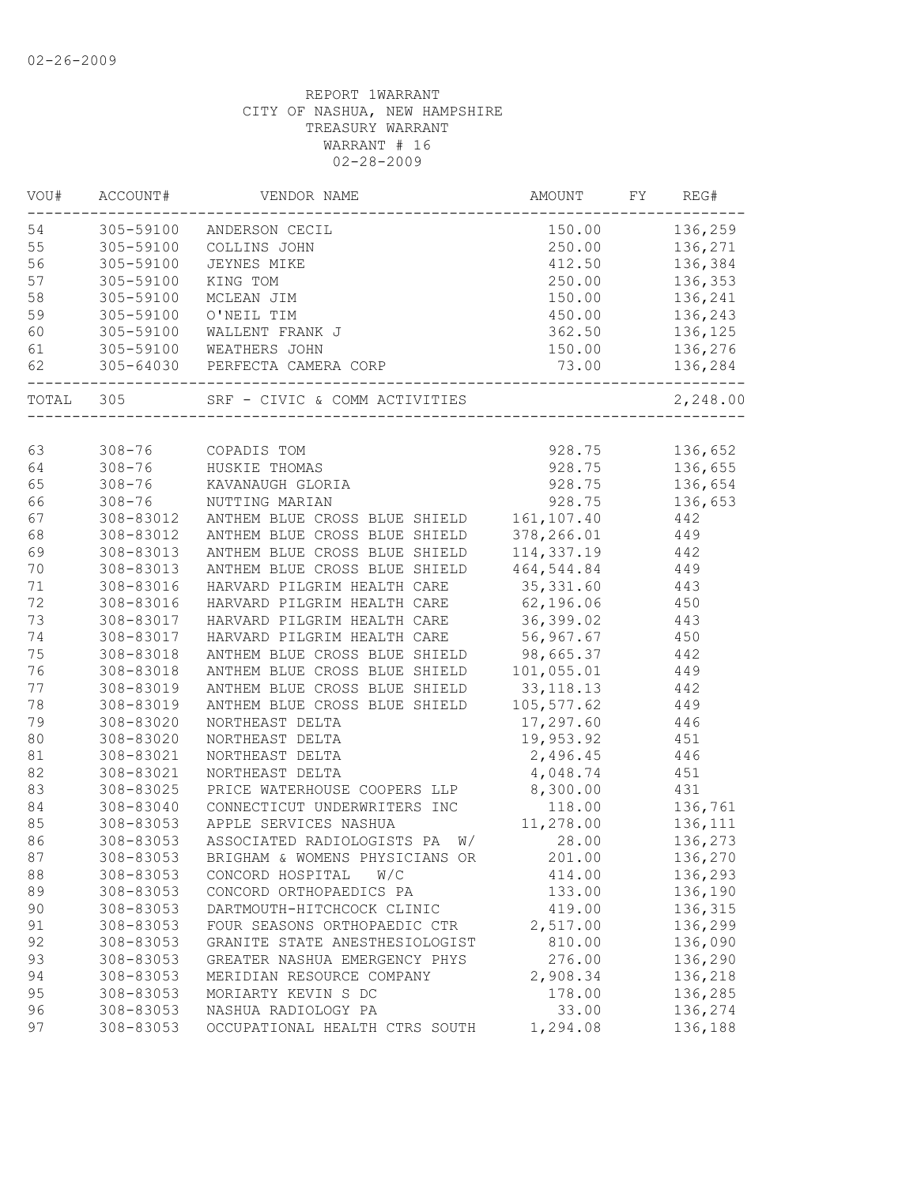02-26-2009

REPORT 1WARRANT
CITY OF NASHUA, NEW HAMPSHIRE
TREASURY WARRANT
WARRANT # 16
02-28-2009

| VOU# | ACCOUNT# | VENDOR NAME | AMOUNT | FY | REG# |
|---|---|---|---|---|---|
| 54 | 305-59100 | ANDERSON CECIL | 150.00 | | 136,259 |
| 55 | 305-59100 | COLLINS JOHN | 250.00 | | 136,271 |
| 56 | 305-59100 | JEYNES MIKE | 412.50 | | 136,384 |
| 57 | 305-59100 | KING TOM | 250.00 | | 136,353 |
| 58 | 305-59100 | MCLEAN JIM | 150.00 | | 136,241 |
| 59 | 305-59100 | O'NEIL TIM | 450.00 | | 136,243 |
| 60 | 305-59100 | WALLENT FRANK J | 362.50 | | 136,125 |
| 61 | 305-59100 | WEATHERS JOHN | 150.00 | | 136,276 |
| 62 | 305-64030 | PERFECTA CAMERA CORP | 73.00 | | 136,284 |
| TOTAL | 305 | SRF - CIVIC & COMM ACTIVITIES | | | 2,248.00 |
| 63 | 308-76 | COPADIS TOM | 928.75 | | 136,652 |
| 64 | 308-76 | HUSKIE THOMAS | 928.75 | | 136,655 |
| 65 | 308-76 | KAVANAUGH GLORIA | 928.75 | | 136,654 |
| 66 | 308-76 | NUTTING MARIAN | 928.75 | | 136,653 |
| 67 | 308-83012 | ANTHEM BLUE CROSS BLUE SHIELD | 161,107.40 | | 442 |
| 68 | 308-83012 | ANTHEM BLUE CROSS BLUE SHIELD | 378,266.01 | | 449 |
| 69 | 308-83013 | ANTHEM BLUE CROSS BLUE SHIELD | 114,337.19 | | 442 |
| 70 | 308-83013 | ANTHEM BLUE CROSS BLUE SHIELD | 464,544.84 | | 449 |
| 71 | 308-83016 | HARVARD PILGRIM HEALTH CARE | 35,331.60 | | 443 |
| 72 | 308-83016 | HARVARD PILGRIM HEALTH CARE | 62,196.06 | | 450 |
| 73 | 308-83017 | HARVARD PILGRIM HEALTH CARE | 36,399.02 | | 443 |
| 74 | 308-83017 | HARVARD PILGRIM HEALTH CARE | 56,967.67 | | 450 |
| 75 | 308-83018 | ANTHEM BLUE CROSS BLUE SHIELD | 98,665.37 | | 442 |
| 76 | 308-83018 | ANTHEM BLUE CROSS BLUE SHIELD | 101,055.01 | | 449 |
| 77 | 308-83019 | ANTHEM BLUE CROSS BLUE SHIELD | 33,118.13 | | 442 |
| 78 | 308-83019 | ANTHEM BLUE CROSS BLUE SHIELD | 105,577.62 | | 449 |
| 79 | 308-83020 | NORTHEAST DELTA | 17,297.60 | | 446 |
| 80 | 308-83020 | NORTHEAST DELTA | 19,953.92 | | 451 |
| 81 | 308-83021 | NORTHEAST DELTA | 2,496.45 | | 446 |
| 82 | 308-83021 | NORTHEAST DELTA | 4,048.74 | | 451 |
| 83 | 308-83025 | PRICE WATERHOUSE COOPERS LLP | 8,300.00 | | 431 |
| 84 | 308-83040 | CONNECTICUT UNDERWRITERS INC | 118.00 | | 136,761 |
| 85 | 308-83053 | APPLE SERVICES NASHUA | 11,278.00 | | 136,111 |
| 86 | 308-83053 | ASSOCIATED RADIOLOGISTS PA W/ | 28.00 | | 136,273 |
| 87 | 308-83053 | BRIGHAM & WOMENS PHYSICIANS OR | 201.00 | | 136,270 |
| 88 | 308-83053 | CONCORD HOSPITAL W/C | 414.00 | | 136,293 |
| 89 | 308-83053 | CONCORD ORTHOPAEDICS PA | 133.00 | | 136,190 |
| 90 | 308-83053 | DARTMOUTH-HITCHCOCK CLINIC | 419.00 | | 136,315 |
| 91 | 308-83053 | FOUR SEASONS ORTHOPAEDIC CTR | 2,517.00 | | 136,299 |
| 92 | 308-83053 | GRANITE STATE ANESTHESIOLOGIST | 810.00 | | 136,090 |
| 93 | 308-83053 | GREATER NASHUA EMERGENCY PHYS | 276.00 | | 136,290 |
| 94 | 308-83053 | MERIDIAN RESOURCE COMPANY | 2,908.34 | | 136,218 |
| 95 | 308-83053 | MORIARTY KEVIN S DC | 178.00 | | 136,285 |
| 96 | 308-83053 | NASHUA RADIOLOGY PA | 33.00 | | 136,274 |
| 97 | 308-83053 | OCCUPATIONAL HEALTH CTRS SOUTH | 1,294.08 | | 136,188 |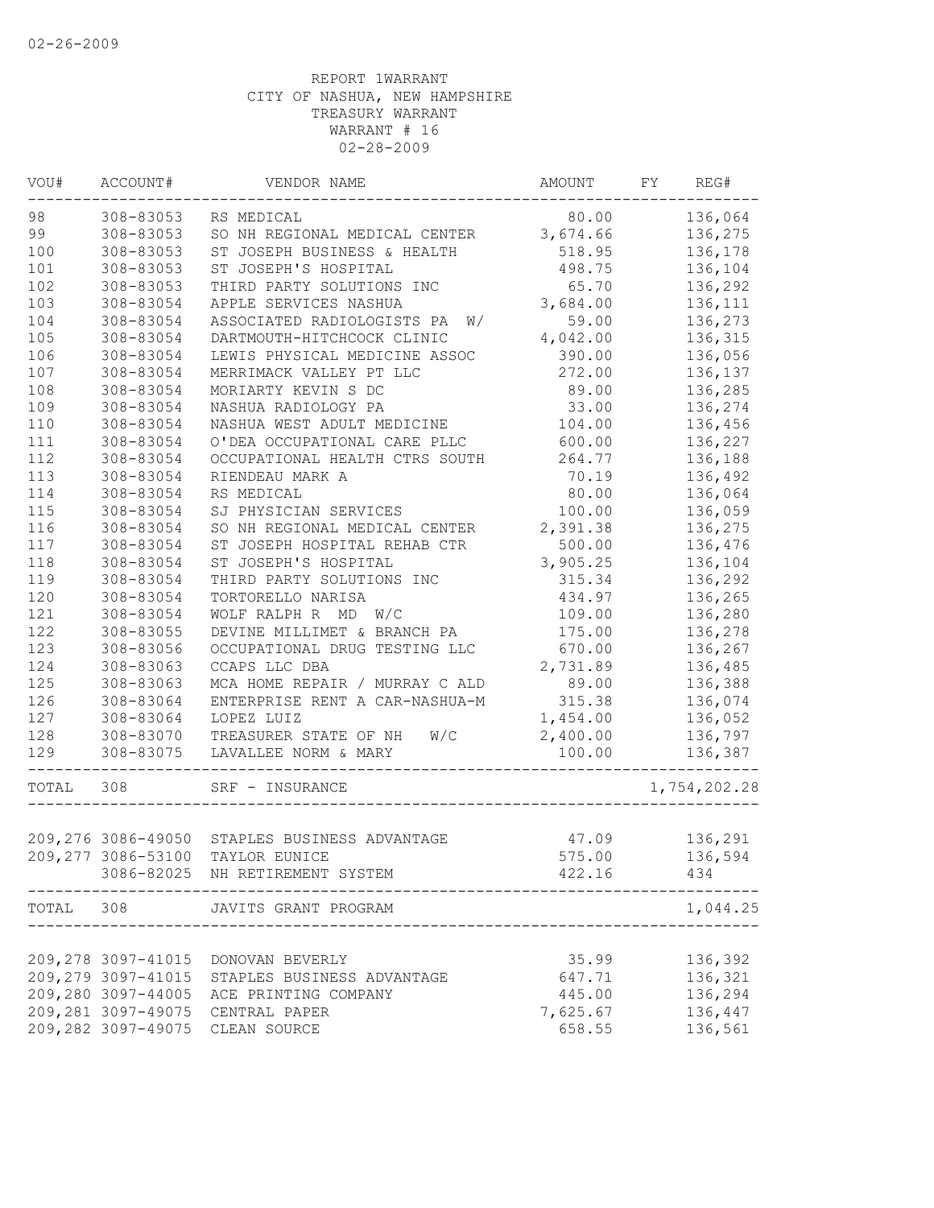02-26-2009

REPORT 1WARRANT
CITY OF NASHUA, NEW HAMPSHIRE
TREASURY WARRANT
WARRANT # 16
02-28-2009

| VOU# | ACCOUNT# | VENDOR NAME | AMOUNT | FY | REG# |
|---|---|---|---|---|---|
| 98 | 308-83053 | RS MEDICAL | 80.00 | | 136,064 |
| 99 | 308-83053 | SO NH REGIONAL MEDICAL CENTER | 3,674.66 | | 136,275 |
| 100 | 308-83053 | ST JOSEPH BUSINESS & HEALTH | 518.95 | | 136,178 |
| 101 | 308-83053 | ST JOSEPH'S HOSPITAL | 498.75 | | 136,104 |
| 102 | 308-83053 | THIRD PARTY SOLUTIONS INC | 65.70 | | 136,292 |
| 103 | 308-83054 | APPLE SERVICES NASHUA | 3,684.00 | | 136,111 |
| 104 | 308-83054 | ASSOCIATED RADIOLOGISTS PA W/ | 59.00 | | 136,273 |
| 105 | 308-83054 | DARTMOUTH-HITCHCOCK CLINIC | 4,042.00 | | 136,315 |
| 106 | 308-83054 | LEWIS PHYSICAL MEDICINE ASSOC | 390.00 | | 136,056 |
| 107 | 308-83054 | MERRIMACK VALLEY PT LLC | 272.00 | | 136,137 |
| 108 | 308-83054 | MORIARTY KEVIN S DC | 89.00 | | 136,285 |
| 109 | 308-83054 | NASHUA RADIOLOGY PA | 33.00 | | 136,274 |
| 110 | 308-83054 | NASHUA WEST ADULT MEDICINE | 104.00 | | 136,456 |
| 111 | 308-83054 | O'DEA OCCUPATIONAL CARE PLLC | 600.00 | | 136,227 |
| 112 | 308-83054 | OCCUPATIONAL HEALTH CTRS SOUTH | 264.77 | | 136,188 |
| 113 | 308-83054 | RIENDEAU MARK A | 70.19 | | 136,492 |
| 114 | 308-83054 | RS MEDICAL | 80.00 | | 136,064 |
| 115 | 308-83054 | SJ PHYSICIAN SERVICES | 100.00 | | 136,059 |
| 116 | 308-83054 | SO NH REGIONAL MEDICAL CENTER | 2,391.38 | | 136,275 |
| 117 | 308-83054 | ST JOSEPH HOSPITAL REHAB CTR | 500.00 | | 136,476 |
| 118 | 308-83054 | ST JOSEPH'S HOSPITAL | 3,905.25 | | 136,104 |
| 119 | 308-83054 | THIRD PARTY SOLUTIONS INC | 315.34 | | 136,292 |
| 120 | 308-83054 | TORTORELLO NARISA | 434.97 | | 136,265 |
| 121 | 308-83054 | WOLF RALPH R MD W/C | 109.00 | | 136,280 |
| 122 | 308-83055 | DEVINE MILLIMET & BRANCH PA | 175.00 | | 136,278 |
| 123 | 308-83056 | OCCUPATIONAL DRUG TESTING LLC | 670.00 | | 136,267 |
| 124 | 308-83063 | CCAPS LLC DBA | 2,731.89 | | 136,485 |
| 125 | 308-83063 | MCA HOME REPAIR / MURRAY C ALD | 89.00 | | 136,388 |
| 126 | 308-83064 | ENTERPRISE RENT A CAR-NASHUA-M | 315.38 | | 136,074 |
| 127 | 308-83064 | LOPEZ LUIZ | 1,454.00 | | 136,052 |
| 128 | 308-83070 | TREASURER STATE OF NH W/C | 2,400.00 | | 136,797 |
| 129 | 308-83075 | LAVALLEE NORM & MARY | 100.00 | | 136,387 |
| TOTAL | 308 | SRF - INSURANCE | | | 1,754,202.28 |
| 209,276 | 3086-49050 | STAPLES BUSINESS ADVANTAGE | 47.09 | | 136,291 |
| 209,277 | 3086-53100 | TAYLOR EUNICE | 575.00 | | 136,594 |
| | 3086-82025 | NH RETIREMENT SYSTEM | 422.16 | | 434 |
| TOTAL | 308 | JAVITS GRANT PROGRAM | | | 1,044.25 |
| 209,278 | 3097-41015 | DONOVAN BEVERLY | 35.99 | | 136,392 |
| 209,279 | 3097-41015 | STAPLES BUSINESS ADVANTAGE | 647.71 | | 136,321 |
| 209,280 | 3097-44005 | ACE PRINTING COMPANY | 445.00 | | 136,294 |
| 209,281 | 3097-49075 | CENTRAL PAPER | 7,625.67 | | 136,447 |
| 209,282 | 3097-49075 | CLEAN SOURCE | 658.55 | | 136,561 |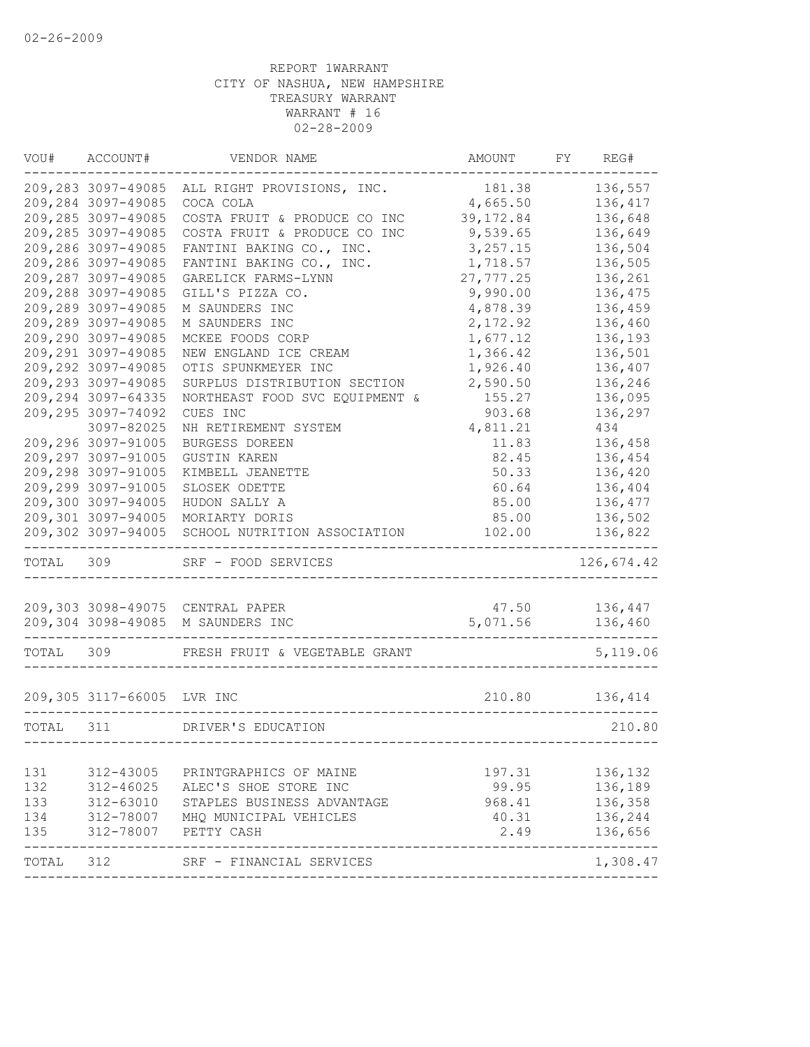02-26-2009

REPORT 1WARRANT
CITY OF NASHUA, NEW HAMPSHIRE
TREASURY WARRANT
WARRANT # 16
02-28-2009

| VOU# | ACCOUNT# | VENDOR NAME | AMOUNT | FY | REG# |
|---|---|---|---|---|---|
| 209,283 | 3097-49085 | ALL RIGHT PROVISIONS, INC. | 181.38 | | 136,557 |
| 209,284 | 3097-49085 | COCA COLA | 4,665.50 | | 136,417 |
| 209,285 | 3097-49085 | COSTA FRUIT & PRODUCE CO INC | 39,172.84 | | 136,648 |
| 209,285 | 3097-49085 | COSTA FRUIT & PRODUCE CO INC | 9,539.65 | | 136,649 |
| 209,286 | 3097-49085 | FANTINI BAKING CO., INC. | 3,257.15 | | 136,504 |
| 209,286 | 3097-49085 | FANTINI BAKING CO., INC. | 1,718.57 | | 136,505 |
| 209,287 | 3097-49085 | GARELICK FARMS-LYNN | 27,777.25 | | 136,261 |
| 209,288 | 3097-49085 | GILL'S PIZZA CO. | 9,990.00 | | 136,475 |
| 209,289 | 3097-49085 | M SAUNDERS INC | 4,878.39 | | 136,459 |
| 209,289 | 3097-49085 | M SAUNDERS INC | 2,172.92 | | 136,460 |
| 209,290 | 3097-49085 | MCKEE FOODS CORP | 1,677.12 | | 136,193 |
| 209,291 | 3097-49085 | NEW ENGLAND ICE CREAM | 1,366.42 | | 136,501 |
| 209,292 | 3097-49085 | OTIS SPUNKMEYER INC | 1,926.40 | | 136,407 |
| 209,293 | 3097-49085 | SURPLUS DISTRIBUTION SECTION | 2,590.50 | | 136,246 |
| 209,294 | 3097-64335 | NORTHEAST FOOD SVC EQUIPMENT & | 155.27 | | 136,095 |
| 209,295 | 3097-74092 | CUES INC | 903.68 | | 136,297 |
| | 3097-82025 | NH RETIREMENT SYSTEM | 4,811.21 | | 434 |
| 209,296 | 3097-91005 | BURGESS DOREEN | 11.83 | | 136,458 |
| 209,297 | 3097-91005 | GUSTIN KAREN | 82.45 | | 136,454 |
| 209,298 | 3097-91005 | KIMBELL JEANETTE | 50.33 | | 136,420 |
| 209,299 | 3097-91005 | SLOSEK ODETTE | 60.64 | | 136,404 |
| 209,300 | 3097-94005 | HUDON SALLY A | 85.00 | | 136,477 |
| 209,301 | 3097-94005 | MORIARTY DORIS | 85.00 | | 136,502 |
| 209,302 | 3097-94005 | SCHOOL NUTRITION ASSOCIATION | 102.00 | | 136,822 |
| TOTAL | 309 | SRF - FOOD SERVICES | | | 126,674.42 |
| 209,303 | 3098-49075 | CENTRAL PAPER | 47.50 | | 136,447 |
| 209,304 | 3098-49085 | M SAUNDERS INC | 5,071.56 | | 136,460 |
| TOTAL | 309 | FRESH FRUIT & VEGETABLE GRANT | | | 5,119.06 |
| 209,305 | 3117-66005 | LVR INC | 210.80 | | 136,414 |
| TOTAL | 311 | DRIVER'S EDUCATION | | | 210.80 |
| 131 | 312-43005 | PRINTGRAPHICS OF MAINE | 197.31 | | 136,132 |
| 132 | 312-46025 | ALEC'S SHOE STORE INC | 99.95 | | 136,189 |
| 133 | 312-63010 | STAPLES BUSINESS ADVANTAGE | 968.41 | | 136,358 |
| 134 | 312-78007 | MHQ MUNICIPAL VEHICLES | 40.31 | | 136,244 |
| 135 | 312-78007 | PETTY CASH | 2.49 | | 136,656 |
| TOTAL | 312 | SRF - FINANCIAL SERVICES | | | 1,308.47 |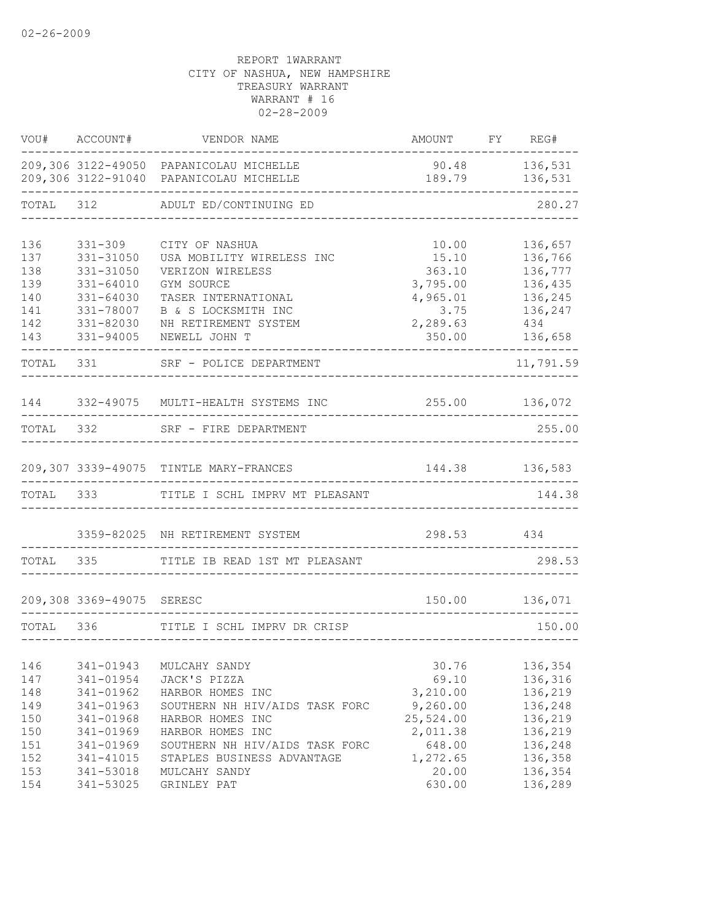02-26-2009

REPORT 1WARRANT
CITY OF NASHUA, NEW HAMPSHIRE
TREASURY WARRANT
WARRANT # 16
02-28-2009

| VOU# | ACCOUNT# | VENDOR NAME | AMOUNT | FY | REG# |
|---|---|---|---|---|---|
| 209,306 | 3122-49050 | PAPANICOLAU MICHELLE | 90.48 | | 136,531 |
| 209,306 | 3122-91040 | PAPANICOLAU MICHELLE | 189.79 | | 136,531 |
| TOTAL | 312 | ADULT ED/CONTINUING ED | | | 280.27 |
| 136 | 331-309 | CITY OF NASHUA | 10.00 | | 136,657 |
| 137 | 331-31050 | USA MOBILITY WIRELESS INC | 15.10 | | 136,766 |
| 138 | 331-31050 | VERIZON WIRELESS | 363.10 | | 136,777 |
| 139 | 331-64010 | GYM SOURCE | 3,795.00 | | 136,435 |
| 140 | 331-64030 | TASER INTERNATIONAL | 4,965.01 | | 136,245 |
| 141 | 331-78007 | B & S LOCKSMITH INC | 3.75 | | 136,247 |
| 142 | 331-82030 | NH RETIREMENT SYSTEM | 2,289.63 | | 434 |
| 143 | 331-94005 | NEWELL JOHN T | 350.00 | | 136,658 |
| TOTAL | 331 | SRF - POLICE DEPARTMENT | | | 11,791.59 |
| 144 | 332-49075 | MULTI-HEALTH SYSTEMS INC | 255.00 | | 136,072 |
| TOTAL | 332 | SRF - FIRE DEPARTMENT | | | 255.00 |
| 209,307 | 3339-49075 | TINTLE MARY-FRANCES | 144.38 | | 136,583 |
| TOTAL | 333 | TITLE I SCHL IMPRV MT PLEASANT | | | 144.38 |
| | 3359-82025 | NH RETIREMENT SYSTEM | 298.53 | | 434 |
| TOTAL | 335 | TITLE IB READ 1ST MT PLEASANT | | | 298.53 |
| 209,308 | 3369-49075 | SERESC | 150.00 | | 136,071 |
| TOTAL | 336 | TITLE I SCHL IMPRV DR CRISP | | | 150.00 |
| 146 | 341-01943 | MULCAHY SANDY | 30.76 | | 136,354 |
| 147 | 341-01954 | JACK'S PIZZA | 69.10 | | 136,316 |
| 148 | 341-01962 | HARBOR HOMES INC | 3,210.00 | | 136,219 |
| 149 | 341-01963 | SOUTHERN NH HIV/AIDS TASK FORC | 9,260.00 | | 136,248 |
| 150 | 341-01968 | HARBOR HOMES INC | 25,524.00 | | 136,219 |
| 150 | 341-01969 | HARBOR HOMES INC | 2,011.38 | | 136,219 |
| 151 | 341-01969 | SOUTHERN NH HIV/AIDS TASK FORC | 648.00 | | 136,248 |
| 152 | 341-41015 | STAPLES BUSINESS ADVANTAGE | 1,272.65 | | 136,358 |
| 153 | 341-53018 | MULCAHY SANDY | 20.00 | | 136,354 |
| 154 | 341-53025 | GRINLEY PAT | 630.00 | | 136,289 |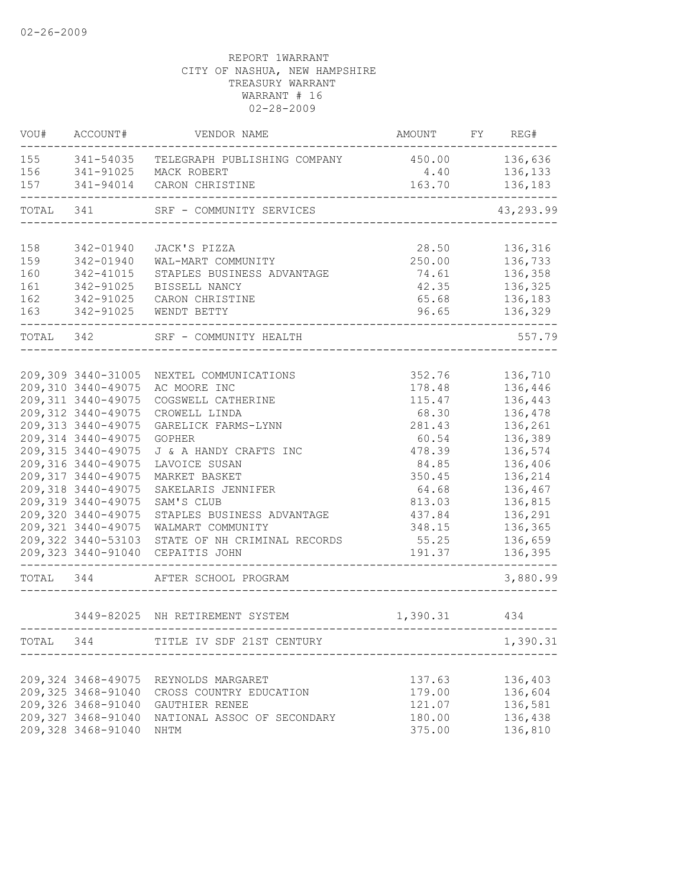02-26-2009

REPORT 1WARRANT
CITY OF NASHUA, NEW HAMPSHIRE
TREASURY WARRANT
WARRANT # 16
02-28-2009

| VOU# | ACCOUNT# | VENDOR NAME | AMOUNT | FY | REG# |
|---|---|---|---|---|---|
| 155 | 341-54035 | TELEGRAPH PUBLISHING COMPANY | 450.00 | | 136,636 |
| 156 | 341-91025 | MACK ROBERT | 4.40 | | 136,133 |
| 157 | 341-94014 | CARON CHRISTINE | 163.70 | | 136,183 |
| TOTAL | 341 | SRF - COMMUNITY SERVICES | | | 43,293.99 |
| 158 | 342-01940 | JACK'S PIZZA | 28.50 | | 136,316 |
| 159 | 342-01940 | WAL-MART COMMUNITY | 250.00 | | 136,733 |
| 160 | 342-41015 | STAPLES BUSINESS ADVANTAGE | 74.61 | | 136,358 |
| 161 | 342-91025 | BISSELL NANCY | 42.35 | | 136,325 |
| 162 | 342-91025 | CARON CHRISTINE | 65.68 | | 136,183 |
| 163 | 342-91025 | WENDT BETTY | 96.65 | | 136,329 |
| TOTAL | 342 | SRF - COMMUNITY HEALTH | | | 557.79 |
| 209,309 | 3440-31005 | NEXTEL COMMUNICATIONS | 352.76 | | 136,710 |
| 209,310 | 3440-49075 | AC MOORE INC | 178.48 | | 136,446 |
| 209,311 | 3440-49075 | COGSWELL CATHERINE | 115.47 | | 136,443 |
| 209,312 | 3440-49075 | CROWELL LINDA | 68.30 | | 136,478 |
| 209,313 | 3440-49075 | GARELICK FARMS-LYNN | 281.43 | | 136,261 |
| 209,314 | 3440-49075 | GOPHER | 60.54 | | 136,389 |
| 209,315 | 3440-49075 | J & A HANDY CRAFTS INC | 478.39 | | 136,574 |
| 209,316 | 3440-49075 | LAVOICE SUSAN | 84.85 | | 136,406 |
| 209,317 | 3440-49075 | MARKET BASKET | 350.45 | | 136,214 |
| 209,318 | 3440-49075 | SAKELARIS JENNIFER | 64.68 | | 136,467 |
| 209,319 | 3440-49075 | SAM'S CLUB | 813.03 | | 136,815 |
| 209,320 | 3440-49075 | STAPLES BUSINESS ADVANTAGE | 437.84 | | 136,291 |
| 209,321 | 3440-49075 | WALMART COMMUNITY | 348.15 | | 136,365 |
| 209,322 | 3440-53103 | STATE OF NH CRIMINAL RECORDS | 55.25 | | 136,659 |
| 209,323 | 3440-91040 | CEPAITIS JOHN | 191.37 | | 136,395 |
| TOTAL | 344 | AFTER SCHOOL PROGRAM | | | 3,880.99 |
| | 3449-82025 | NH RETIREMENT SYSTEM | 1,390.31 | | 434 |
| TOTAL | 344 | TITLE IV SDF 21ST CENTURY | | | 1,390.31 |
| 209,324 | 3468-49075 | REYNOLDS MARGARET | 137.63 | | 136,403 |
| 209,325 | 3468-91040 | CROSS COUNTRY EDUCATION | 179.00 | | 136,604 |
| 209,326 | 3468-91040 | GAUTHIER RENEE | 121.07 | | 136,581 |
| 209,327 | 3468-91040 | NATIONAL ASSOC OF SECONDARY | 180.00 | | 136,438 |
| 209,328 | 3468-91040 | NHTM | 375.00 | | 136,810 |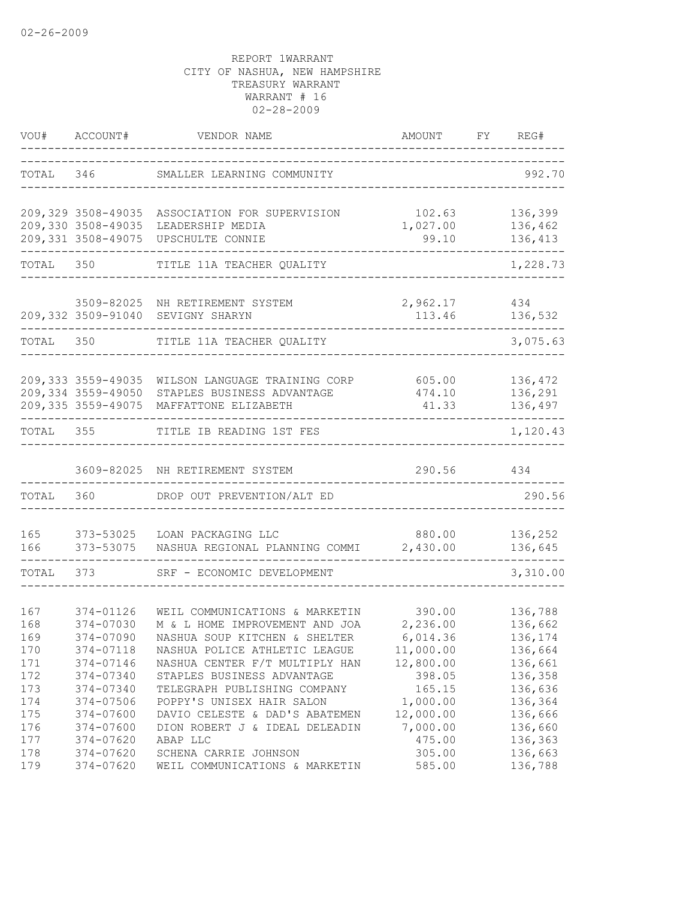02-26-2009

REPORT 1WARRANT
CITY OF NASHUA, NEW HAMPSHIRE
TREASURY WARRANT
WARRANT # 16
02-28-2009

| VOU# | ACCOUNT# | VENDOR NAME | AMOUNT | FY | REG# |
|---|---|---|---|---|---|
| TOTAL | 346 | SMALLER LEARNING COMMUNITY | | | 992.70 |
| 209,329 | 3508-49035 | ASSOCIATION FOR SUPERVISION | 102.63 | | 136,399 |
| 209,330 | 3508-49035 | LEADERSHIP MEDIA | 1,027.00 | | 136,462 |
| 209,331 | 3508-49075 | UPSCHULTE CONNIE | 99.10 | | 136,413 |
| TOTAL | 350 | TITLE 11A TEACHER QUALITY | | | 1,228.73 |
| | 3509-82025 | NH RETIREMENT SYSTEM | 2,962.17 | | 434 |
| 209,332 | 3509-91040 | SEVIGNY SHARYN | 113.46 | | 136,532 |
| TOTAL | 350 | TITLE 11A TEACHER QUALITY | | | 3,075.63 |
| 209,333 | 3559-49035 | WILSON LANGUAGE TRAINING CORP | 605.00 | | 136,472 |
| 209,334 | 3559-49050 | STAPLES BUSINESS ADVANTAGE | 474.10 | | 136,291 |
| 209,335 | 3559-49075 | MAFFATTONE ELIZABETH | 41.33 | | 136,497 |
| TOTAL | 355 | TITLE IB READING 1ST FES | | | 1,120.43 |
| | 3609-82025 | NH RETIREMENT SYSTEM | 290.56 | | 434 |
| TOTAL | 360 | DROP OUT PREVENTION/ALT ED | | | 290.56 |
| 165 | 373-53025 | LOAN PACKAGING LLC | 880.00 | | 136,252 |
| 166 | 373-53075 | NASHUA REGIONAL PLANNING COMMI | 2,430.00 | | 136,645 |
| TOTAL | 373 | SRF - ECONOMIC DEVELOPMENT | | | 3,310.00 |
| 167 | 374-01126 | WEIL COMMUNICATIONS & MARKETIN | 390.00 | | 136,788 |
| 168 | 374-07030 | M & L HOME IMPROVEMENT AND JOA | 2,236.00 | | 136,662 |
| 169 | 374-07090 | NASHUA SOUP KITCHEN & SHELTER | 6,014.36 | | 136,174 |
| 170 | 374-07118 | NASHUA POLICE ATHLETIC LEAGUE | 11,000.00 | | 136,664 |
| 171 | 374-07146 | NASHUA CENTER F/T MULTIPLY HAN | 12,800.00 | | 136,661 |
| 172 | 374-07340 | STAPLES BUSINESS ADVANTAGE | 398.05 | | 136,358 |
| 173 | 374-07340 | TELEGRAPH PUBLISHING COMPANY | 165.15 | | 136,636 |
| 174 | 374-07506 | POPPY'S UNISEX HAIR SALON | 1,000.00 | | 136,364 |
| 175 | 374-07600 | DAVIO CELESTE & DAD'S ABATEMEN | 12,000.00 | | 136,666 |
| 176 | 374-07600 | DION ROBERT J & IDEAL DELEADIN | 7,000.00 | | 136,660 |
| 177 | 374-07620 | ABAP LLC | 475.00 | | 136,363 |
| 178 | 374-07620 | SCHENA CARRIE JOHNSON | 305.00 | | 136,663 |
| 179 | 374-07620 | WEIL COMMUNICATIONS & MARKETIN | 585.00 | | 136,788 |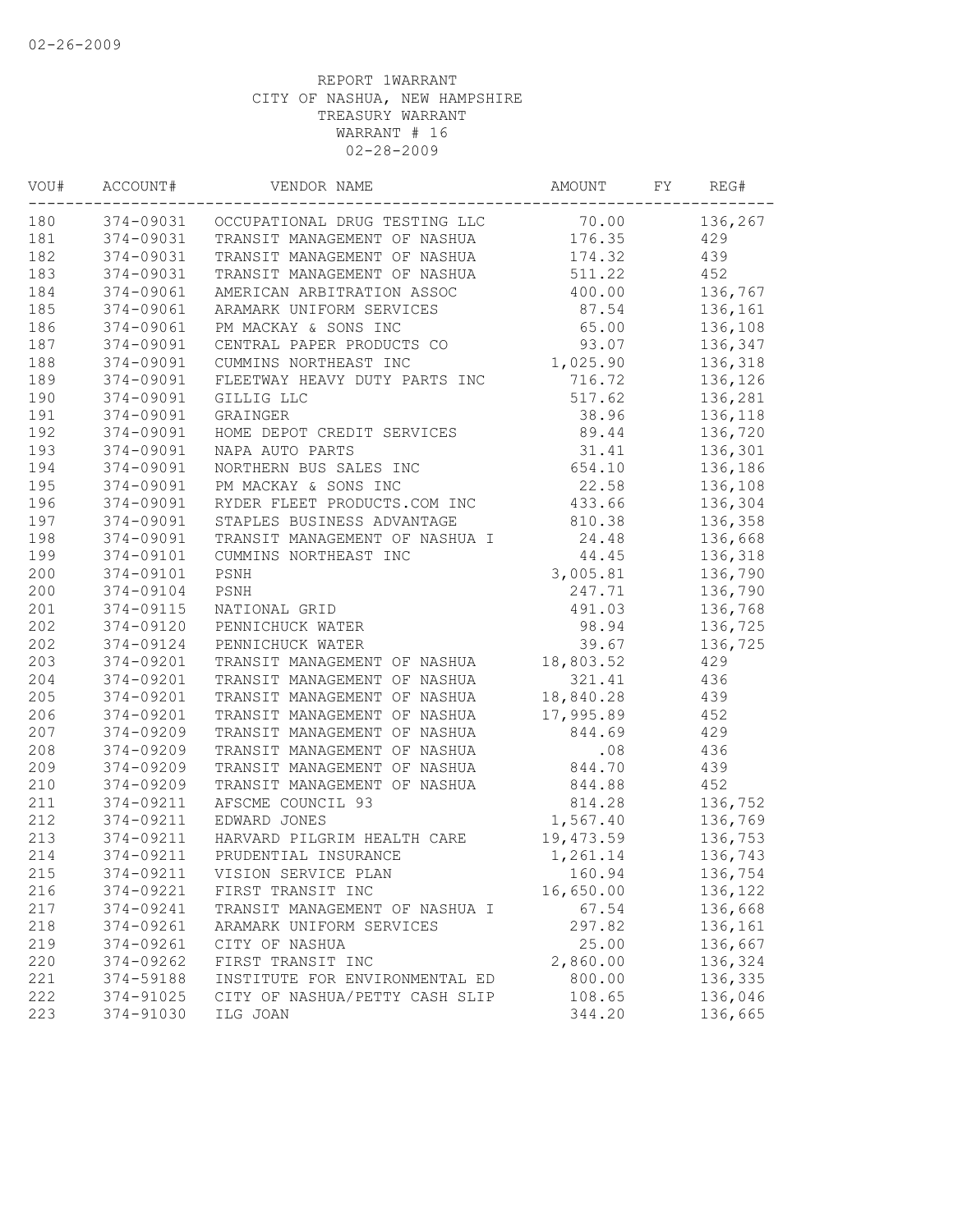02-26-2009

REPORT 1WARRANT
CITY OF NASHUA, NEW HAMPSHIRE
TREASURY WARRANT
WARRANT # 16
02-28-2009

| VOU# | ACCOUNT# | VENDOR NAME | AMOUNT | FY | REG# |
|---|---|---|---|---|---|
| 180 | 374-09031 | OCCUPATIONAL DRUG TESTING LLC | 70.00 | | 136,267 |
| 181 | 374-09031 | TRANSIT MANAGEMENT OF NASHUA | 176.35 | | 429 |
| 182 | 374-09031 | TRANSIT MANAGEMENT OF NASHUA | 174.32 | | 439 |
| 183 | 374-09031 | TRANSIT MANAGEMENT OF NASHUA | 511.22 | | 452 |
| 184 | 374-09061 | AMERICAN ARBITRATION ASSOC | 400.00 | | 136,767 |
| 185 | 374-09061 | ARAMARK UNIFORM SERVICES | 87.54 | | 136,161 |
| 186 | 374-09061 | PM MACKAY & SONS INC | 65.00 | | 136,108 |
| 187 | 374-09091 | CENTRAL PAPER PRODUCTS CO | 93.07 | | 136,347 |
| 188 | 374-09091 | CUMMINS NORTHEAST INC | 1,025.90 | | 136,318 |
| 189 | 374-09091 | FLEETWAY HEAVY DUTY PARTS INC | 716.72 | | 136,126 |
| 190 | 374-09091 | GILLIG LLC | 517.62 | | 136,281 |
| 191 | 374-09091 | GRAINGER | 38.96 | | 136,118 |
| 192 | 374-09091 | HOME DEPOT CREDIT SERVICES | 89.44 | | 136,720 |
| 193 | 374-09091 | NAPA AUTO PARTS | 31.41 | | 136,301 |
| 194 | 374-09091 | NORTHERN BUS SALES INC | 654.10 | | 136,186 |
| 195 | 374-09091 | PM MACKAY & SONS INC | 22.58 | | 136,108 |
| 196 | 374-09091 | RYDER FLEET PRODUCTS.COM INC | 433.66 | | 136,304 |
| 197 | 374-09091 | STAPLES BUSINESS ADVANTAGE | 810.38 | | 136,358 |
| 198 | 374-09091 | TRANSIT MANAGEMENT OF NASHUA I | 24.48 | | 136,668 |
| 199 | 374-09101 | CUMMINS NORTHEAST INC | 44.45 | | 136,318 |
| 200 | 374-09101 | PSNH | 3,005.81 | | 136,790 |
| 200 | 374-09104 | PSNH | 247.71 | | 136,790 |
| 201 | 374-09115 | NATIONAL GRID | 491.03 | | 136,768 |
| 202 | 374-09120 | PENNICHUCK WATER | 98.94 | | 136,725 |
| 202 | 374-09124 | PENNICHUCK WATER | 39.67 | | 136,725 |
| 203 | 374-09201 | TRANSIT MANAGEMENT OF NASHUA | 18,803.52 | | 429 |
| 204 | 374-09201 | TRANSIT MANAGEMENT OF NASHUA | 321.41 | | 436 |
| 205 | 374-09201 | TRANSIT MANAGEMENT OF NASHUA | 18,840.28 | | 439 |
| 206 | 374-09201 | TRANSIT MANAGEMENT OF NASHUA | 17,995.89 | | 452 |
| 207 | 374-09209 | TRANSIT MANAGEMENT OF NASHUA | 844.69 | | 429 |
| 208 | 374-09209 | TRANSIT MANAGEMENT OF NASHUA | .08 | | 436 |
| 209 | 374-09209 | TRANSIT MANAGEMENT OF NASHUA | 844.70 | | 439 |
| 210 | 374-09209 | TRANSIT MANAGEMENT OF NASHUA | 844.88 | | 452 |
| 211 | 374-09211 | AFSCME COUNCIL 93 | 814.28 | | 136,752 |
| 212 | 374-09211 | EDWARD JONES | 1,567.40 | | 136,769 |
| 213 | 374-09211 | HARVARD PILGRIM HEALTH CARE | 19,473.59 | | 136,753 |
| 214 | 374-09211 | PRUDENTIAL INSURANCE | 1,261.14 | | 136,743 |
| 215 | 374-09211 | VISION SERVICE PLAN | 160.94 | | 136,754 |
| 216 | 374-09221 | FIRST TRANSIT INC | 16,650.00 | | 136,122 |
| 217 | 374-09241 | TRANSIT MANAGEMENT OF NASHUA I | 67.54 | | 136,668 |
| 218 | 374-09261 | ARAMARK UNIFORM SERVICES | 297.82 | | 136,161 |
| 219 | 374-09261 | CITY OF NASHUA | 25.00 | | 136,667 |
| 220 | 374-09262 | FIRST TRANSIT INC | 2,860.00 | | 136,324 |
| 221 | 374-59188 | INSTITUTE FOR ENVIRONMENTAL ED | 800.00 | | 136,335 |
| 222 | 374-91025 | CITY OF NASHUA/PETTY CASH SLIP | 108.65 | | 136,046 |
| 223 | 374-91030 | ILG JOAN | 344.20 | | 136,665 |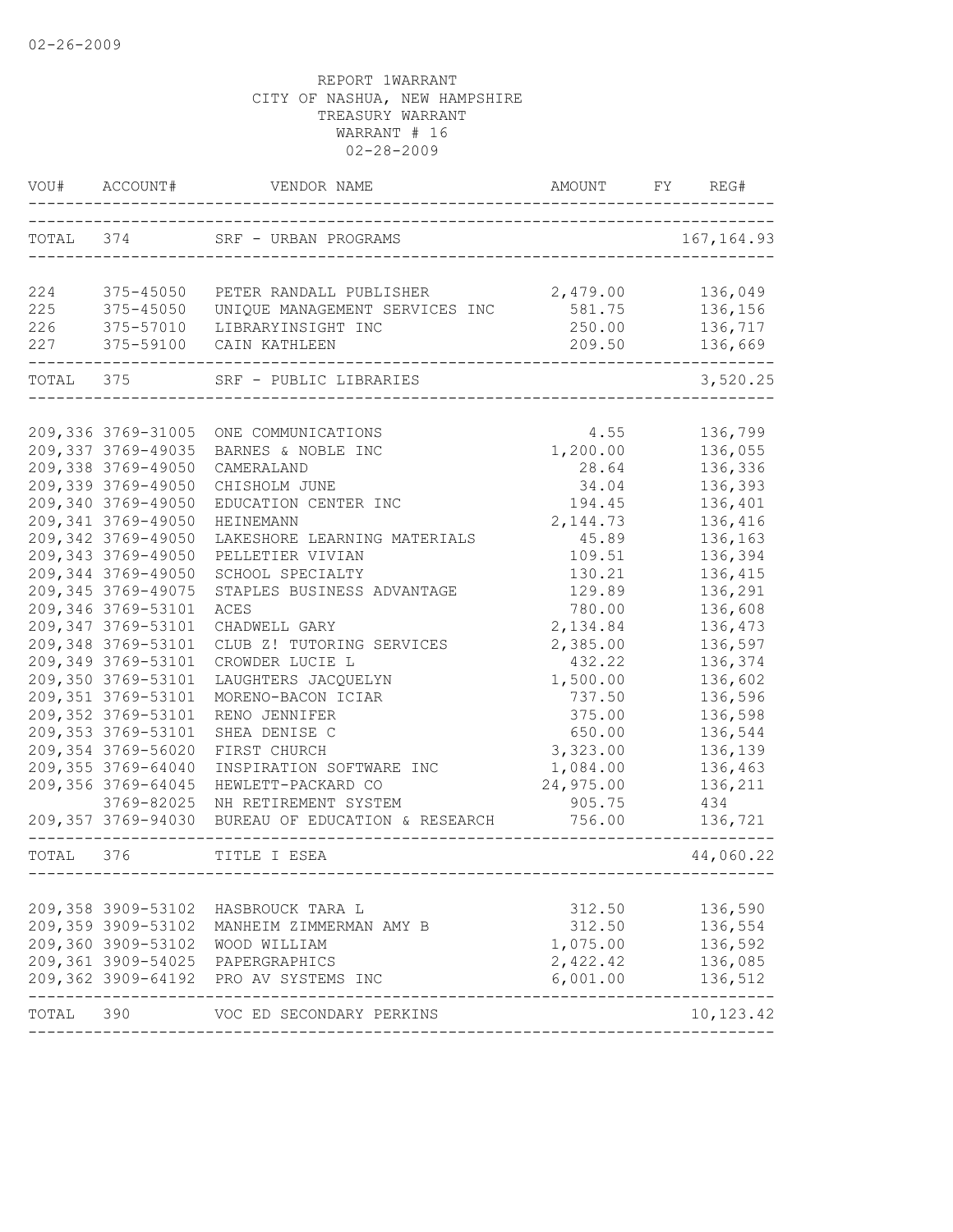02-26-2009

REPORT 1WARRANT
CITY OF NASHUA, NEW HAMPSHIRE
TREASURY WARRANT
WARRANT # 16
02-28-2009

| VOU# | ACCOUNT# | VENDOR NAME | AMOUNT | FY | REG# |
|---|---|---|---|---|---|
| TOTAL 374 | | SRF - URBAN PROGRAMS | | | 167,164.93 |
| 224 | 375-45050 | PETER RANDALL PUBLISHER | 2,479.00 | | 136,049 |
| 225 | 375-45050 | UNIQUE MANAGEMENT SERVICES INC | 581.75 | | 136,156 |
| 226 | 375-57010 | LIBRARYINSIGHT INC | 250.00 | | 136,717 |
| 227 | 375-59100 | CAIN KATHLEEN | 209.50 | | 136,669 |
| TOTAL 375 | | SRF - PUBLIC LIBRARIES | | | 3,520.25 |
| 209,336 | 3769-31005 | ONE COMMUNICATIONS | 4.55 | | 136,799 |
| 209,337 | 3769-49035 | BARNES & NOBLE INC | 1,200.00 | | 136,055 |
| 209,338 | 3769-49050 | CAMERALAND | 28.64 | | 136,336 |
| 209,339 | 3769-49050 | CHISHOLM JUNE | 34.04 | | 136,393 |
| 209,340 | 3769-49050 | EDUCATION CENTER INC | 194.45 | | 136,401 |
| 209,341 | 3769-49050 | HEINEMANN | 2,144.73 | | 136,416 |
| 209,342 | 3769-49050 | LAKESHORE LEARNING MATERIALS | 45.89 | | 136,163 |
| 209,343 | 3769-49050 | PELLETIER VIVIAN | 109.51 | | 136,394 |
| 209,344 | 3769-49050 | SCHOOL SPECIALTY | 130.21 | | 136,415 |
| 209,345 | 3769-49075 | STAPLES BUSINESS ADVANTAGE | 129.89 | | 136,291 |
| 209,346 | 3769-53101 | ACES | 780.00 | | 136,608 |
| 209,347 | 3769-53101 | CHADWELL GARY | 2,134.84 | | 136,473 |
| 209,348 | 3769-53101 | CLUB Z! TUTORING SERVICES | 2,385.00 | | 136,597 |
| 209,349 | 3769-53101 | CROWDER LUCIE L | 432.22 | | 136,374 |
| 209,350 | 3769-53101 | LAUGHTERS JACQUELYN | 1,500.00 | | 136,602 |
| 209,351 | 3769-53101 | MORENO-BACON ICIAR | 737.50 | | 136,596 |
| 209,352 | 3769-53101 | RENO JENNIFER | 375.00 | | 136,598 |
| 209,353 | 3769-53101 | SHEA DENISE C | 650.00 | | 136,544 |
| 209,354 | 3769-56020 | FIRST CHURCH | 3,323.00 | | 136,139 |
| 209,355 | 3769-64040 | INSPIRATION SOFTWARE INC | 1,084.00 | | 136,463 |
| 209,356 | 3769-64045 | HEWLETT-PACKARD CO | 24,975.00 | | 136,211 |
| | 3769-82025 | NH RETIREMENT SYSTEM | 905.75 | | 434 |
| 209,357 | 3769-94030 | BUREAU OF EDUCATION & RESEARCH | 756.00 | | 136,721 |
| TOTAL 376 | | TITLE I ESEA | | | 44,060.22 |
| 209,358 | 3909-53102 | HASBROUCK TARA L | 312.50 | | 136,590 |
| 209,359 | 3909-53102 | MANHEIM ZIMMERMAN AMY B | 312.50 | | 136,554 |
| 209,360 | 3909-53102 | WOOD WILLIAM | 1,075.00 | | 136,592 |
| 209,361 | 3909-54025 | PAPERGRAPHICS | 2,422.42 | | 136,085 |
| 209,362 | 3909-64192 | PRO AV SYSTEMS INC | 6,001.00 | | 136,512 |
| TOTAL 390 | | VOC ED SECONDARY PERKINS | | | 10,123.42 |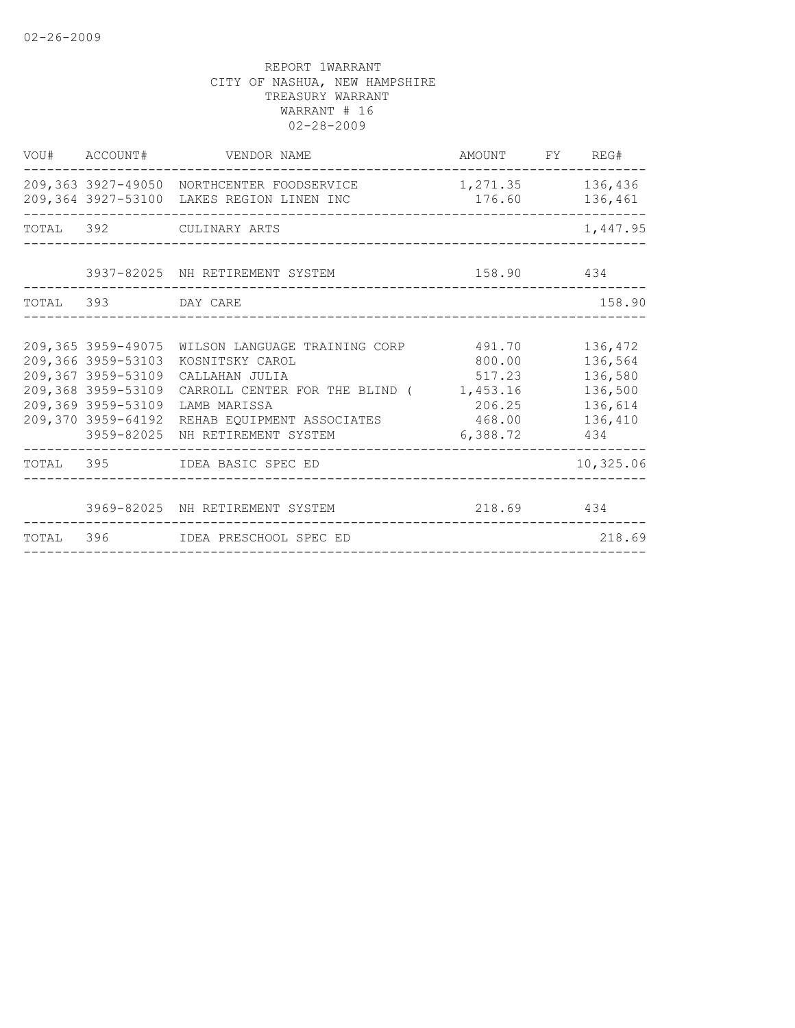02-26-2009

REPORT 1WARRANT
CITY OF NASHUA, NEW HAMPSHIRE
TREASURY WARRANT
WARRANT # 16
02-28-2009

| VOU# | ACCOUNT# | VENDOR NAME | AMOUNT | FY | REG# |
|---|---|---|---|---|---|
| 209,363 | 3927-49050 | NORTHCENTER FOODSERVICE | 1,271.35 | | 136,436 |
| 209,364 | 3927-53100 | LAKES REGION LINEN INC | 176.60 | | 136,461 |
| TOTAL | 392 | CULINARY ARTS | | | 1,447.95 |
| | 3937-82025 | NH RETIREMENT SYSTEM | 158.90 | | 434 |
| TOTAL | 393 | DAY CARE | | | 158.90 |
| 209,365 | 3959-49075 | WILSON LANGUAGE TRAINING CORP | 491.70 | | 136,472 |
| 209,366 | 3959-53103 | KOSNITSKY CAROL | 800.00 | | 136,564 |
| 209,367 | 3959-53109 | CALLAHAN JULIA | 517.23 | | 136,580 |
| 209,368 | 3959-53109 | CARROLL CENTER FOR THE BLIND ( | 1,453.16 | | 136,500 |
| 209,369 | 3959-53109 | LAMB MARISSA | 206.25 | | 136,614 |
| 209,370 | 3959-64192 | REHAB EQUIPMENT ASSOCIATES | 468.00 | | 136,410 |
| | 3959-82025 | NH RETIREMENT SYSTEM | 6,388.72 | | 434 |
| TOTAL | 395 | IDEA BASIC SPEC ED | | | 10,325.06 |
| | 3969-82025 | NH RETIREMENT SYSTEM | 218.69 | | 434 |
| TOTAL | 396 | IDEA PRESCHOOL SPEC ED | | | 218.69 |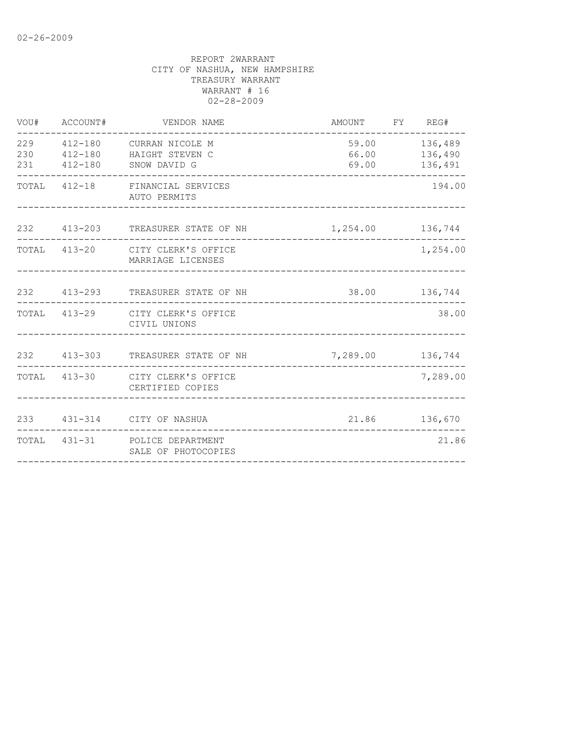02-26-2009

REPORT 2WARRANT
CITY OF NASHUA, NEW HAMPSHIRE
TREASURY WARRANT
WARRANT # 16
02-28-2009

| VOU# | ACCOUNT# | VENDOR NAME | AMOUNT | FY | REG# |
|---|---|---|---|---|---|
| 229 | 412-180 | CURRAN NICOLE M | 59.00 | | 136,489 |
| 230 | 412-180 | HAIGHT STEVEN C | 66.00 | | 136,490 |
| 231 | 412-180 | SNOW DAVID G | 69.00 | | 136,491 |
| TOTAL | 412-18 | FINANCIAL SERVICES AUTO PERMITS | | | 194.00 |
| 232 | 413-203 | TREASURER STATE OF NH | 1,254.00 | | 136,744 |
| TOTAL | 413-20 | CITY CLERK'S OFFICE MARRIAGE LICENSES | | | 1,254.00 |
| 232 | 413-293 | TREASURER STATE OF NH | 38.00 | | 136,744 |
| TOTAL | 413-29 | CITY CLERK'S OFFICE CIVIL UNIONS | | | 38.00 |
| 232 | 413-303 | TREASURER STATE OF NH | 7,289.00 | | 136,744 |
| TOTAL | 413-30 | CITY CLERK'S OFFICE CERTIFIED COPIES | | | 7,289.00 |
| 233 | 431-314 | CITY OF NASHUA | 21.86 | | 136,670 |
| TOTAL | 431-31 | POLICE DEPARTMENT SALE OF PHOTOCOPIES | | | 21.86 |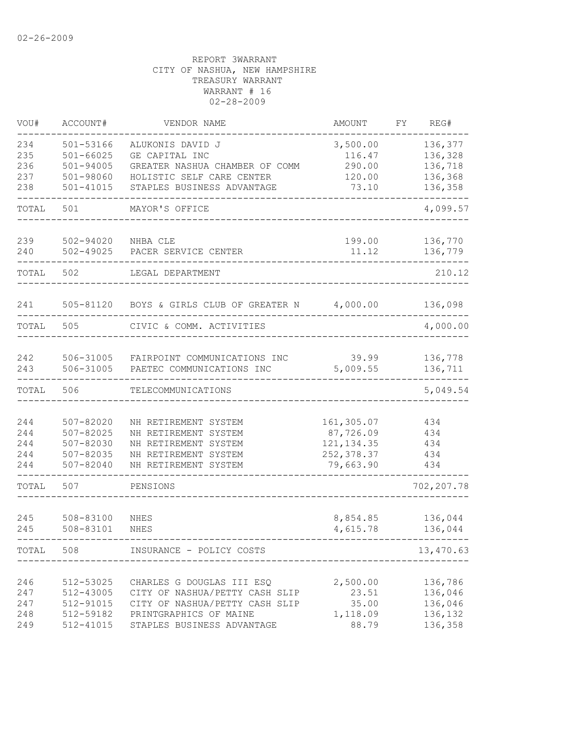REPORT 3WARRANT
CITY OF NASHUA, NEW HAMPSHIRE
TREASURY WARRANT
WARRANT # 16
02-28-2009

| VOU# | ACCOUNT# | VENDOR NAME | AMOUNT | FY | REG# |
|---|---|---|---|---|---|
| 234 | 501-53166 | ALUKONIS DAVID J | 3,500.00 | | 136,377 |
| 235 | 501-66025 | GE CAPITAL INC | 116.47 | | 136,328 |
| 236 | 501-94005 | GREATER NASHUA CHAMBER OF COMM | 290.00 | | 136,718 |
| 237 | 501-98060 | HOLISTIC SELF CARE CENTER | 120.00 | | 136,368 |
| 238 | 501-41015 | STAPLES BUSINESS ADVANTAGE | 73.10 | | 136,358 |
| TOTAL | 501 | MAYOR'S OFFICE | | | 4,099.57 |
| 239 | 502-94020 | NHBA CLE | 199.00 | | 136,770 |
| 240 | 502-49025 | PACER SERVICE CENTER | 11.12 | | 136,779 |
| TOTAL | 502 | LEGAL DEPARTMENT | | | 210.12 |
| 241 | 505-81120 | BOYS & GIRLS CLUB OF GREATER N | 4,000.00 | | 136,098 |
| TOTAL | 505 | CIVIC & COMM. ACTIVITIES | | | 4,000.00 |
| 242 | 506-31005 | FAIRPOINT COMMUNICATIONS INC | 39.99 | | 136,778 |
| 243 | 506-31005 | PAETEC COMMUNICATIONS INC | 5,009.55 | | 136,711 |
| TOTAL | 506 | TELECOMMUNICATIONS | | | 5,049.54 |
| 244 | 507-82020 | NH RETIREMENT SYSTEM | 161,305.07 | | 434 |
| 244 | 507-82025 | NH RETIREMENT SYSTEM | 87,726.09 | | 434 |
| 244 | 507-82030 | NH RETIREMENT SYSTEM | 121,134.35 | | 434 |
| 244 | 507-82035 | NH RETIREMENT SYSTEM | 252,378.37 | | 434 |
| 244 | 507-82040 | NH RETIREMENT SYSTEM | 79,663.90 | | 434 |
| TOTAL | 507 | PENSIONS | | | 702,207.78 |
| 245 | 508-83100 | NHES | 8,854.85 | | 136,044 |
| 245 | 508-83101 | NHES | 4,615.78 | | 136,044 |
| TOTAL | 508 | INSURANCE - POLICY COSTS | | | 13,470.63 |
| 246 | 512-53025 | CHARLES G DOUGLAS III ESQ | 2,500.00 | | 136,786 |
| 247 | 512-43005 | CITY OF NASHUA/PETTY CASH SLIP | 23.51 | | 136,046 |
| 247 | 512-91015 | CITY OF NASHUA/PETTY CASH SLIP | 35.00 | | 136,046 |
| 248 | 512-59182 | PRINTGRAPHICS OF MAINE | 1,118.09 | | 136,132 |
| 249 | 512-41015 | STAPLES BUSINESS ADVANTAGE | 88.79 | | 136,358 |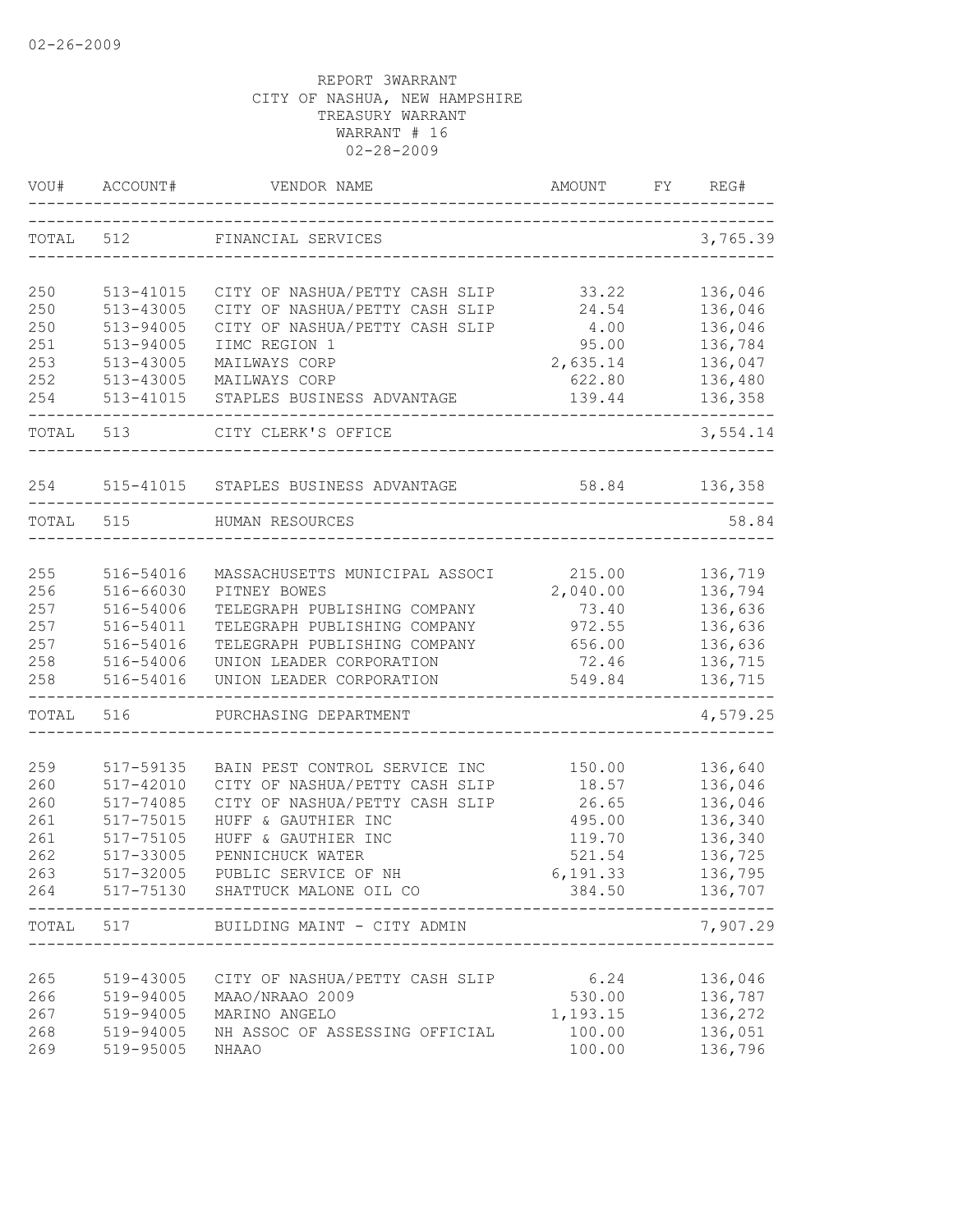02-26-2009

REPORT 3WARRANT
CITY OF NASHUA, NEW HAMPSHIRE
TREASURY WARRANT
WARRANT # 16
02-28-2009

| VOU# | ACCOUNT# | VENDOR NAME | AMOUNT | FY | REG# |
|---|---|---|---|---|---|
| TOTAL | 512 | FINANCIAL SERVICES | | | 3,765.39 |
| 250 | 513-41015 | CITY OF NASHUA/PETTY CASH SLIP | 33.22 | | 136,046 |
| 250 | 513-43005 | CITY OF NASHUA/PETTY CASH SLIP | 24.54 | | 136,046 |
| 250 | 513-94005 | CITY OF NASHUA/PETTY CASH SLIP | 4.00 | | 136,046 |
| 251 | 513-94005 | IIMC REGION 1 | 95.00 | | 136,784 |
| 253 | 513-43005 | MAILWAYS CORP | 2,635.14 | | 136,047 |
| 252 | 513-43005 | MAILWAYS CORP | 622.80 | | 136,480 |
| 254 | 513-41015 | STAPLES BUSINESS ADVANTAGE | 139.44 | | 136,358 |
| TOTAL | 513 | CITY CLERK'S OFFICE | | | 3,554.14 |
| 254 | 515-41015 | STAPLES BUSINESS ADVANTAGE | 58.84 | | 136,358 |
| TOTAL | 515 | HUMAN RESOURCES | | | 58.84 |
| 255 | 516-54016 | MASSACHUSETTS MUNICIPAL ASSOCI | 215.00 | | 136,719 |
| 256 | 516-66030 | PITNEY BOWES | 2,040.00 | | 136,794 |
| 257 | 516-54006 | TELEGRAPH PUBLISHING COMPANY | 73.40 | | 136,636 |
| 257 | 516-54011 | TELEGRAPH PUBLISHING COMPANY | 972.55 | | 136,636 |
| 257 | 516-54016 | TELEGRAPH PUBLISHING COMPANY | 656.00 | | 136,636 |
| 258 | 516-54006 | UNION LEADER CORPORATION | 72.46 | | 136,715 |
| 258 | 516-54016 | UNION LEADER CORPORATION | 549.84 | | 136,715 |
| TOTAL | 516 | PURCHASING DEPARTMENT | | | 4,579.25 |
| 259 | 517-59135 | BAIN PEST CONTROL SERVICE INC | 150.00 | | 136,640 |
| 260 | 517-42010 | CITY OF NASHUA/PETTY CASH SLIP | 18.57 | | 136,046 |
| 260 | 517-74085 | CITY OF NASHUA/PETTY CASH SLIP | 26.65 | | 136,046 |
| 261 | 517-75015 | HUFF & GAUTHIER INC | 495.00 | | 136,340 |
| 261 | 517-75105 | HUFF & GAUTHIER INC | 119.70 | | 136,340 |
| 262 | 517-33005 | PENNICHUCK WATER | 521.54 | | 136,725 |
| 263 | 517-32005 | PUBLIC SERVICE OF NH | 6,191.33 | | 136,795 |
| 264 | 517-75130 | SHATTUCK MALONE OIL CO | 384.50 | | 136,707 |
| TOTAL | 517 | BUILDING MAINT - CITY ADMIN | | | 7,907.29 |
| 265 | 519-43005 | CITY OF NASHUA/PETTY CASH SLIP | 6.24 | | 136,046 |
| 266 | 519-94005 | MAAO/NRAAO 2009 | 530.00 | | 136,787 |
| 267 | 519-94005 | MARINO ANGELO | 1,193.15 | | 136,272 |
| 268 | 519-94005 | NH ASSOC OF ASSESSING OFFICIAL | 100.00 | | 136,051 |
| 269 | 519-95005 | NHAAO | 100.00 | | 136,796 |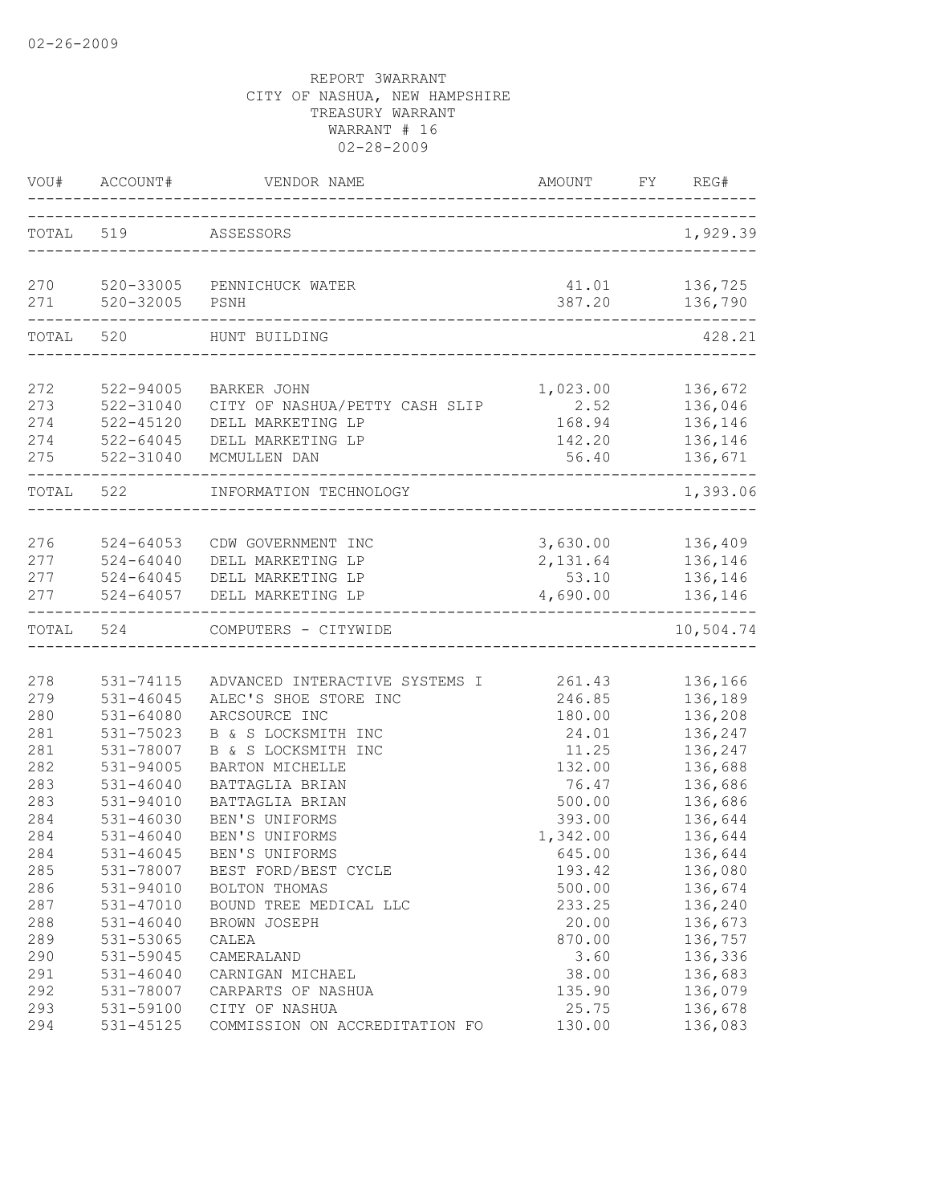02-26-2009

REPORT 3WARRANT
CITY OF NASHUA, NEW HAMPSHIRE
TREASURY WARRANT
WARRANT # 16
02-28-2009

| VOU# | ACCOUNT# | VENDOR NAME | AMOUNT | FY | REG# |
|---|---|---|---|---|---|
| TOTAL | 519 | ASSESSORS | | | 1,929.39 |
| 270 | 520-33005 | PENNICHUCK WATER | 41.01 | | 136,725 |
| 271 | 520-32005 | PSNH | 387.20 | | 136,790 |
| TOTAL | 520 | HUNT BUILDING | | | 428.21 |
| 272 | 522-94005 | BARKER JOHN | 1,023.00 | | 136,672 |
| 273 | 522-31040 | CITY OF NASHUA/PETTY CASH SLIP | 2.52 | | 136,046 |
| 274 | 522-45120 | DELL MARKETING LP | 168.94 | | 136,146 |
| 274 | 522-64045 | DELL MARKETING LP | 142.20 | | 136,146 |
| 275 | 522-31040 | MCMULLEN DAN | 56.40 | | 136,671 |
| TOTAL | 522 | INFORMATION TECHNOLOGY | | | 1,393.06 |
| 276 | 524-64053 | CDW GOVERNMENT INC | 3,630.00 | | 136,409 |
| 277 | 524-64040 | DELL MARKETING LP | 2,131.64 | | 136,146 |
| 277 | 524-64045 | DELL MARKETING LP | 53.10 | | 136,146 |
| 277 | 524-64057 | DELL MARKETING LP | 4,690.00 | | 136,146 |
| TOTAL | 524 | COMPUTERS - CITYWIDE | | | 10,504.74 |
| 278 | 531-74115 | ADVANCED INTERACTIVE SYSTEMS I | 261.43 | | 136,166 |
| 279 | 531-46045 | ALEC'S SHOE STORE INC | 246.85 | | 136,189 |
| 280 | 531-64080 | ARCSOURCE INC | 180.00 | | 136,208 |
| 281 | 531-75023 | B & S LOCKSMITH INC | 24.01 | | 136,247 |
| 281 | 531-78007 | B & S LOCKSMITH INC | 11.25 | | 136,247 |
| 282 | 531-94005 | BARTON MICHELLE | 132.00 | | 136,688 |
| 283 | 531-46040 | BATTAGLIA BRIAN | 76.47 | | 136,686 |
| 283 | 531-94010 | BATTAGLIA BRIAN | 500.00 | | 136,686 |
| 284 | 531-46030 | BEN'S UNIFORMS | 393.00 | | 136,644 |
| 284 | 531-46040 | BEN'S UNIFORMS | 1,342.00 | | 136,644 |
| 284 | 531-46045 | BEN'S UNIFORMS | 645.00 | | 136,644 |
| 285 | 531-78007 | BEST FORD/BEST CYCLE | 193.42 | | 136,080 |
| 286 | 531-94010 | BOLTON THOMAS | 500.00 | | 136,674 |
| 287 | 531-47010 | BOUND TREE MEDICAL LLC | 233.25 | | 136,240 |
| 288 | 531-46040 | BROWN JOSEPH | 20.00 | | 136,673 |
| 289 | 531-53065 | CALEA | 870.00 | | 136,757 |
| 290 | 531-59045 | CAMERALAND | 3.60 | | 136,336 |
| 291 | 531-46040 | CARNIGAN MICHAEL | 38.00 | | 136,683 |
| 292 | 531-78007 | CARPARTS OF NASHUA | 135.90 | | 136,079 |
| 293 | 531-59100 | CITY OF NASHUA | 25.75 | | 136,678 |
| 294 | 531-45125 | COMMISSION ON ACCREDITATION FO | 130.00 | | 136,083 |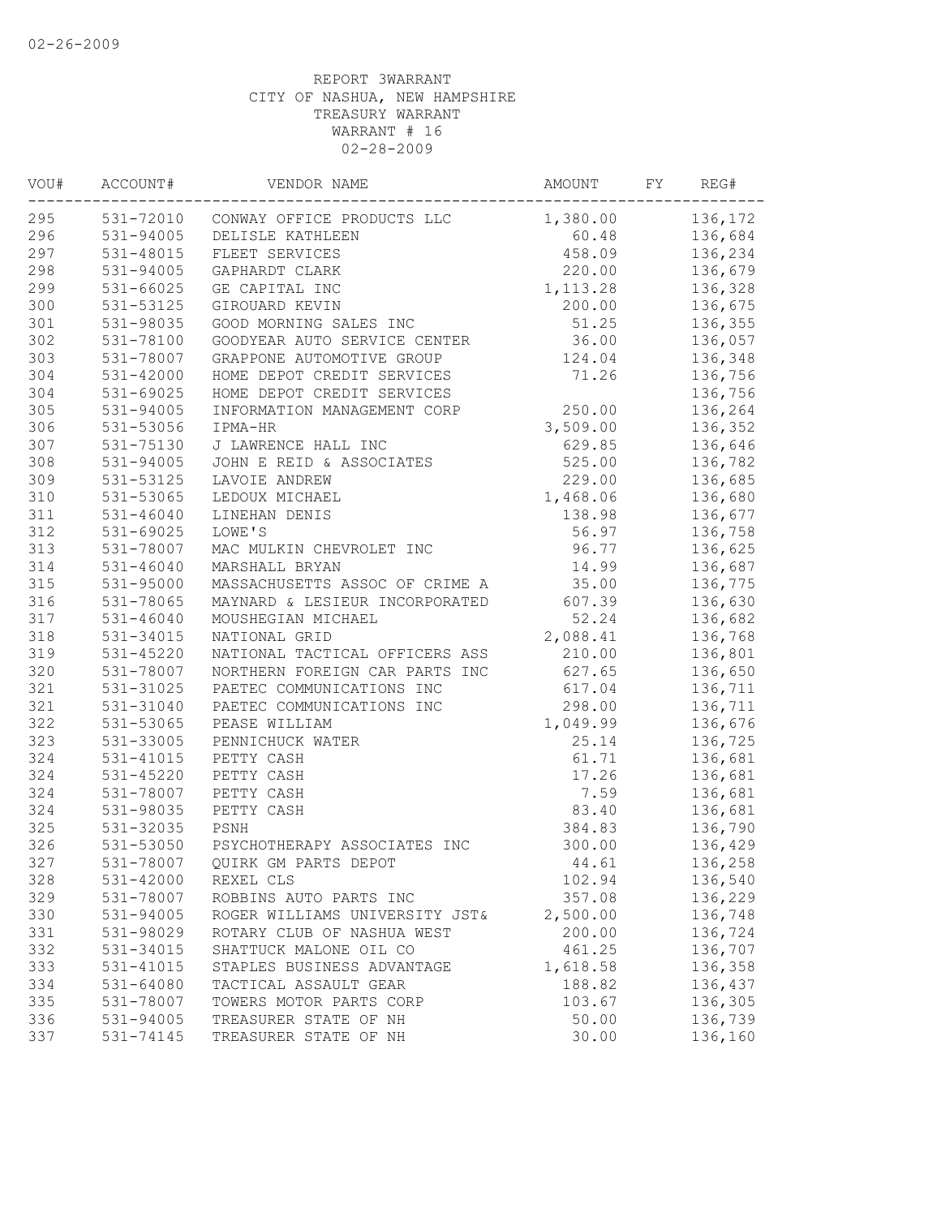02-26-2009

REPORT 3WARRANT
CITY OF NASHUA, NEW HAMPSHIRE
TREASURY WARRANT
WARRANT # 16
02-28-2009

| VOU# | ACCOUNT# | VENDOR NAME | AMOUNT | FY | REG# |
|---|---|---|---|---|---|
| 295 | 531-72010 | CONWAY OFFICE PRODUCTS LLC | 1,380.00 | | 136,172 |
| 296 | 531-94005 | DELISLE KATHLEEN | 60.48 | | 136,684 |
| 297 | 531-48015 | FLEET SERVICES | 458.09 | | 136,234 |
| 298 | 531-94005 | GAPHARDT CLARK | 220.00 | | 136,679 |
| 299 | 531-66025 | GE CAPITAL INC | 1,113.28 | | 136,328 |
| 300 | 531-53125 | GIROUARD KEVIN | 200.00 | | 136,675 |
| 301 | 531-98035 | GOOD MORNING SALES INC | 51.25 | | 136,355 |
| 302 | 531-78100 | GOODYEAR AUTO SERVICE CENTER | 36.00 | | 136,057 |
| 303 | 531-78007 | GRAPPONE AUTOMOTIVE GROUP | 124.04 | | 136,348 |
| 304 | 531-42000 | HOME DEPOT CREDIT SERVICES | 71.26 | | 136,756 |
| 304 | 531-69025 | HOME DEPOT CREDIT SERVICES | | | 136,756 |
| 305 | 531-94005 | INFORMATION MANAGEMENT CORP | 250.00 | | 136,264 |
| 306 | 531-53056 | IPMA-HR | 3,509.00 | | 136,352 |
| 307 | 531-75130 | J LAWRENCE HALL INC | 629.85 | | 136,646 |
| 308 | 531-94005 | JOHN E REID & ASSOCIATES | 525.00 | | 136,782 |
| 309 | 531-53125 | LAVOIE ANDREW | 229.00 | | 136,685 |
| 310 | 531-53065 | LEDOUX MICHAEL | 1,468.06 | | 136,680 |
| 311 | 531-46040 | LINEHAN DENIS | 138.98 | | 136,677 |
| 312 | 531-69025 | LOWE'S | 56.97 | | 136,758 |
| 313 | 531-78007 | MAC MULKIN CHEVROLET INC | 96.77 | | 136,625 |
| 314 | 531-46040 | MARSHALL BRYAN | 14.99 | | 136,687 |
| 315 | 531-95000 | MASSACHUSETTS ASSOC OF CRIME A | 35.00 | | 136,775 |
| 316 | 531-78065 | MAYNARD & LESIEUR INCORPORATED | 607.39 | | 136,630 |
| 317 | 531-46040 | MOUSHEGIAN MICHAEL | 52.24 | | 136,682 |
| 318 | 531-34015 | NATIONAL GRID | 2,088.41 | | 136,768 |
| 319 | 531-45220 | NATIONAL TACTICAL OFFICERS ASS | 210.00 | | 136,801 |
| 320 | 531-78007 | NORTHERN FOREIGN CAR PARTS INC | 627.65 | | 136,650 |
| 321 | 531-31025 | PAETEC COMMUNICATIONS INC | 617.04 | | 136,711 |
| 321 | 531-31040 | PAETEC COMMUNICATIONS INC | 298.00 | | 136,711 |
| 322 | 531-53065 | PEASE WILLIAM | 1,049.99 | | 136,676 |
| 323 | 531-33005 | PENNICHUCK WATER | 25.14 | | 136,725 |
| 324 | 531-41015 | PETTY CASH | 61.71 | | 136,681 |
| 324 | 531-45220 | PETTY CASH | 17.26 | | 136,681 |
| 324 | 531-78007 | PETTY CASH | 7.59 | | 136,681 |
| 324 | 531-98035 | PETTY CASH | 83.40 | | 136,681 |
| 325 | 531-32035 | PSNH | 384.83 | | 136,790 |
| 326 | 531-53050 | PSYCHOTHERAPY ASSOCIATES INC | 300.00 | | 136,429 |
| 327 | 531-78007 | QUIRK GM PARTS DEPOT | 44.61 | | 136,258 |
| 328 | 531-42000 | REXEL CLS | 102.94 | | 136,540 |
| 329 | 531-78007 | ROBBINS AUTO PARTS INC | 357.08 | | 136,229 |
| 330 | 531-94005 | ROGER WILLIAMS UNIVERSITY JST& | 2,500.00 | | 136,748 |
| 331 | 531-98029 | ROTARY CLUB OF NASHUA WEST | 200.00 | | 136,724 |
| 332 | 531-34015 | SHATTUCK MALONE OIL CO | 461.25 | | 136,707 |
| 333 | 531-41015 | STAPLES BUSINESS ADVANTAGE | 1,618.58 | | 136,358 |
| 334 | 531-64080 | TACTICAL ASSAULT GEAR | 188.82 | | 136,437 |
| 335 | 531-78007 | TOWERS MOTOR PARTS CORP | 103.67 | | 136,305 |
| 336 | 531-94005 | TREASURER STATE OF NH | 50.00 | | 136,739 |
| 337 | 531-74145 | TREASURER STATE OF NH | 30.00 | | 136,160 |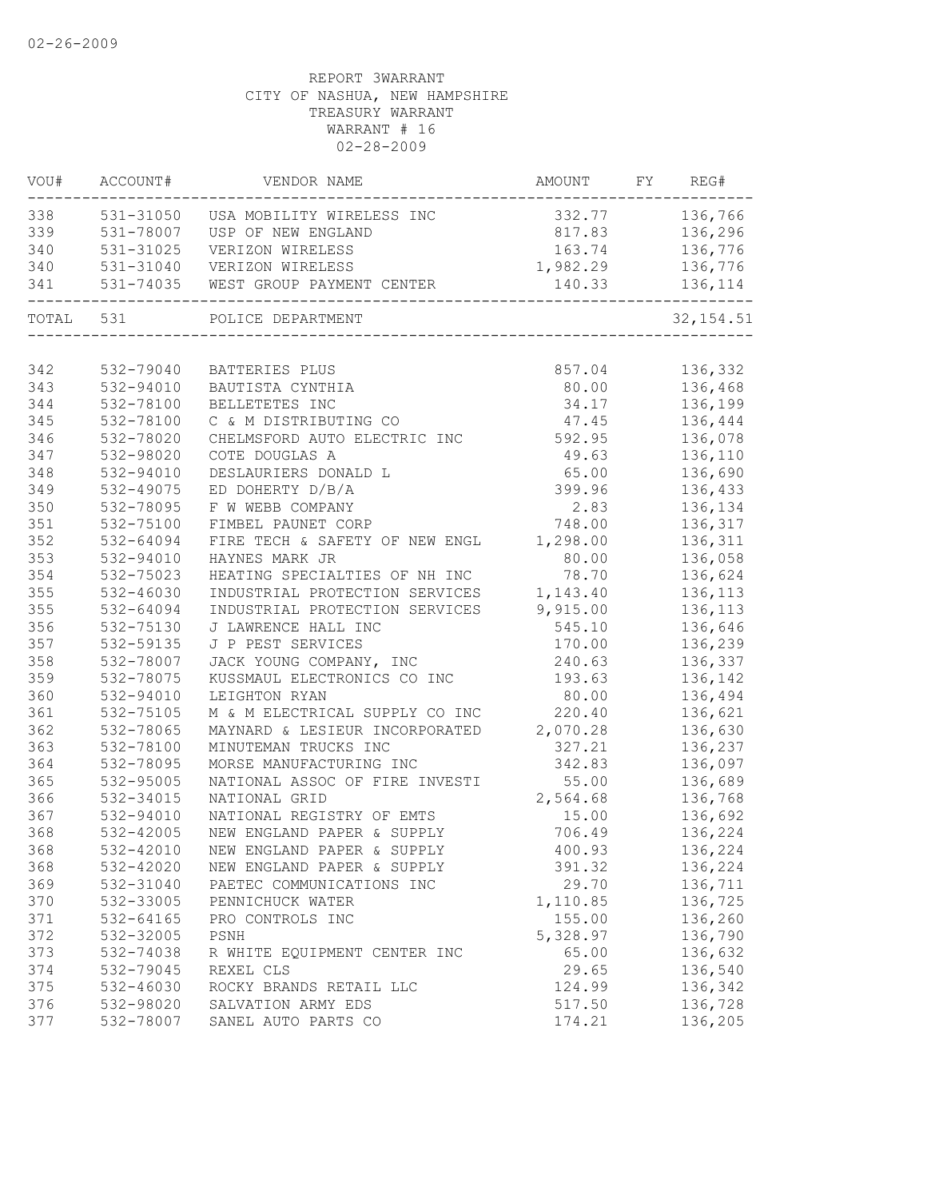02-26-2009

REPORT 3WARRANT
CITY OF NASHUA, NEW HAMPSHIRE
TREASURY WARRANT
WARRANT # 16
02-28-2009

| VOU# | ACCOUNT# | VENDOR NAME | AMOUNT | FY | REG# |
|---|---|---|---|---|---|
| 338 | 531-31050 | USA MOBILITY WIRELESS INC | 332.77 | | 136,766 |
| 339 | 531-78007 | USP OF NEW ENGLAND | 817.83 | | 136,296 |
| 340 | 531-31025 | VERIZON WIRELESS | 163.74 | | 136,776 |
| 340 | 531-31040 | VERIZON WIRELESS | 1,982.29 | | 136,776 |
| 341 | 531-74035 | WEST GROUP PAYMENT CENTER | 140.33 | | 136,114 |
| TOTAL | 531 | POLICE DEPARTMENT | | | 32,154.51 |
| 342 | 532-79040 | BATTERIES PLUS | 857.04 | | 136,332 |
| 343 | 532-94010 | BAUTISTA CYNTHIA | 80.00 | | 136,468 |
| 344 | 532-78100 | BELLETETES INC | 34.17 | | 136,199 |
| 345 | 532-78100 | C & M DISTRIBUTING CO | 47.45 | | 136,444 |
| 346 | 532-78020 | CHELMSFORD AUTO ELECTRIC INC | 592.95 | | 136,078 |
| 347 | 532-98020 | COTE DOUGLAS A | 49.63 | | 136,110 |
| 348 | 532-94010 | DESLAURIERS DONALD L | 65.00 | | 136,690 |
| 349 | 532-49075 | ED DOHERTY D/B/A | 399.96 | | 136,433 |
| 350 | 532-78095 | F W WEBB COMPANY | 2.83 | | 136,134 |
| 351 | 532-75100 | FIMBEL PAUNET CORP | 748.00 | | 136,317 |
| 352 | 532-64094 | FIRE TECH & SAFETY OF NEW ENGL | 1,298.00 | | 136,311 |
| 353 | 532-94010 | HAYNES MARK JR | 80.00 | | 136,058 |
| 354 | 532-75023 | HEATING SPECIALTIES OF NH INC | 78.70 | | 136,624 |
| 355 | 532-46030 | INDUSTRIAL PROTECTION SERVICES | 1,143.40 | | 136,113 |
| 355 | 532-64094 | INDUSTRIAL PROTECTION SERVICES | 9,915.00 | | 136,113 |
| 356 | 532-75130 | J LAWRENCE HALL INC | 545.10 | | 136,646 |
| 357 | 532-59135 | J P PEST SERVICES | 170.00 | | 136,239 |
| 358 | 532-78007 | JACK YOUNG COMPANY, INC | 240.63 | | 136,337 |
| 359 | 532-78075 | KUSSMAUL ELECTRONICS CO INC | 193.63 | | 136,142 |
| 360 | 532-94010 | LEIGHTON RYAN | 80.00 | | 136,494 |
| 361 | 532-75105 | M & M ELECTRICAL SUPPLY CO INC | 220.40 | | 136,621 |
| 362 | 532-78065 | MAYNARD & LESIEUR INCORPORATED | 2,070.28 | | 136,630 |
| 363 | 532-78100 | MINUTEMAN TRUCKS INC | 327.21 | | 136,237 |
| 364 | 532-78095 | MORSE MANUFACTURING INC | 342.83 | | 136,097 |
| 365 | 532-95005 | NATIONAL ASSOC OF FIRE INVESTI | 55.00 | | 136,689 |
| 366 | 532-34015 | NATIONAL GRID | 2,564.68 | | 136,768 |
| 367 | 532-94010 | NATIONAL REGISTRY OF EMTS | 15.00 | | 136,692 |
| 368 | 532-42005 | NEW ENGLAND PAPER & SUPPLY | 706.49 | | 136,224 |
| 368 | 532-42010 | NEW ENGLAND PAPER & SUPPLY | 400.93 | | 136,224 |
| 368 | 532-42020 | NEW ENGLAND PAPER & SUPPLY | 391.32 | | 136,224 |
| 369 | 532-31040 | PAETEC COMMUNICATIONS INC | 29.70 | | 136,711 |
| 370 | 532-33005 | PENNICHUCK WATER | 1,110.85 | | 136,725 |
| 371 | 532-64165 | PRO CONTROLS INC | 155.00 | | 136,260 |
| 372 | 532-32005 | PSNH | 5,328.97 | | 136,790 |
| 373 | 532-74038 | R WHITE EQUIPMENT CENTER INC | 65.00 | | 136,632 |
| 374 | 532-79045 | REXEL CLS | 29.65 | | 136,540 |
| 375 | 532-46030 | ROCKY BRANDS RETAIL LLC | 124.99 | | 136,342 |
| 376 | 532-98020 | SALVATION ARMY EDS | 517.50 | | 136,728 |
| 377 | 532-78007 | SANEL AUTO PARTS CO | 174.21 | | 136,205 |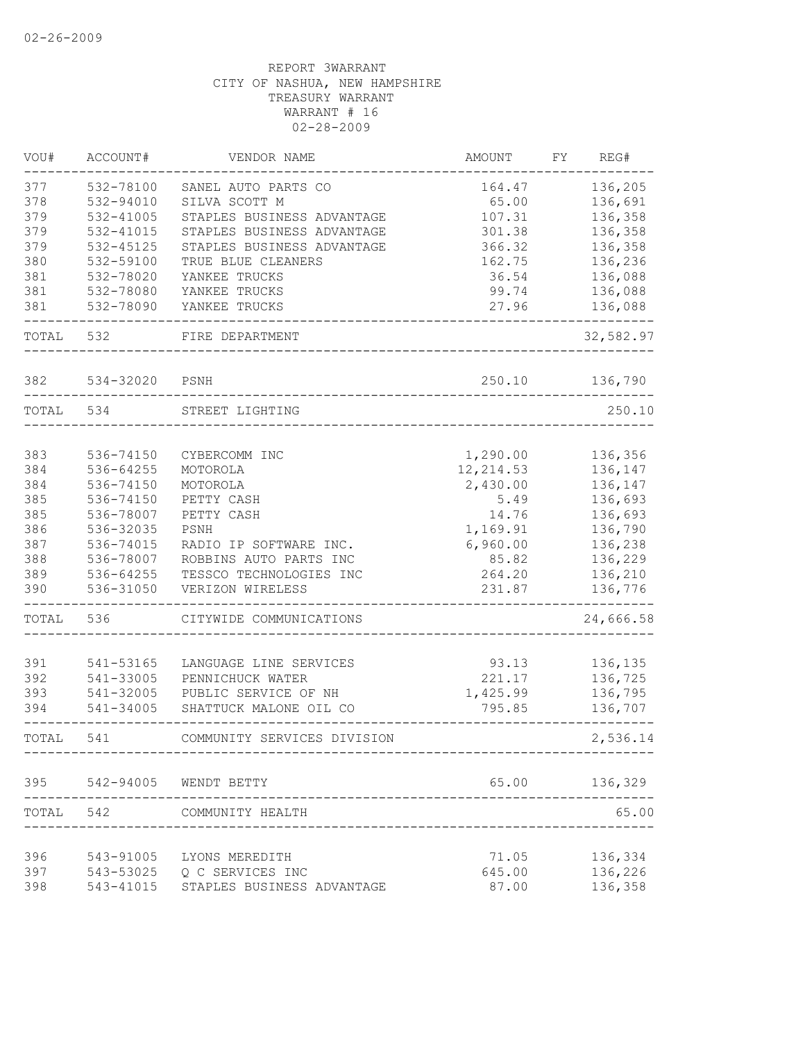02-26-2009

REPORT 3WARRANT
CITY OF NASHUA, NEW HAMPSHIRE
TREASURY WARRANT
WARRANT # 16
02-28-2009

| VOU# | ACCOUNT# | VENDOR NAME | AMOUNT | FY | REG# |
|---|---|---|---|---|---|
| 377 | 532-78100 | SANEL AUTO PARTS CO | 164.47 | | 136,205 |
| 378 | 532-94010 | SILVA SCOTT M | 65.00 | | 136,691 |
| 379 | 532-41005 | STAPLES BUSINESS ADVANTAGE | 107.31 | | 136,358 |
| 379 | 532-41015 | STAPLES BUSINESS ADVANTAGE | 301.38 | | 136,358 |
| 379 | 532-45125 | STAPLES BUSINESS ADVANTAGE | 366.32 | | 136,358 |
| 380 | 532-59100 | TRUE BLUE CLEANERS | 162.75 | | 136,236 |
| 381 | 532-78020 | YANKEE TRUCKS | 36.54 | | 136,088 |
| 381 | 532-78080 | YANKEE TRUCKS | 99.74 | | 136,088 |
| 381 | 532-78090 | YANKEE TRUCKS | 27.96 | | 136,088 |
| TOTAL | 532 | FIRE DEPARTMENT | | | 32,582.97 |
| 382 | 534-32020 | PSNH | 250.10 | | 136,790 |
| TOTAL | 534 | STREET LIGHTING | | | 250.10 |
| 383 | 536-74150 | CYBERCOMM INC | 1,290.00 | | 136,356 |
| 384 | 536-64255 | MOTOROLA | 12,214.53 | | 136,147 |
| 384 | 536-74150 | MOTOROLA | 2,430.00 | | 136,147 |
| 385 | 536-74150 | PETTY CASH | 5.49 | | 136,693 |
| 385 | 536-78007 | PETTY CASH | 14.76 | | 136,693 |
| 386 | 536-32035 | PSNH | 1,169.91 | | 136,790 |
| 387 | 536-74015 | RADIO IP SOFTWARE INC. | 6,960.00 | | 136,238 |
| 388 | 536-78007 | ROBBINS AUTO PARTS INC | 85.82 | | 136,229 |
| 389 | 536-64255 | TESSCO TECHNOLOGIES INC | 264.20 | | 136,210 |
| 390 | 536-31050 | VERIZON WIRELESS | 231.87 | | 136,776 |
| TOTAL | 536 | CITYWIDE COMMUNICATIONS | | | 24,666.58 |
| 391 | 541-53165 | LANGUAGE LINE SERVICES | 93.13 | | 136,135 |
| 392 | 541-33005 | PENNICHUCK WATER | 221.17 | | 136,725 |
| 393 | 541-32005 | PUBLIC SERVICE OF NH | 1,425.99 | | 136,795 |
| 394 | 541-34005 | SHATTUCK MALONE OIL CO | 795.85 | | 136,707 |
| TOTAL | 541 | COMMUNITY SERVICES DIVISION | | | 2,536.14 |
| 395 | 542-94005 | WENDT BETTY | 65.00 | | 136,329 |
| TOTAL | 542 | COMMUNITY HEALTH | | | 65.00 |
| 396 | 543-91005 | LYONS MEREDITH | 71.05 | | 136,334 |
| 397 | 543-53025 | Q C SERVICES INC | 645.00 | | 136,226 |
| 398 | 543-41015 | STAPLES BUSINESS ADVANTAGE | 87.00 | | 136,358 |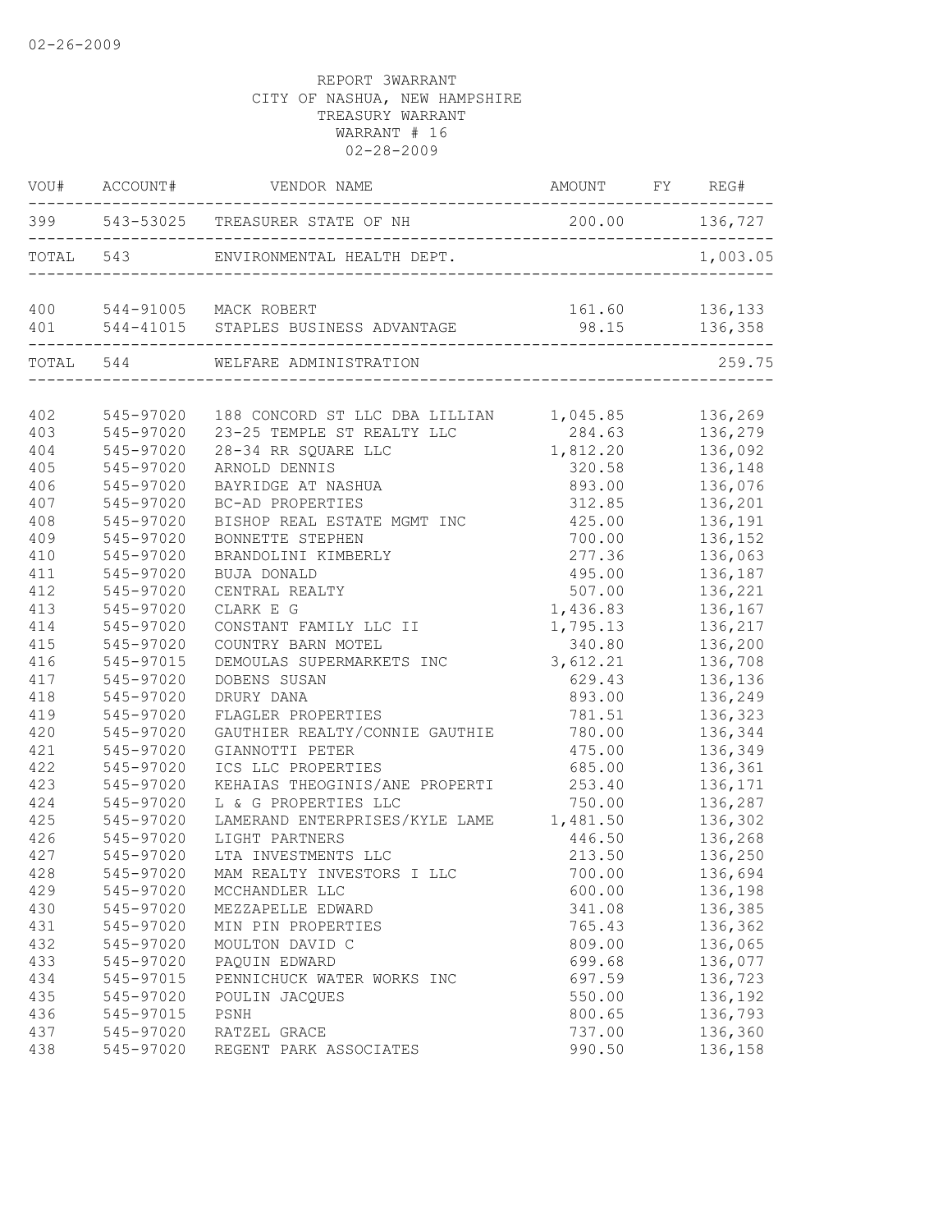02-26-2009

REPORT 3WARRANT
CITY OF NASHUA, NEW HAMPSHIRE
TREASURY WARRANT
WARRANT # 16
02-28-2009

| VOU# | ACCOUNT# | VENDOR NAME | AMOUNT | FY | REG# |
|---|---|---|---|---|---|
| 399 | 543-53025 | TREASURER STATE OF NH | 200.00 | | 136,727 |
| TOTAL | 543 | ENVIRONMENTAL HEALTH DEPT. | | | 1,003.05 |
| 400 | 544-91005 | MACK ROBERT | 161.60 | | 136,133 |
| 401 | 544-41015 | STAPLES BUSINESS ADVANTAGE | 98.15 | | 136,358 |
| TOTAL | 544 | WELFARE ADMINISTRATION | | | 259.75 |
| 402 | 545-97020 | 188 CONCORD ST LLC DBA LILLIAN | 1,045.85 | | 136,269 |
| 403 | 545-97020 | 23-25 TEMPLE ST REALTY LLC | 284.63 | | 136,279 |
| 404 | 545-97020 | 28-34 RR SQUARE LLC | 1,812.20 | | 136,092 |
| 405 | 545-97020 | ARNOLD DENNIS | 320.58 | | 136,148 |
| 406 | 545-97020 | BAYRIDGE AT NASHUA | 893.00 | | 136,076 |
| 407 | 545-97020 | BC-AD PROPERTIES | 312.85 | | 136,201 |
| 408 | 545-97020 | BISHOP REAL ESTATE MGMT INC | 425.00 | | 136,191 |
| 409 | 545-97020 | BONNETTE STEPHEN | 700.00 | | 136,152 |
| 410 | 545-97020 | BRANDOLINI KIMBERLY | 277.36 | | 136,063 |
| 411 | 545-97020 | BUJA DONALD | 495.00 | | 136,187 |
| 412 | 545-97020 | CENTRAL REALTY | 507.00 | | 136,221 |
| 413 | 545-97020 | CLARK E G | 1,436.83 | | 136,167 |
| 414 | 545-97020 | CONSTANT FAMILY LLC II | 1,795.13 | | 136,217 |
| 415 | 545-97020 | COUNTRY BARN MOTEL | 340.80 | | 136,200 |
| 416 | 545-97015 | DEMOULAS SUPERMARKETS INC | 3,612.21 | | 136,708 |
| 417 | 545-97020 | DOBENS SUSAN | 629.43 | | 136,136 |
| 418 | 545-97020 | DRURY DANA | 893.00 | | 136,249 |
| 419 | 545-97020 | FLAGLER PROPERTIES | 781.51 | | 136,323 |
| 420 | 545-97020 | GAUTHIER REALTY/CONNIE GAUTHIE | 780.00 | | 136,344 |
| 421 | 545-97020 | GIANNOTTI PETER | 475.00 | | 136,349 |
| 422 | 545-97020 | ICS LLC PROPERTIES | 685.00 | | 136,361 |
| 423 | 545-97020 | KEHAIAS THEOGINIS/ANE PROPERTI | 253.40 | | 136,171 |
| 424 | 545-97020 | L & G PROPERTIES LLC | 750.00 | | 136,287 |
| 425 | 545-97020 | LAMERAND ENTERPRISES/KYLE LAME | 1,481.50 | | 136,302 |
| 426 | 545-97020 | LIGHT PARTNERS | 446.50 | | 136,268 |
| 427 | 545-97020 | LTA INVESTMENTS LLC | 213.50 | | 136,250 |
| 428 | 545-97020 | MAM REALTY INVESTORS I LLC | 700.00 | | 136,694 |
| 429 | 545-97020 | MCCHANDLER LLC | 600.00 | | 136,198 |
| 430 | 545-97020 | MEZZAPELLE EDWARD | 341.08 | | 136,385 |
| 431 | 545-97020 | MIN PIN PROPERTIES | 765.43 | | 136,362 |
| 432 | 545-97020 | MOULTON DAVID C | 809.00 | | 136,065 |
| 433 | 545-97020 | PAQUIN EDWARD | 699.68 | | 136,077 |
| 434 | 545-97015 | PENNICHUCK WATER WORKS INC | 697.59 | | 136,723 |
| 435 | 545-97020 | POULIN JACQUES | 550.00 | | 136,192 |
| 436 | 545-97015 | PSNH | 800.65 | | 136,793 |
| 437 | 545-97020 | RATZEL GRACE | 737.00 | | 136,360 |
| 438 | 545-97020 | REGENT PARK ASSOCIATES | 990.50 | | 136,158 |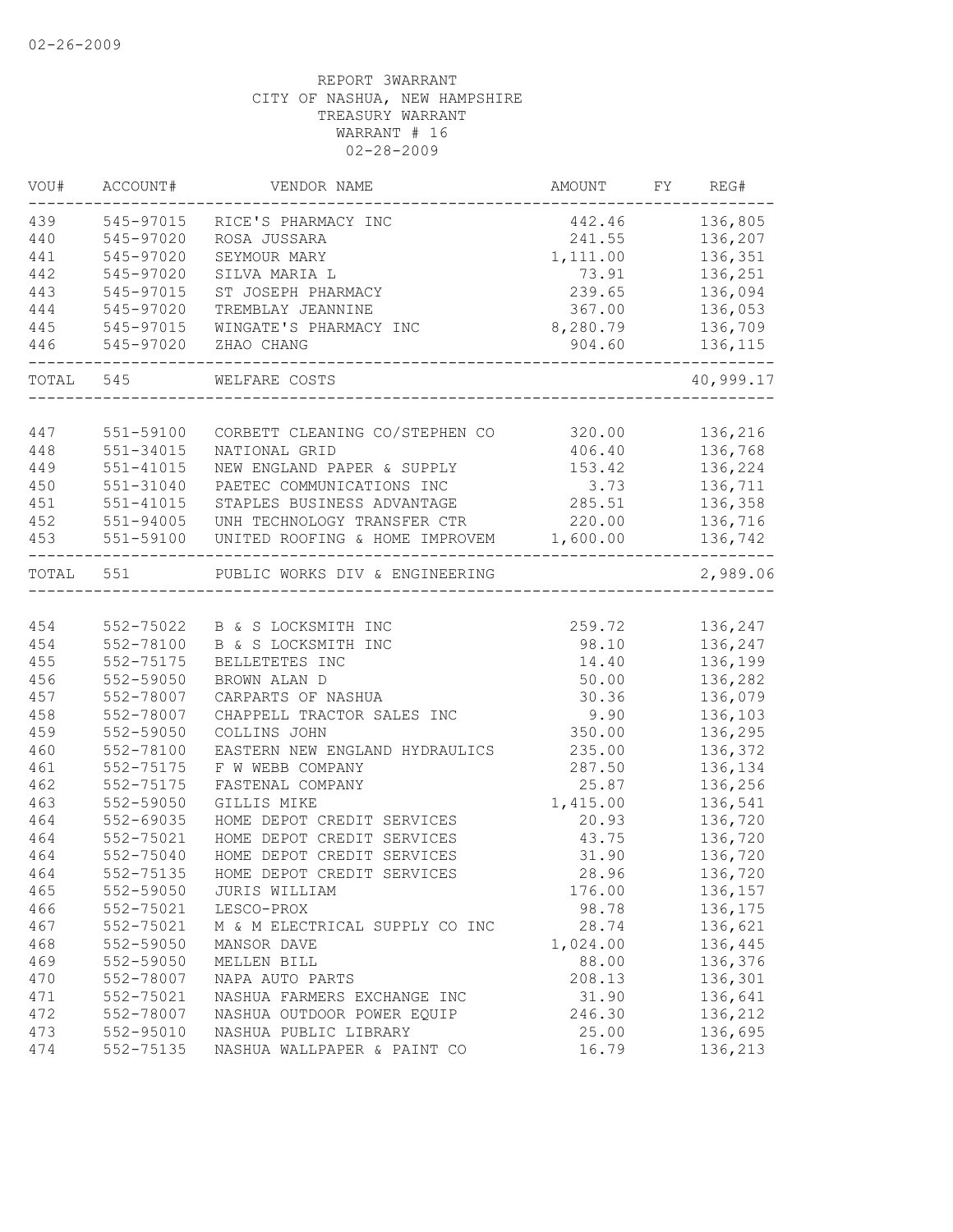02-26-2009

REPORT 3WARRANT
CITY OF NASHUA, NEW HAMPSHIRE
TREASURY WARRANT
WARRANT # 16
02-28-2009

| VOU# | ACCOUNT# | VENDOR NAME | AMOUNT | FY | REG# |
|---|---|---|---|---|---|
| 439 | 545-97015 | RICE'S PHARMACY INC | 442.46 | | 136,805 |
| 440 | 545-97020 | ROSA JUSSARA | 241.55 | | 136,207 |
| 441 | 545-97020 | SEYMOUR MARY | 1,111.00 | | 136,351 |
| 442 | 545-97020 | SILVA MARIA L | 73.91 | | 136,251 |
| 443 | 545-97015 | ST JOSEPH PHARMACY | 239.65 | | 136,094 |
| 444 | 545-97020 | TREMBLAY JEANNINE | 367.00 | | 136,053 |
| 445 | 545-97015 | WINGATE'S PHARMACY INC | 8,280.79 | | 136,709 |
| 446 | 545-97020 | ZHAO CHANG | 904.60 | | 136,115 |
| TOTAL | 545 | WELFARE COSTS | | | 40,999.17 |
| 447 | 551-59100 | CORBETT CLEANING CO/STEPHEN CO | 320.00 | | 136,216 |
| 448 | 551-34015 | NATIONAL GRID | 406.40 | | 136,768 |
| 449 | 551-41015 | NEW ENGLAND PAPER & SUPPLY | 153.42 | | 136,224 |
| 450 | 551-31040 | PAETEC COMMUNICATIONS INC | 3.73 | | 136,711 |
| 451 | 551-41015 | STAPLES BUSINESS ADVANTAGE | 285.51 | | 136,358 |
| 452 | 551-94005 | UNH TECHNOLOGY TRANSFER CTR | 220.00 | | 136,716 |
| 453 | 551-59100 | UNITED ROOFING & HOME IMPROVEM | 1,600.00 | | 136,742 |
| TOTAL | 551 | PUBLIC WORKS DIV & ENGINEERING | | | 2,989.06 |
| 454 | 552-75022 | B & S LOCKSMITH INC | 259.72 | | 136,247 |
| 454 | 552-78100 | B & S LOCKSMITH INC | 98.10 | | 136,247 |
| 455 | 552-75175 | BELLETETES INC | 14.40 | | 136,199 |
| 456 | 552-59050 | BROWN ALAN D | 50.00 | | 136,282 |
| 457 | 552-78007 | CARPARTS OF NASHUA | 30.36 | | 136,079 |
| 458 | 552-78007 | CHAPPELL TRACTOR SALES INC | 9.90 | | 136,103 |
| 459 | 552-59050 | COLLINS JOHN | 350.00 | | 136,295 |
| 460 | 552-78100 | EASTERN NEW ENGLAND HYDRAULICS | 235.00 | | 136,372 |
| 461 | 552-75175 | F W WEBB COMPANY | 287.50 | | 136,134 |
| 462 | 552-75175 | FASTENAL COMPANY | 25.87 | | 136,256 |
| 463 | 552-59050 | GILLIS MIKE | 1,415.00 | | 136,541 |
| 464 | 552-69035 | HOME DEPOT CREDIT SERVICES | 20.93 | | 136,720 |
| 464 | 552-75021 | HOME DEPOT CREDIT SERVICES | 43.75 | | 136,720 |
| 464 | 552-75040 | HOME DEPOT CREDIT SERVICES | 31.90 | | 136,720 |
| 464 | 552-75135 | HOME DEPOT CREDIT SERVICES | 28.96 | | 136,720 |
| 465 | 552-59050 | JURIS WILLIAM | 176.00 | | 136,157 |
| 466 | 552-75021 | LESCO-PROX | 98.78 | | 136,175 |
| 467 | 552-75021 | M & M ELECTRICAL SUPPLY CO INC | 28.74 | | 136,621 |
| 468 | 552-59050 | MANSOR DAVE | 1,024.00 | | 136,445 |
| 469 | 552-59050 | MELLEN BILL | 88.00 | | 136,376 |
| 470 | 552-78007 | NAPA AUTO PARTS | 208.13 | | 136,301 |
| 471 | 552-75021 | NASHUA FARMERS EXCHANGE INC | 31.90 | | 136,641 |
| 472 | 552-78007 | NASHUA OUTDOOR POWER EQUIP | 246.30 | | 136,212 |
| 473 | 552-95010 | NASHUA PUBLIC LIBRARY | 25.00 | | 136,695 |
| 474 | 552-75135 | NASHUA WALLPAPER & PAINT CO | 16.79 | | 136,213 |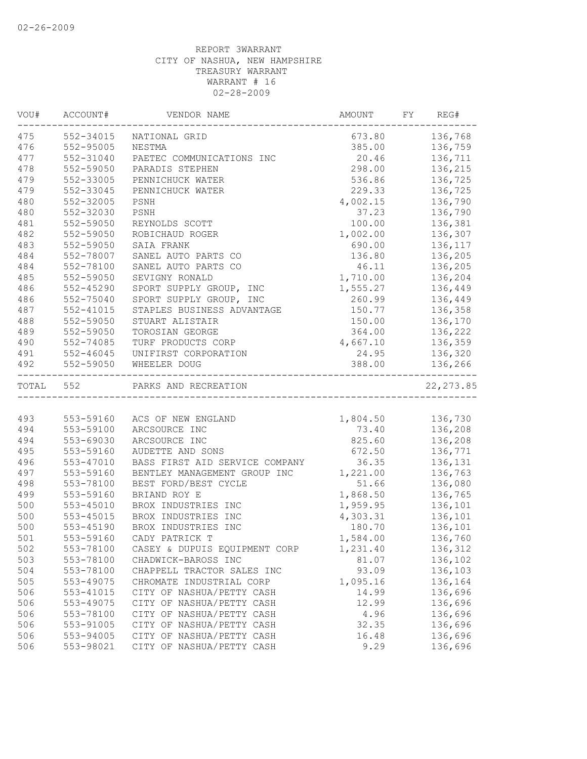02-26-2009

REPORT 3WARRANT
CITY OF NASHUA, NEW HAMPSHIRE
TREASURY WARRANT
WARRANT # 16
02-28-2009

| VOU# | ACCOUNT# | VENDOR NAME | AMOUNT | FY | REG# |
|---|---|---|---|---|---|
| 475 | 552-34015 | NATIONAL GRID | 673.80 | | 136,768 |
| 476 | 552-95005 | NESTMA | 385.00 | | 136,759 |
| 477 | 552-31040 | PAETEC COMMUNICATIONS INC | 20.46 | | 136,711 |
| 478 | 552-59050 | PARADIS STEPHEN | 298.00 | | 136,215 |
| 479 | 552-33005 | PENNICHUCK WATER | 536.86 | | 136,725 |
| 479 | 552-33045 | PENNICHUCK WATER | 229.33 | | 136,725 |
| 480 | 552-32005 | PSNH | 4,002.15 | | 136,790 |
| 480 | 552-32030 | PSNH | 37.23 | | 136,790 |
| 481 | 552-59050 | REYNOLDS SCOTT | 100.00 | | 136,381 |
| 482 | 552-59050 | ROBICHAUD ROGER | 1,002.00 | | 136,307 |
| 483 | 552-59050 | SAIA FRANK | 690.00 | | 136,117 |
| 484 | 552-78007 | SANEL AUTO PARTS CO | 136.80 | | 136,205 |
| 484 | 552-78100 | SANEL AUTO PARTS CO | 46.11 | | 136,205 |
| 485 | 552-59050 | SEVIGNY RONALD | 1,710.00 | | 136,204 |
| 486 | 552-45290 | SPORT SUPPLY GROUP, INC | 1,555.27 | | 136,449 |
| 486 | 552-75040 | SPORT SUPPLY GROUP, INC | 260.99 | | 136,449 |
| 487 | 552-41015 | STAPLES BUSINESS ADVANTAGE | 150.77 | | 136,358 |
| 488 | 552-59050 | STUART ALISTAIR | 150.00 | | 136,170 |
| 489 | 552-59050 | TOROSIAN GEORGE | 364.00 | | 136,222 |
| 490 | 552-74085 | TURF PRODUCTS CORP | 4,667.10 | | 136,359 |
| 491 | 552-46045 | UNIFIRST CORPORATION | 24.95 | | 136,320 |
| 492 | 552-59050 | WHEELER DOUG | 388.00 | | 136,266 |
| TOTAL | 552 | PARKS AND RECREATION | | | 22,273.85 |
| 493 | 553-59160 | ACS OF NEW ENGLAND | 1,804.50 | | 136,730 |
| 494 | 553-59100 | ARCSOURCE INC | 73.40 | | 136,208 |
| 494 | 553-69030 | ARCSOURCE INC | 825.60 | | 136,208 |
| 495 | 553-59160 | AUDETTE AND SONS | 672.50 | | 136,771 |
| 496 | 553-47010 | BASS FIRST AID SERVICE COMPANY | 36.35 | | 136,131 |
| 497 | 553-59160 | BENTLEY MANAGEMENT GROUP INC | 1,221.00 | | 136,763 |
| 498 | 553-78100 | BEST FORD/BEST CYCLE | 51.66 | | 136,080 |
| 499 | 553-59160 | BRIAND ROY E | 1,868.50 | | 136,765 |
| 500 | 553-45010 | BROX INDUSTRIES INC | 1,959.95 | | 136,101 |
| 500 | 553-45015 | BROX INDUSTRIES INC | 4,303.31 | | 136,101 |
| 500 | 553-45190 | BROX INDUSTRIES INC | 180.70 | | 136,101 |
| 501 | 553-59160 | CADY PATRICK T | 1,584.00 | | 136,760 |
| 502 | 553-78100 | CASEY & DUPUIS EQUIPMENT CORP | 1,231.40 | | 136,312 |
| 503 | 553-78100 | CHADWICK-BAROSS INC | 81.07 | | 136,102 |
| 504 | 553-78100 | CHAPPELL TRACTOR SALES INC | 93.09 | | 136,103 |
| 505 | 553-49075 | CHROMATE INDUSTRIAL CORP | 1,095.16 | | 136,164 |
| 506 | 553-41015 | CITY OF NASHUA/PETTY CASH | 14.99 | | 136,696 |
| 506 | 553-49075 | CITY OF NASHUA/PETTY CASH | 12.99 | | 136,696 |
| 506 | 553-78100 | CITY OF NASHUA/PETTY CASH | 4.96 | | 136,696 |
| 506 | 553-91005 | CITY OF NASHUA/PETTY CASH | 32.35 | | 136,696 |
| 506 | 553-94005 | CITY OF NASHUA/PETTY CASH | 16.48 | | 136,696 |
| 506 | 553-98021 | CITY OF NASHUA/PETTY CASH | 9.29 | | 136,696 |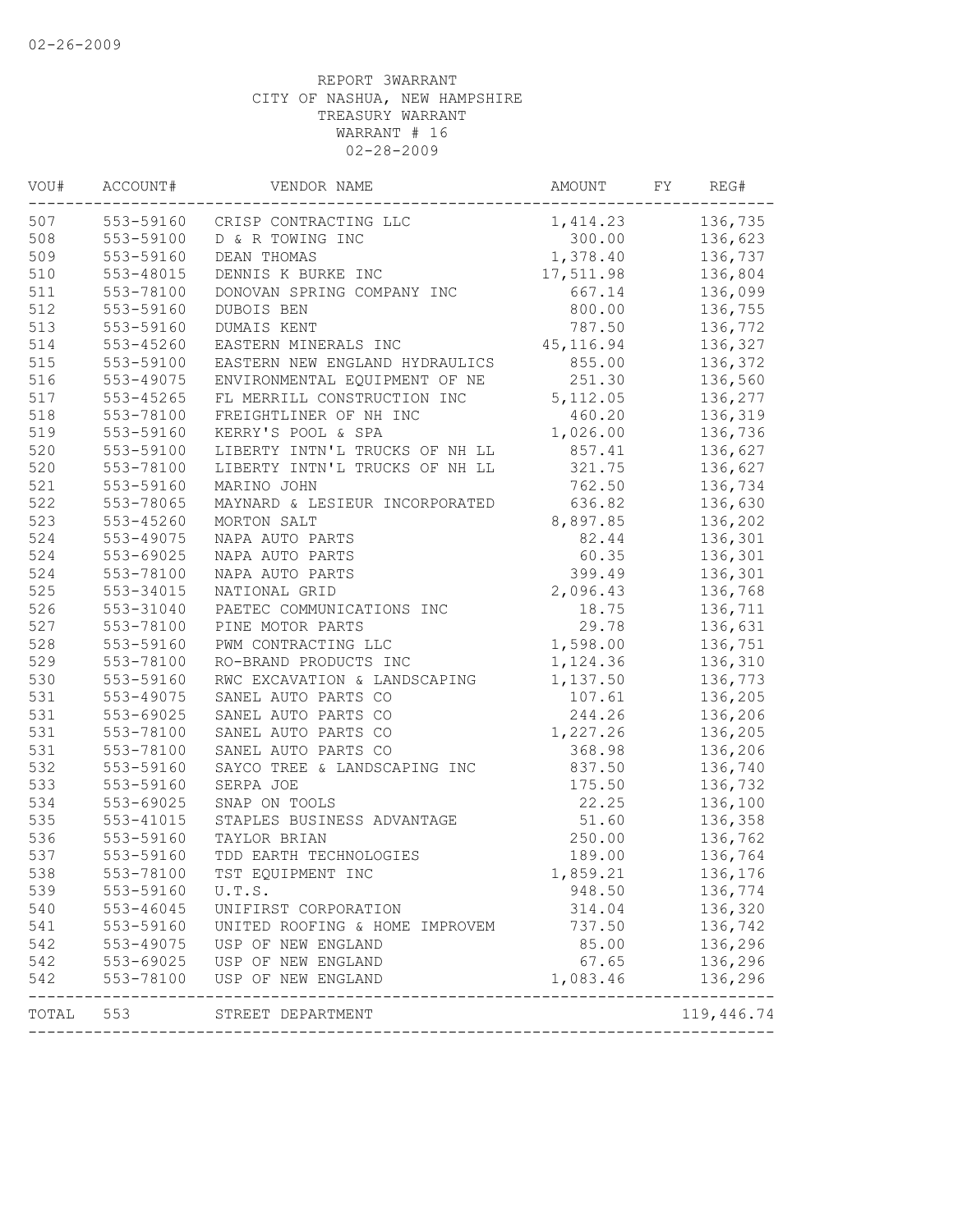02-26-2009

REPORT 3WARRANT
CITY OF NASHUA, NEW HAMPSHIRE
TREASURY WARRANT
WARRANT # 16
02-28-2009

| VOU# | ACCOUNT# | VENDOR NAME | AMOUNT | FY | REG# |
|---|---|---|---|---|---|
| 507 | 553-59160 | CRISP CONTRACTING LLC | 1,414.23 | | 136,735 |
| 508 | 553-59100 | D & R TOWING INC | 300.00 | | 136,623 |
| 509 | 553-59160 | DEAN THOMAS | 1,378.40 | | 136,737 |
| 510 | 553-48015 | DENNIS K BURKE INC | 17,511.98 | | 136,804 |
| 511 | 553-78100 | DONOVAN SPRING COMPANY INC | 667.14 | | 136,099 |
| 512 | 553-59160 | DUBOIS BEN | 800.00 | | 136,755 |
| 513 | 553-59160 | DUMAIS KENT | 787.50 | | 136,772 |
| 514 | 553-45260 | EASTERN MINERALS INC | 45,116.94 | | 136,327 |
| 515 | 553-59100 | EASTERN NEW ENGLAND HYDRAULICS | 855.00 | | 136,372 |
| 516 | 553-49075 | ENVIRONMENTAL EQUIPMENT OF NE | 251.30 | | 136,560 |
| 517 | 553-45265 | FL MERRILL CONSTRUCTION INC | 5,112.05 | | 136,277 |
| 518 | 553-78100 | FREIGHTLINER OF NH INC | 460.20 | | 136,319 |
| 519 | 553-59160 | KERRY'S POOL & SPA | 1,026.00 | | 136,736 |
| 520 | 553-59100 | LIBERTY INTN'L TRUCKS OF NH LL | 857.41 | | 136,627 |
| 520 | 553-78100 | LIBERTY INTN'L TRUCKS OF NH LL | 321.75 | | 136,627 |
| 521 | 553-59160 | MARINO JOHN | 762.50 | | 136,734 |
| 522 | 553-78065 | MAYNARD & LESIEUR INCORPORATED | 636.82 | | 136,630 |
| 523 | 553-45260 | MORTON SALT | 8,897.85 | | 136,202 |
| 524 | 553-49075 | NAPA AUTO PARTS | 82.44 | | 136,301 |
| 524 | 553-69025 | NAPA AUTO PARTS | 60.35 | | 136,301 |
| 524 | 553-78100 | NAPA AUTO PARTS | 399.49 | | 136,301 |
| 525 | 553-34015 | NATIONAL GRID | 2,096.43 | | 136,768 |
| 526 | 553-31040 | PAETEC COMMUNICATIONS INC | 18.75 | | 136,711 |
| 527 | 553-78100 | PINE MOTOR PARTS | 29.78 | | 136,631 |
| 528 | 553-59160 | PWM CONTRACTING LLC | 1,598.00 | | 136,751 |
| 529 | 553-78100 | RO-BRAND PRODUCTS INC | 1,124.36 | | 136,310 |
| 530 | 553-59160 | RWC EXCAVATION & LANDSCAPING | 1,137.50 | | 136,773 |
| 531 | 553-49075 | SANEL AUTO PARTS CO | 107.61 | | 136,205 |
| 531 | 553-69025 | SANEL AUTO PARTS CO | 244.26 | | 136,206 |
| 531 | 553-78100 | SANEL AUTO PARTS CO | 1,227.26 | | 136,205 |
| 531 | 553-78100 | SANEL AUTO PARTS CO | 368.98 | | 136,206 |
| 532 | 553-59160 | SAYCO TREE & LANDSCAPING INC | 837.50 | | 136,740 |
| 533 | 553-59160 | SERPA JOE | 175.50 | | 136,732 |
| 534 | 553-69025 | SNAP ON TOOLS | 22.25 | | 136,100 |
| 535 | 553-41015 | STAPLES BUSINESS ADVANTAGE | 51.60 | | 136,358 |
| 536 | 553-59160 | TAYLOR BRIAN | 250.00 | | 136,762 |
| 537 | 553-59160 | TDD EARTH TECHNOLOGIES | 189.00 | | 136,764 |
| 538 | 553-78100 | TST EQUIPMENT INC | 1,859.21 | | 136,176 |
| 539 | 553-59160 | U.T.S. | 948.50 | | 136,774 |
| 540 | 553-46045 | UNIFIRST CORPORATION | 314.04 | | 136,320 |
| 541 | 553-59160 | UNITED ROOFING & HOME IMPROVEM | 737.50 | | 136,742 |
| 542 | 553-49075 | USP OF NEW ENGLAND | 85.00 | | 136,296 |
| 542 | 553-69025 | USP OF NEW ENGLAND | 67.65 | | 136,296 |
| 542 | 553-78100 | USP OF NEW ENGLAND | 1,083.46 | | 136,296 |
| TOTAL | 553 | STREET DEPARTMENT | | | 119,446.74 |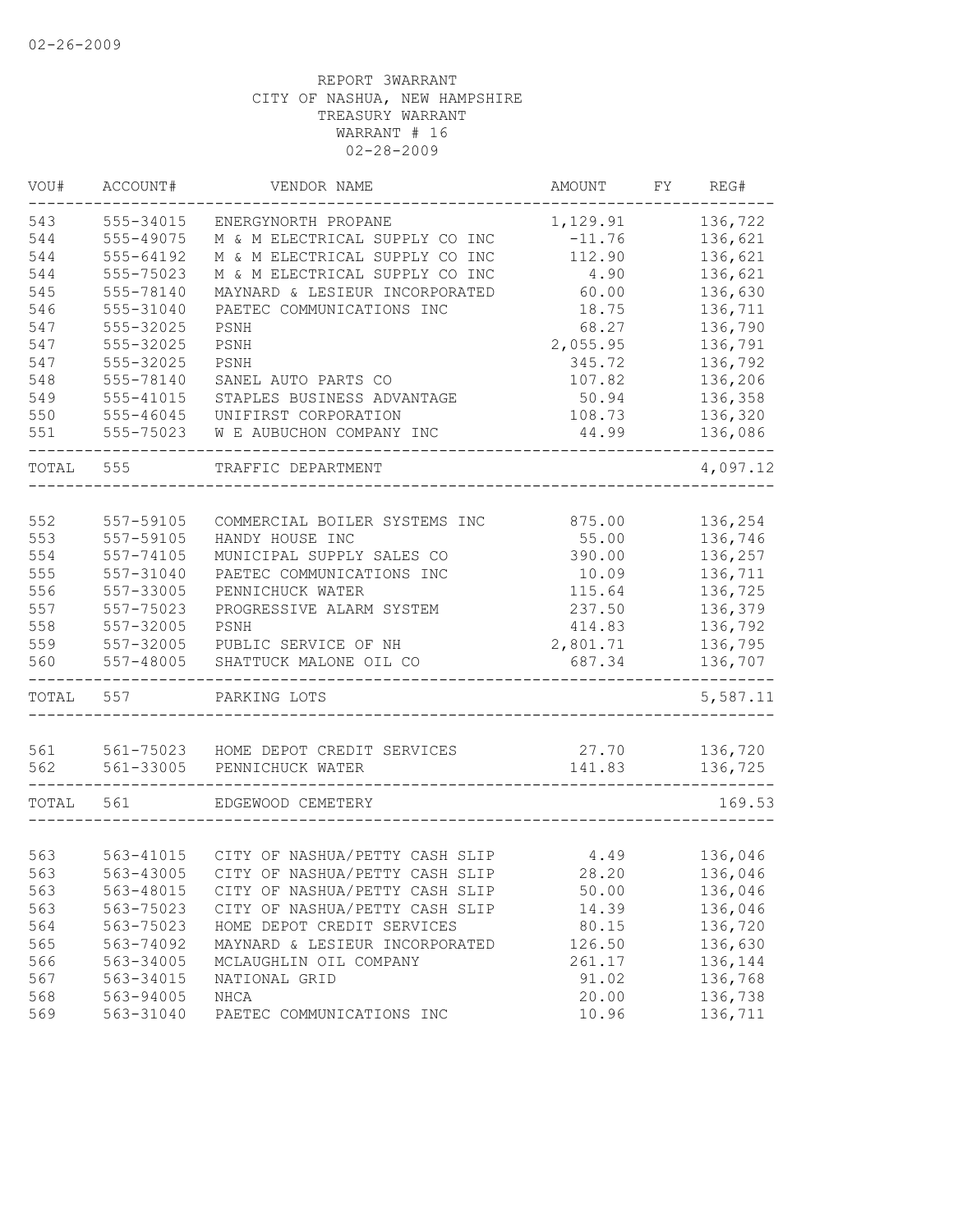02-26-2009

REPORT 3WARRANT
CITY OF NASHUA, NEW HAMPSHIRE
TREASURY WARRANT
WARRANT # 16
02-28-2009

| VOU# | ACCOUNT# | VENDOR NAME | AMOUNT | FY | REG# |
|---|---|---|---|---|---|
| 543 | 555-34015 | ENERGYNORTH PROPANE | 1,129.91 | | 136,722 |
| 544 | 555-49075 | M & M ELECTRICAL SUPPLY CO INC | -11.76 | | 136,621 |
| 544 | 555-64192 | M & M ELECTRICAL SUPPLY CO INC | 112.90 | | 136,621 |
| 544 | 555-75023 | M & M ELECTRICAL SUPPLY CO INC | 4.90 | | 136,621 |
| 545 | 555-78140 | MAYNARD & LESIEUR INCORPORATED | 60.00 | | 136,630 |
| 546 | 555-31040 | PAETEC COMMUNICATIONS INC | 18.75 | | 136,711 |
| 547 | 555-32025 | PSNH | 68.27 | | 136,790 |
| 547 | 555-32025 | PSNH | 2,055.95 | | 136,791 |
| 547 | 555-32025 | PSNH | 345.72 | | 136,792 |
| 548 | 555-78140 | SANEL AUTO PARTS CO | 107.82 | | 136,206 |
| 549 | 555-41015 | STAPLES BUSINESS ADVANTAGE | 50.94 | | 136,358 |
| 550 | 555-46045 | UNIFIRST CORPORATION | 108.73 | | 136,320 |
| 551 | 555-75023 | W E AUBUCHON COMPANY INC | 44.99 | | 136,086 |
| TOTAL | 555 | TRAFFIC DEPARTMENT | | | 4,097.12 |
| 552 | 557-59105 | COMMERCIAL BOILER SYSTEMS INC | 875.00 | | 136,254 |
| 553 | 557-59105 | HANDY HOUSE INC | 55.00 | | 136,746 |
| 554 | 557-74105 | MUNICIPAL SUPPLY SALES CO | 390.00 | | 136,257 |
| 555 | 557-31040 | PAETEC COMMUNICATIONS INC | 10.09 | | 136,711 |
| 556 | 557-33005 | PENNICHUCK WATER | 115.64 | | 136,725 |
| 557 | 557-75023 | PROGRESSIVE ALARM SYSTEM | 237.50 | | 136,379 |
| 558 | 557-32005 | PSNH | 414.83 | | 136,792 |
| 559 | 557-32005 | PUBLIC SERVICE OF NH | 2,801.71 | | 136,795 |
| 560 | 557-48005 | SHATTUCK MALONE OIL CO | 687.34 | | 136,707 |
| TOTAL | 557 | PARKING LOTS | | | 5,587.11 |
| 561 | 561-75023 | HOME DEPOT CREDIT SERVICES | 27.70 | | 136,720 |
| 562 | 561-33005 | PENNICHUCK WATER | 141.83 | | 136,725 |
| TOTAL | 561 | EDGEWOOD CEMETERY | | | 169.53 |
| 563 | 563-41015 | CITY OF NASHUA/PETTY CASH SLIP | 4.49 | | 136,046 |
| 563 | 563-43005 | CITY OF NASHUA/PETTY CASH SLIP | 28.20 | | 136,046 |
| 563 | 563-48015 | CITY OF NASHUA/PETTY CASH SLIP | 50.00 | | 136,046 |
| 563 | 563-75023 | CITY OF NASHUA/PETTY CASH SLIP | 14.39 | | 136,046 |
| 564 | 563-75023 | HOME DEPOT CREDIT SERVICES | 80.15 | | 136,720 |
| 565 | 563-74092 | MAYNARD & LESIEUR INCORPORATED | 126.50 | | 136,630 |
| 566 | 563-34005 | MCLAUGHLIN OIL COMPANY | 261.17 | | 136,144 |
| 567 | 563-34015 | NATIONAL GRID | 91.02 | | 136,768 |
| 568 | 563-94005 | NHCA | 20.00 | | 136,738 |
| 569 | 563-31040 | PAETEC COMMUNICATIONS INC | 10.96 | | 136,711 |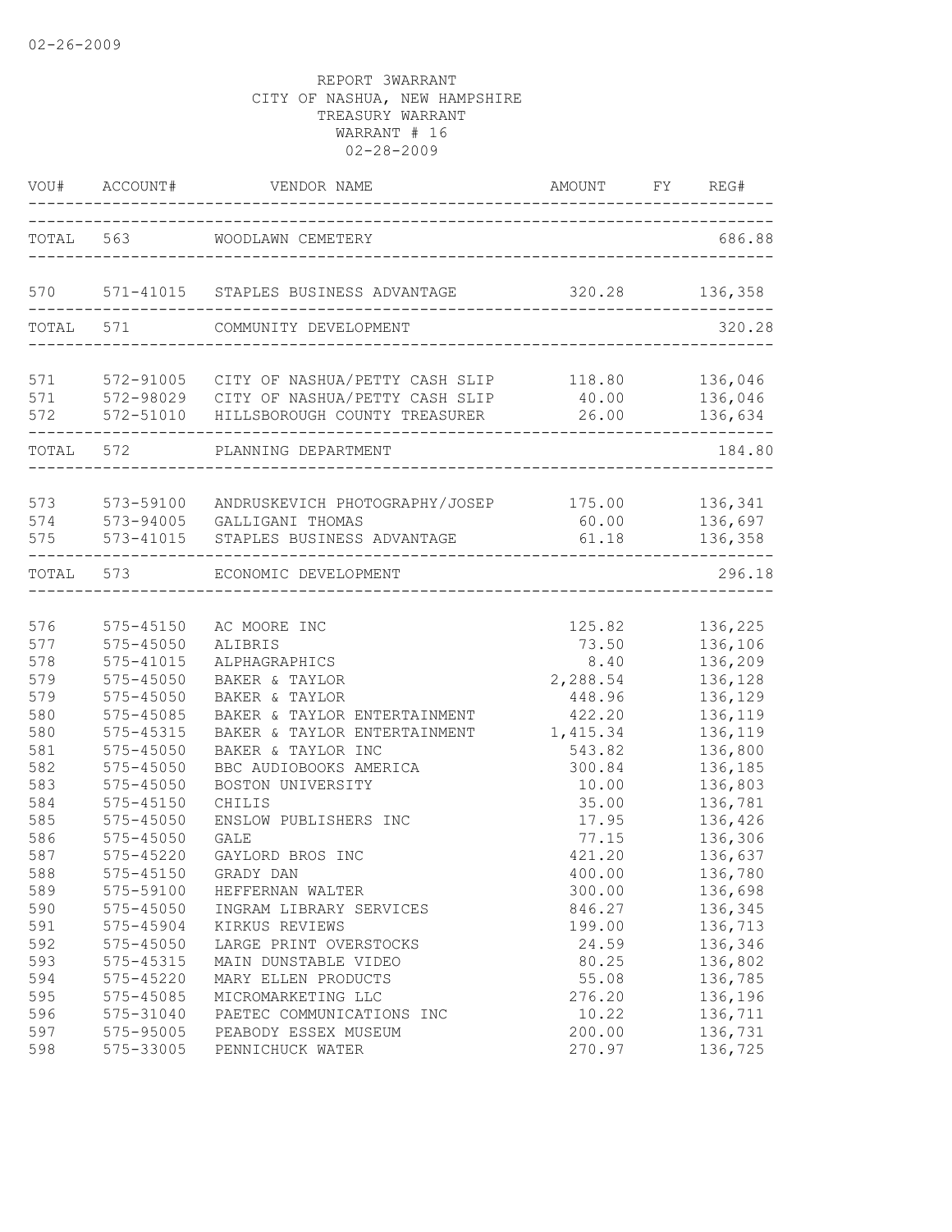02-26-2009

REPORT 3WARRANT
CITY OF NASHUA, NEW HAMPSHIRE
TREASURY WARRANT
WARRANT # 16
02-28-2009

| VOU# | ACCOUNT# | VENDOR NAME | AMOUNT | FY | REG# |
|---|---|---|---|---|---|
| TOTAL | 563 | WOODLAWN CEMETERY | | | 686.88 |
| 570 | 571-41015 | STAPLES BUSINESS ADVANTAGE | 320.28 | | 136,358 |
| TOTAL | 571 | COMMUNITY DEVELOPMENT | | | 320.28 |
| 571 | 572-91005 | CITY OF NASHUA/PETTY CASH SLIP | 118.80 | | 136,046 |
| 571 | 572-98029 | CITY OF NASHUA/PETTY CASH SLIP | 40.00 | | 136,046 |
| 572 | 572-51010 | HILLSBOROUGH COUNTY TREASURER | 26.00 | | 136,634 |
| TOTAL | 572 | PLANNING DEPARTMENT | | | 184.80 |
| 573 | 573-59100 | ANDRUSKEVICH PHOTOGRAPHY/JOSEP | 175.00 | | 136,341 |
| 574 | 573-94005 | GALLIGANI THOMAS | 60.00 | | 136,697 |
| 575 | 573-41015 | STAPLES BUSINESS ADVANTAGE | 61.18 | | 136,358 |
| TOTAL | 573 | ECONOMIC DEVELOPMENT | | | 296.18 |
| 576 | 575-45150 | AC MOORE INC | 125.82 | | 136,225 |
| 577 | 575-45050 | ALIBRIS | 73.50 | | 136,106 |
| 578 | 575-41015 | ALPHAGRAPHICS | 8.40 | | 136,209 |
| 579 | 575-45050 | BAKER & TAYLOR | 2,288.54 | | 136,128 |
| 579 | 575-45050 | BAKER & TAYLOR | 448.96 | | 136,129 |
| 580 | 575-45085 | BAKER & TAYLOR ENTERTAINMENT | 422.20 | | 136,119 |
| 580 | 575-45315 | BAKER & TAYLOR ENTERTAINMENT | 1,415.34 | | 136,119 |
| 581 | 575-45050 | BAKER & TAYLOR INC | 543.82 | | 136,800 |
| 582 | 575-45050 | BBC AUDIOBOOKS AMERICA | 300.84 | | 136,185 |
| 583 | 575-45050 | BOSTON UNIVERSITY | 10.00 | | 136,803 |
| 584 | 575-45150 | CHILIS | 35.00 | | 136,781 |
| 585 | 575-45050 | ENSLOW PUBLISHERS INC | 17.95 | | 136,426 |
| 586 | 575-45050 | GALE | 77.15 | | 136,306 |
| 587 | 575-45220 | GAYLORD BROS INC | 421.20 | | 136,637 |
| 588 | 575-45150 | GRADY DAN | 400.00 | | 136,780 |
| 589 | 575-59100 | HEFFERNAN WALTER | 300.00 | | 136,698 |
| 590 | 575-45050 | INGRAM LIBRARY SERVICES | 846.27 | | 136,345 |
| 591 | 575-45904 | KIRKUS REVIEWS | 199.00 | | 136,713 |
| 592 | 575-45050 | LARGE PRINT OVERSTOCKS | 24.59 | | 136,346 |
| 593 | 575-45315 | MAIN DUNSTABLE VIDEO | 80.25 | | 136,802 |
| 594 | 575-45220 | MARY ELLEN PRODUCTS | 55.08 | | 136,785 |
| 595 | 575-45085 | MICROMARKETING LLC | 276.20 | | 136,196 |
| 596 | 575-31040 | PAETEC COMMUNICATIONS INC | 10.22 | | 136,711 |
| 597 | 575-95005 | PEABODY ESSEX MUSEUM | 200.00 | | 136,731 |
| 598 | 575-33005 | PENNICHUCK WATER | 270.97 | | 136,725 |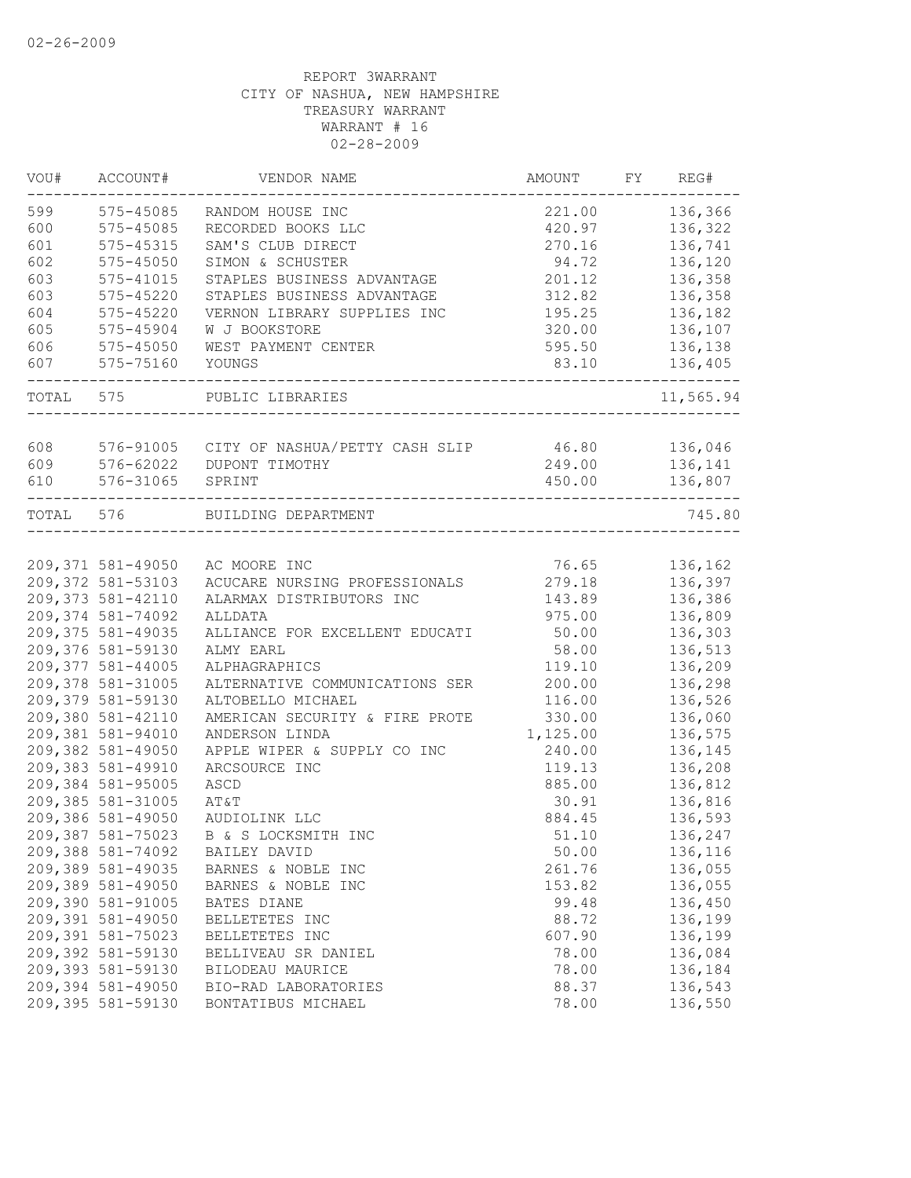02-26-2009

REPORT 3WARRANT
CITY OF NASHUA, NEW HAMPSHIRE
TREASURY WARRANT
WARRANT # 16
02-28-2009

| VOU# | ACCOUNT# | VENDOR NAME | AMOUNT | FY | REG# |
|---|---|---|---|---|---|
| 599 | 575-45085 | RANDOM HOUSE INC | 221.00 | | 136,366 |
| 600 | 575-45085 | RECORDED BOOKS LLC | 420.97 | | 136,322 |
| 601 | 575-45315 | SAM'S CLUB DIRECT | 270.16 | | 136,741 |
| 602 | 575-45050 | SIMON & SCHUSTER | 94.72 | | 136,120 |
| 603 | 575-41015 | STAPLES BUSINESS ADVANTAGE | 201.12 | | 136,358 |
| 603 | 575-45220 | STAPLES BUSINESS ADVANTAGE | 312.82 | | 136,358 |
| 604 | 575-45220 | VERNON LIBRARY SUPPLIES INC | 195.25 | | 136,182 |
| 605 | 575-45904 | W J BOOKSTORE | 320.00 | | 136,107 |
| 606 | 575-45050 | WEST PAYMENT CENTER | 595.50 | | 136,138 |
| 607 | 575-75160 | YOUNGS | 83.10 | | 136,405 |
| TOTAL | 575 | PUBLIC LIBRARIES | | | 11,565.94 |
| 608 | 576-91005 | CITY OF NASHUA/PETTY CASH SLIP | 46.80 | | 136,046 |
| 609 | 576-62022 | DUPONT TIMOTHY | 249.00 | | 136,141 |
| 610 | 576-31065 | SPRINT | 450.00 | | 136,807 |
| TOTAL | 576 | BUILDING DEPARTMENT | | | 745.80 |
| 209,371 | 581-49050 | AC MOORE INC | 76.65 | | 136,162 |
| 209,372 | 581-53103 | ACUCARE NURSING PROFESSIONALS | 279.18 | | 136,397 |
| 209,373 | 581-42110 | ALARMAX DISTRIBUTORS INC | 143.89 | | 136,386 |
| 209,374 | 581-74092 | ALLDATA | 975.00 | | 136,809 |
| 209,375 | 581-49035 | ALLIANCE FOR EXCELLENT EDUCATI | 50.00 | | 136,303 |
| 209,376 | 581-59130 | ALMY EARL | 58.00 | | 136,513 |
| 209,377 | 581-44005 | ALPHAGRAPHICS | 119.10 | | 136,209 |
| 209,378 | 581-31005 | ALTERNATIVE COMMUNICATIONS SER | 200.00 | | 136,298 |
| 209,379 | 581-59130 | ALTOBELLO MICHAEL | 116.00 | | 136,526 |
| 209,380 | 581-42110 | AMERICAN SECURITY & FIRE PROTE | 330.00 | | 136,060 |
| 209,381 | 581-94010 | ANDERSON LINDA | 1,125.00 | | 136,575 |
| 209,382 | 581-49050 | APPLE WIPER & SUPPLY CO INC | 240.00 | | 136,145 |
| 209,383 | 581-49910 | ARCSOURCE INC | 119.13 | | 136,208 |
| 209,384 | 581-95005 | ASCD | 885.00 | | 136,812 |
| 209,385 | 581-31005 | AT&T | 30.91 | | 136,816 |
| 209,386 | 581-49050 | AUDIOLINK LLC | 884.45 | | 136,593 |
| 209,387 | 581-75023 | B & S LOCKSMITH INC | 51.10 | | 136,247 |
| 209,388 | 581-74092 | BAILEY DAVID | 50.00 | | 136,116 |
| 209,389 | 581-49035 | BARNES & NOBLE INC | 261.76 | | 136,055 |
| 209,389 | 581-49050 | BARNES & NOBLE INC | 153.82 | | 136,055 |
| 209,390 | 581-91005 | BATES DIANE | 99.48 | | 136,450 |
| 209,391 | 581-49050 | BELLETETES INC | 88.72 | | 136,199 |
| 209,391 | 581-75023 | BELLETETES INC | 607.90 | | 136,199 |
| 209,392 | 581-59130 | BELLIVEAU SR DANIEL | 78.00 | | 136,084 |
| 209,393 | 581-59130 | BILODEAU MAURICE | 78.00 | | 136,184 |
| 209,394 | 581-49050 | BIO-RAD LABORATORIES | 88.37 | | 136,543 |
| 209,395 | 581-59130 | BONTATIBUS MICHAEL | 78.00 | | 136,550 |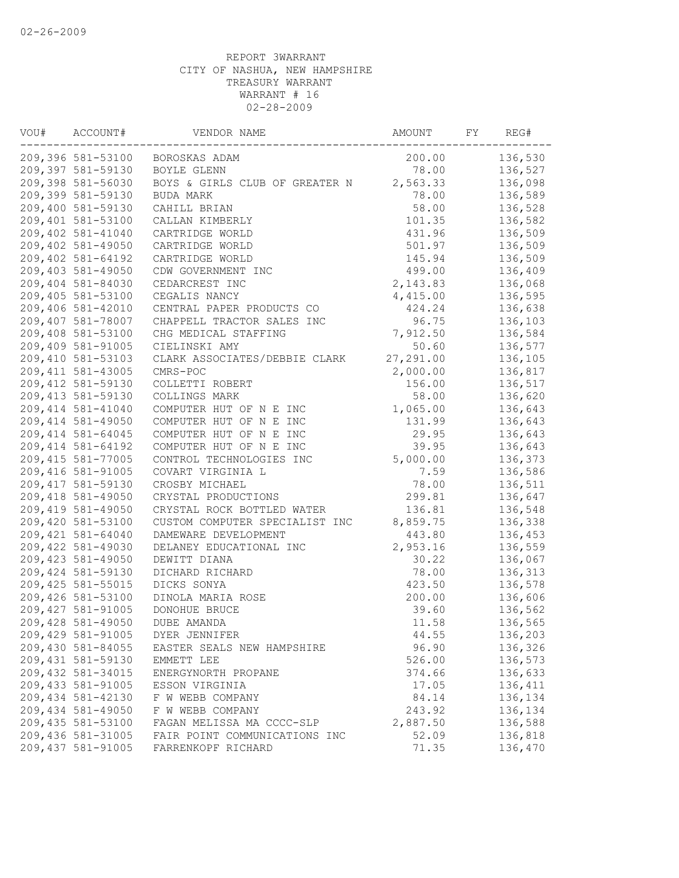02-26-2009

REPORT 3WARRANT
CITY OF NASHUA, NEW HAMPSHIRE
TREASURY WARRANT
WARRANT # 16
02-28-2009

| VOU# | ACCOUNT# | VENDOR NAME | AMOUNT | FY | REG# |
|---|---|---|---|---|---|
| 209,396 | 581-53100 | BOROSKAS ADAM | 200.00 | | 136,530 |
| 209,397 | 581-59130 | BOYLE GLENN | 78.00 | | 136,527 |
| 209,398 | 581-56030 | BOYS & GIRLS CLUB OF GREATER N | 2,563.33 | | 136,098 |
| 209,399 | 581-59130 | BUDA MARK | 78.00 | | 136,589 |
| 209,400 | 581-59130 | CAHILL BRIAN | 58.00 | | 136,528 |
| 209,401 | 581-53100 | CALLAN KIMBERLY | 101.35 | | 136,582 |
| 209,402 | 581-41040 | CARTRIDGE WORLD | 431.96 | | 136,509 |
| 209,402 | 581-49050 | CARTRIDGE WORLD | 501.97 | | 136,509 |
| 209,402 | 581-64192 | CARTRIDGE WORLD | 145.94 | | 136,509 |
| 209,403 | 581-49050 | CDW GOVERNMENT INC | 499.00 | | 136,409 |
| 209,404 | 581-84030 | CEDARCREST INC | 2,143.83 | | 136,068 |
| 209,405 | 581-53100 | CEGALIS NANCY | 4,415.00 | | 136,595 |
| 209,406 | 581-42010 | CENTRAL PAPER PRODUCTS CO | 424.24 | | 136,638 |
| 209,407 | 581-78007 | CHAPPELL TRACTOR SALES INC | 96.75 | | 136,103 |
| 209,408 | 581-53100 | CHG MEDICAL STAFFING | 7,912.50 | | 136,584 |
| 209,409 | 581-91005 | CIELINSKI AMY | 50.60 | | 136,577 |
| 209,410 | 581-53103 | CLARK ASSOCIATES/DEBBIE CLARK | 27,291.00 | | 136,105 |
| 209,411 | 581-43005 | CMRS-POC | 2,000.00 | | 136,817 |
| 209,412 | 581-59130 | COLLETTI ROBERT | 156.00 | | 136,517 |
| 209,413 | 581-59130 | COLLINGS MARK | 58.00 | | 136,620 |
| 209,414 | 581-41040 | COMPUTER HUT OF N E INC | 1,065.00 | | 136,643 |
| 209,414 | 581-49050 | COMPUTER HUT OF N E INC | 131.99 | | 136,643 |
| 209,414 | 581-64045 | COMPUTER HUT OF N E INC | 29.95 | | 136,643 |
| 209,414 | 581-64192 | COMPUTER HUT OF N E INC | 39.95 | | 136,643 |
| 209,415 | 581-77005 | CONTROL TECHNOLOGIES INC | 5,000.00 | | 136,373 |
| 209,416 | 581-91005 | COVART VIRGINIA L | 7.59 | | 136,586 |
| 209,417 | 581-59130 | CROSBY MICHAEL | 78.00 | | 136,511 |
| 209,418 | 581-49050 | CRYSTAL PRODUCTIONS | 299.81 | | 136,647 |
| 209,419 | 581-49050 | CRYSTAL ROCK BOTTLED WATER | 136.81 | | 136,548 |
| 209,420 | 581-53100 | CUSTOM COMPUTER SPECIALIST INC | 8,859.75 | | 136,338 |
| 209,421 | 581-64040 | DAMEWARE DEVELOPMENT | 443.80 | | 136,453 |
| 209,422 | 581-49030 | DELANEY EDUCATIONAL INC | 2,953.16 | | 136,559 |
| 209,423 | 581-49050 | DEWITT DIANA | 30.22 | | 136,067 |
| 209,424 | 581-59130 | DICHARD RICHARD | 78.00 | | 136,313 |
| 209,425 | 581-55015 | DICKS SONYA | 423.50 | | 136,578 |
| 209,426 | 581-53100 | DINOLA MARIA ROSE | 200.00 | | 136,606 |
| 209,427 | 581-91005 | DONOHUE BRUCE | 39.60 | | 136,562 |
| 209,428 | 581-49050 | DUBE AMANDA | 11.58 | | 136,565 |
| 209,429 | 581-91005 | DYER JENNIFER | 44.55 | | 136,203 |
| 209,430 | 581-84055 | EASTER SEALS NEW HAMPSHIRE | 96.90 | | 136,326 |
| 209,431 | 581-59130 | EMMETT LEE | 526.00 | | 136,573 |
| 209,432 | 581-34015 | ENERGYNORTH PROPANE | 374.66 | | 136,633 |
| 209,433 | 581-91005 | ESSON VIRGINIA | 17.05 | | 136,411 |
| 209,434 | 581-42130 | F W WEBB COMPANY | 84.14 | | 136,134 |
| 209,434 | 581-49050 | F W WEBB COMPANY | 243.92 | | 136,134 |
| 209,435 | 581-53100 | FAGAN MELISSA MA CCCC-SLP | 2,887.50 | | 136,588 |
| 209,436 | 581-31005 | FAIR POINT COMMUNICATIONS INC | 52.09 | | 136,818 |
| 209,437 | 581-91005 | FARRENKOPF RICHARD | 71.35 | | 136,470 |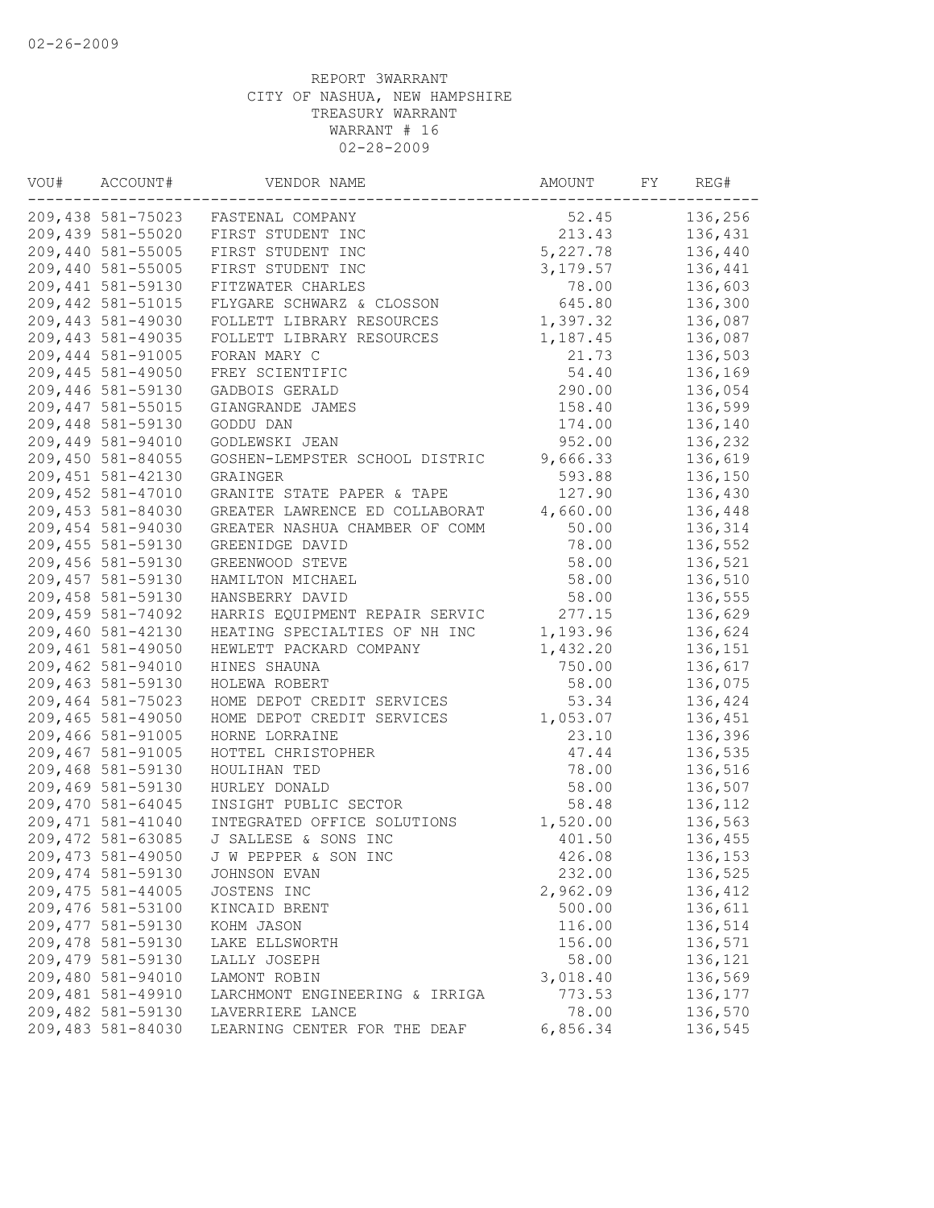02-26-2009

REPORT 3WARRANT
CITY OF NASHUA, NEW HAMPSHIRE
TREASURY WARRANT
WARRANT # 16
02-28-2009

| VOU# | ACCOUNT# | VENDOR NAME | AMOUNT | FY | REG# |
|---|---|---|---|---|---|
| 209,438 | 581-75023 | FASTENAL COMPANY | 52.45 | | 136,256 |
| 209,439 | 581-55020 | FIRST STUDENT INC | 213.43 | | 136,431 |
| 209,440 | 581-55005 | FIRST STUDENT INC | 5,227.78 | | 136,440 |
| 209,440 | 581-55005 | FIRST STUDENT INC | 3,179.57 | | 136,441 |
| 209,441 | 581-59130 | FITZWATER CHARLES | 78.00 | | 136,603 |
| 209,442 | 581-51015 | FLYGARE SCHWARZ & CLOSSON | 645.80 | | 136,300 |
| 209,443 | 581-49030 | FOLLETT LIBRARY RESOURCES | 1,397.32 | | 136,087 |
| 209,443 | 581-49035 | FOLLETT LIBRARY RESOURCES | 1,187.45 | | 136,087 |
| 209,444 | 581-91005 | FORAN MARY C | 21.73 | | 136,503 |
| 209,445 | 581-49050 | FREY SCIENTIFIC | 54.40 | | 136,169 |
| 209,446 | 581-59130 | GADBOIS GERALD | 290.00 | | 136,054 |
| 209,447 | 581-55015 | GIANGRANDE JAMES | 158.40 | | 136,599 |
| 209,448 | 581-59130 | GODDU DAN | 174.00 | | 136,140 |
| 209,449 | 581-94010 | GODLEWSKI JEAN | 952.00 | | 136,232 |
| 209,450 | 581-84055 | GOSHEN-LEMPSTER SCHOOL DISTRIC | 9,666.33 | | 136,619 |
| 209,451 | 581-42130 | GRAINGER | 593.88 | | 136,150 |
| 209,452 | 581-47010 | GRANITE STATE PAPER & TAPE | 127.90 | | 136,430 |
| 209,453 | 581-84030 | GREATER LAWRENCE ED COLLABORAT | 4,660.00 | | 136,448 |
| 209,454 | 581-94030 | GREATER NASHUA CHAMBER OF COMM | 50.00 | | 136,314 |
| 209,455 | 581-59130 | GREENIDGE DAVID | 78.00 | | 136,552 |
| 209,456 | 581-59130 | GREENWOOD STEVE | 58.00 | | 136,521 |
| 209,457 | 581-59130 | HAMILTON MICHAEL | 58.00 | | 136,510 |
| 209,458 | 581-59130 | HANSBERRY DAVID | 58.00 | | 136,555 |
| 209,459 | 581-74092 | HARRIS EQUIPMENT REPAIR SERVIC | 277.15 | | 136,629 |
| 209,460 | 581-42130 | HEATING SPECIALTIES OF NH INC | 1,193.96 | | 136,624 |
| 209,461 | 581-49050 | HEWLETT PACKARD COMPANY | 1,432.20 | | 136,151 |
| 209,462 | 581-94010 | HINES SHAUNA | 750.00 | | 136,617 |
| 209,463 | 581-59130 | HOLEWA ROBERT | 58.00 | | 136,075 |
| 209,464 | 581-75023 | HOME DEPOT CREDIT SERVICES | 53.34 | | 136,424 |
| 209,465 | 581-49050 | HOME DEPOT CREDIT SERVICES | 1,053.07 | | 136,451 |
| 209,466 | 581-91005 | HORNE LORRAINE | 23.10 | | 136,396 |
| 209,467 | 581-91005 | HOTTEL CHRISTOPHER | 47.44 | | 136,535 |
| 209,468 | 581-59130 | HOULIHAN TED | 78.00 | | 136,516 |
| 209,469 | 581-59130 | HURLEY DONALD | 58.00 | | 136,507 |
| 209,470 | 581-64045 | INSIGHT PUBLIC SECTOR | 58.48 | | 136,112 |
| 209,471 | 581-41040 | INTEGRATED OFFICE SOLUTIONS | 1,520.00 | | 136,563 |
| 209,472 | 581-63085 | J SALLESE & SONS INC | 401.50 | | 136,455 |
| 209,473 | 581-49050 | J W PEPPER & SON INC | 426.08 | | 136,153 |
| 209,474 | 581-59130 | JOHNSON EVAN | 232.00 | | 136,525 |
| 209,475 | 581-44005 | JOSTENS INC | 2,962.09 | | 136,412 |
| 209,476 | 581-53100 | KINCAID BRENT | 500.00 | | 136,611 |
| 209,477 | 581-59130 | KOHM JASON | 116.00 | | 136,514 |
| 209,478 | 581-59130 | LAKE ELLSWORTH | 156.00 | | 136,571 |
| 209,479 | 581-59130 | LALLY JOSEPH | 58.00 | | 136,121 |
| 209,480 | 581-94010 | LAMONT ROBIN | 3,018.40 | | 136,569 |
| 209,481 | 581-49910 | LARCHMONT ENGINEERING & IRRIGA | 773.53 | | 136,177 |
| 209,482 | 581-59130 | LAVERRIERE LANCE | 78.00 | | 136,570 |
| 209,483 | 581-84030 | LEARNING CENTER FOR THE DEAF | 6,856.34 | | 136,545 |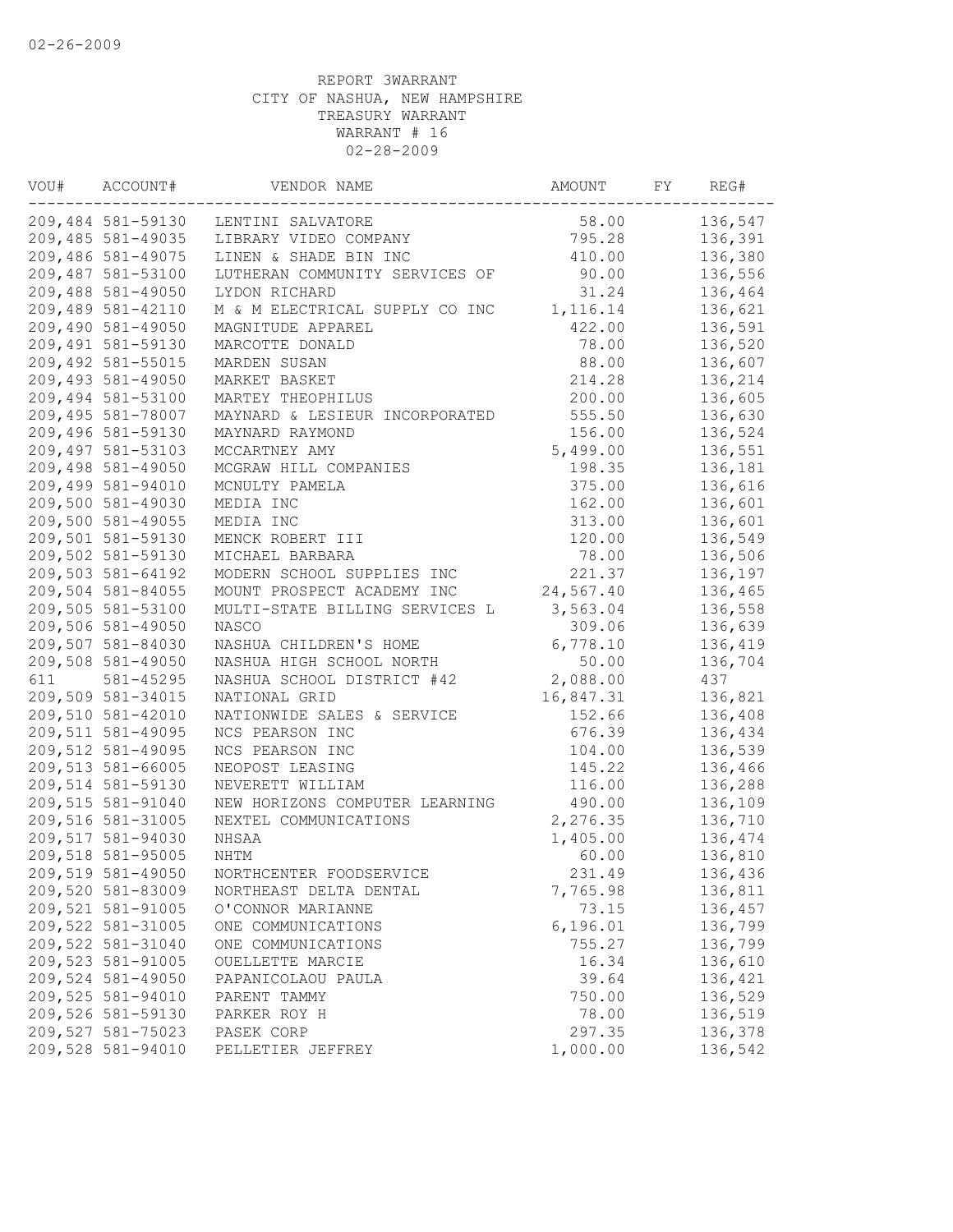02-26-2009

REPORT 3WARRANT
CITY OF NASHUA, NEW HAMPSHIRE
TREASURY WARRANT
WARRANT # 16
02-28-2009

| VOU# | ACCOUNT# | VENDOR NAME | AMOUNT | FY | REG# |
|---|---|---|---|---|---|
| 209,484 | 581-59130 | LENTINI SALVATORE | 58.00 | | 136,547 |
| 209,485 | 581-49035 | LIBRARY VIDEO COMPANY | 795.28 | | 136,391 |
| 209,486 | 581-49075 | LINEN & SHADE BIN INC | 410.00 | | 136,380 |
| 209,487 | 581-53100 | LUTHERAN COMMUNITY SERVICES OF | 90.00 | | 136,556 |
| 209,488 | 581-49050 | LYDON RICHARD | 31.24 | | 136,464 |
| 209,489 | 581-42110 | M & M ELECTRICAL SUPPLY CO INC | 1,116.14 | | 136,621 |
| 209,490 | 581-49050 | MAGNITUDE APPAREL | 422.00 | | 136,591 |
| 209,491 | 581-59130 | MARCOTTE DONALD | 78.00 | | 136,520 |
| 209,492 | 581-55015 | MARDEN SUSAN | 88.00 | | 136,607 |
| 209,493 | 581-49050 | MARKET BASKET | 214.28 | | 136,214 |
| 209,494 | 581-53100 | MARTEY THEOPHILUS | 200.00 | | 136,605 |
| 209,495 | 581-78007 | MAYNARD & LESIEUR INCORPORATED | 555.50 | | 136,630 |
| 209,496 | 581-59130 | MAYNARD RAYMOND | 156.00 | | 136,524 |
| 209,497 | 581-53103 | MCCARTNEY AMY | 5,499.00 | | 136,551 |
| 209,498 | 581-49050 | MCGRAW HILL COMPANIES | 198.35 | | 136,181 |
| 209,499 | 581-94010 | MCNULTY PAMELA | 375.00 | | 136,616 |
| 209,500 | 581-49030 | MEDIA INC | 162.00 | | 136,601 |
| 209,500 | 581-49055 | MEDIA INC | 313.00 | | 136,601 |
| 209,501 | 581-59130 | MENCK ROBERT III | 120.00 | | 136,549 |
| 209,502 | 581-59130 | MICHAEL BARBARA | 78.00 | | 136,506 |
| 209,503 | 581-64192 | MODERN SCHOOL SUPPLIES INC | 221.37 | | 136,197 |
| 209,504 | 581-84055 | MOUNT PROSPECT ACADEMY INC | 24,567.40 | | 136,465 |
| 209,505 | 581-53100 | MULTI-STATE BILLING SERVICES L | 3,563.04 | | 136,558 |
| 209,506 | 581-49050 | NASCO | 309.06 | | 136,639 |
| 209,507 | 581-84030 | NASHUA CHILDREN'S HOME | 6,778.10 | | 136,419 |
| 209,508 | 581-49050 | NASHUA HIGH SCHOOL NORTH | 50.00 | | 136,704 |
| 611 | 581-45295 | NASHUA SCHOOL DISTRICT #42 | 2,088.00 | | 437 |
| 209,509 | 581-34015 | NATIONAL GRID | 16,847.31 | | 136,821 |
| 209,510 | 581-42010 | NATIONWIDE SALES & SERVICE | 152.66 | | 136,408 |
| 209,511 | 581-49095 | NCS PEARSON INC | 676.39 | | 136,434 |
| 209,512 | 581-49095 | NCS PEARSON INC | 104.00 | | 136,539 |
| 209,513 | 581-66005 | NEOPOST LEASING | 145.22 | | 136,466 |
| 209,514 | 581-59130 | NEVERETT WILLIAM | 116.00 | | 136,288 |
| 209,515 | 581-91040 | NEW HORIZONS COMPUTER LEARNING | 490.00 | | 136,109 |
| 209,516 | 581-31005 | NEXTEL COMMUNICATIONS | 2,276.35 | | 136,710 |
| 209,517 | 581-94030 | NHSAA | 1,405.00 | | 136,474 |
| 209,518 | 581-95005 | NHTM | 60.00 | | 136,810 |
| 209,519 | 581-49050 | NORTHCENTER FOODSERVICE | 231.49 | | 136,436 |
| 209,520 | 581-83009 | NORTHEAST DELTA DENTAL | 7,765.98 | | 136,811 |
| 209,521 | 581-91005 | O'CONNOR MARIANNE | 73.15 | | 136,457 |
| 209,522 | 581-31005 | ONE COMMUNICATIONS | 6,196.01 | | 136,799 |
| 209,522 | 581-31040 | ONE COMMUNICATIONS | 755.27 | | 136,799 |
| 209,523 | 581-91005 | OUELLETTE MARCIE | 16.34 | | 136,610 |
| 209,524 | 581-49050 | PAPANICOLAOU PAULA | 39.64 | | 136,421 |
| 209,525 | 581-94010 | PARENT TAMMY | 750.00 | | 136,529 |
| 209,526 | 581-59130 | PARKER ROY H | 78.00 | | 136,519 |
| 209,527 | 581-75023 | PASEK CORP | 297.35 | | 136,378 |
| 209,528 | 581-94010 | PELLETIER JEFFREY | 1,000.00 | | 136,542 |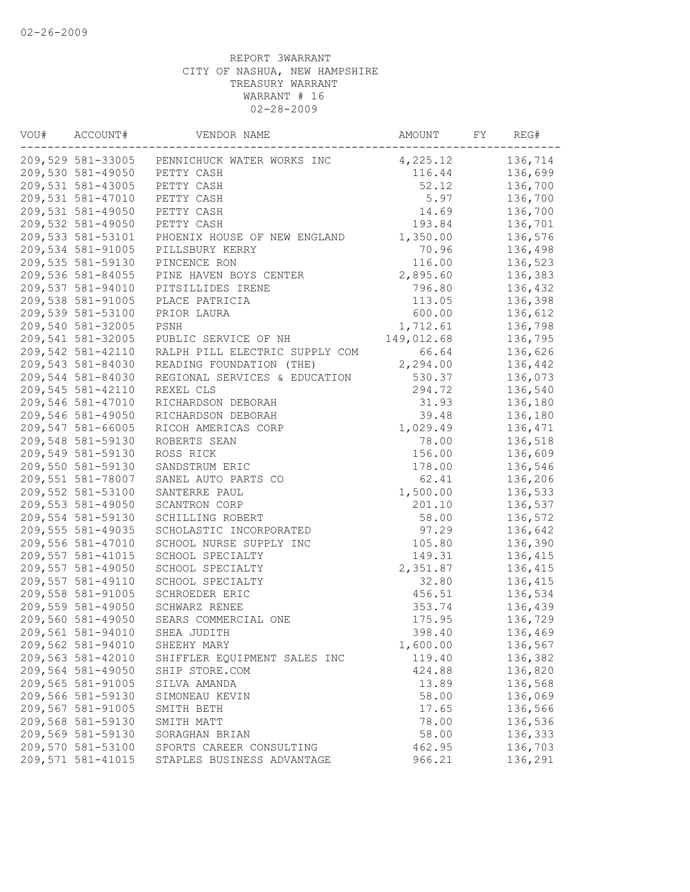02-26-2009

REPORT 3WARRANT
CITY OF NASHUA, NEW HAMPSHIRE
TREASURY WARRANT
WARRANT # 16
02-28-2009

| VOU# | ACCOUNT# | VENDOR NAME | AMOUNT | FY | REG# |
|---|---|---|---|---|---|
| 209,529 | 581-33005 | PENNICHUCK WATER WORKS INC | 4,225.12 | | 136,714 |
| 209,530 | 581-49050 | PETTY CASH | 116.44 | | 136,699 |
| 209,531 | 581-43005 | PETTY CASH | 52.12 | | 136,700 |
| 209,531 | 581-47010 | PETTY CASH | 5.97 | | 136,700 |
| 209,531 | 581-49050 | PETTY CASH | 14.69 | | 136,700 |
| 209,532 | 581-49050 | PETTY CASH | 193.84 | | 136,701 |
| 209,533 | 581-53101 | PHOENIX HOUSE OF NEW ENGLAND | 1,350.00 | | 136,576 |
| 209,534 | 581-91005 | PILLSBURY KERRY | 70.96 | | 136,498 |
| 209,535 | 581-59130 | PINCENCE RON | 116.00 | | 136,523 |
| 209,536 | 581-84055 | PINE HAVEN BOYS CENTER | 2,895.60 | | 136,383 |
| 209,537 | 581-94010 | PITSILLIDES IRENE | 796.80 | | 136,432 |
| 209,538 | 581-91005 | PLACE PATRICIA | 113.05 | | 136,398 |
| 209,539 | 581-53100 | PRIOR LAURA | 600.00 | | 136,612 |
| 209,540 | 581-32005 | PSNH | 1,712.61 | | 136,798 |
| 209,541 | 581-32005 | PUBLIC SERVICE OF NH | 149,012.68 | | 136,795 |
| 209,542 | 581-42110 | RALPH PILL ELECTRIC SUPPLY COM | 66.64 | | 136,626 |
| 209,543 | 581-84030 | READING FOUNDATION (THE) | 2,294.00 | | 136,442 |
| 209,544 | 581-84030 | REGIONAL SERVICES & EDUCATION | 530.37 | | 136,073 |
| 209,545 | 581-42110 | REXEL CLS | 294.72 | | 136,540 |
| 209,546 | 581-47010 | RICHARDSON DEBORAH | 31.93 | | 136,180 |
| 209,546 | 581-49050 | RICHARDSON DEBORAH | 39.48 | | 136,180 |
| 209,547 | 581-66005 | RICOH AMERICAS CORP | 1,029.49 | | 136,471 |
| 209,548 | 581-59130 | ROBERTS SEAN | 78.00 | | 136,518 |
| 209,549 | 581-59130 | ROSS RICK | 156.00 | | 136,609 |
| 209,550 | 581-59130 | SANDSTRUM ERIC | 178.00 | | 136,546 |
| 209,551 | 581-78007 | SANEL AUTO PARTS CO | 62.41 | | 136,206 |
| 209,552 | 581-53100 | SANTERRE PAUL | 1,500.00 | | 136,533 |
| 209,553 | 581-49050 | SCANTRON CORP | 201.10 | | 136,537 |
| 209,554 | 581-59130 | SCHILLING ROBERT | 58.00 | | 136,572 |
| 209,555 | 581-49035 | SCHOLASTIC INCORPORATED | 97.29 | | 136,642 |
| 209,556 | 581-47010 | SCHOOL NURSE SUPPLY INC | 105.80 | | 136,390 |
| 209,557 | 581-41015 | SCHOOL SPECIALTY | 149.31 | | 136,415 |
| 209,557 | 581-49050 | SCHOOL SPECIALTY | 2,351.87 | | 136,415 |
| 209,557 | 581-49110 | SCHOOL SPECIALTY | 32.80 | | 136,415 |
| 209,558 | 581-91005 | SCHROEDER ERIC | 456.51 | | 136,534 |
| 209,559 | 581-49050 | SCHWARZ RENEE | 353.74 | | 136,439 |
| 209,560 | 581-49050 | SEARS COMMERCIAL ONE | 175.95 | | 136,729 |
| 209,561 | 581-94010 | SHEA JUDITH | 398.40 | | 136,469 |
| 209,562 | 581-94010 | SHEEHY MARY | 1,600.00 | | 136,567 |
| 209,563 | 581-42010 | SHIFFLER EQUIPMENT SALES INC | 119.40 | | 136,382 |
| 209,564 | 581-49050 | SHIP STORE.COM | 424.88 | | 136,820 |
| 209,565 | 581-91005 | SILVA AMANDA | 13.89 | | 136,568 |
| 209,566 | 581-59130 | SIMONEAU KEVIN | 58.00 | | 136,069 |
| 209,567 | 581-91005 | SMITH BETH | 17.65 | | 136,566 |
| 209,568 | 581-59130 | SMITH MATT | 78.00 | | 136,536 |
| 209,569 | 581-59130 | SORAGHAN BRIAN | 58.00 | | 136,333 |
| 209,570 | 581-53100 | SPORTS CAREER CONSULTING | 462.95 | | 136,703 |
| 209,571 | 581-41015 | STAPLES BUSINESS ADVANTAGE | 966.21 | | 136,291 |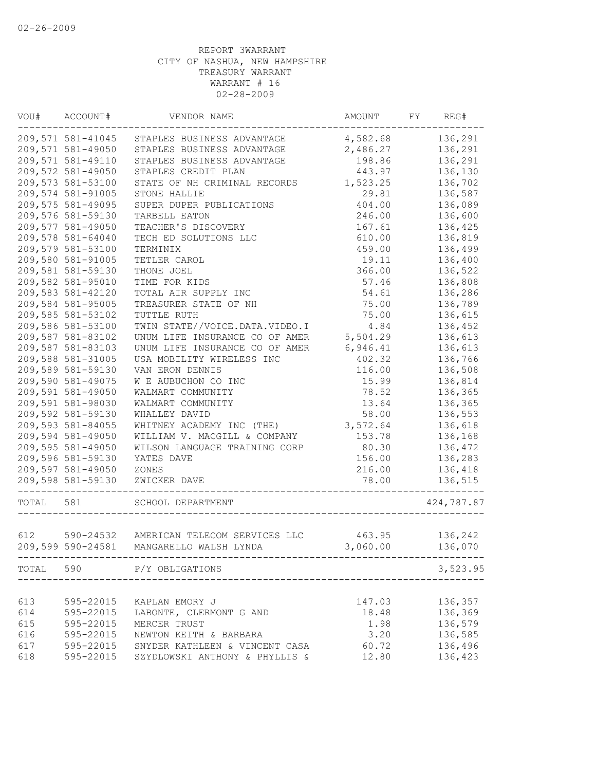02-26-2009

REPORT 3WARRANT
CITY OF NASHUA, NEW HAMPSHIRE
TREASURY WARRANT
WARRANT # 16
02-28-2009

| VOU# | ACCOUNT# | VENDOR NAME | AMOUNT | FY | REG# |
|---|---|---|---|---|---|
| 209,571 | 581-41045 | STAPLES BUSINESS ADVANTAGE | 4,582.68 | | 136,291 |
| 209,571 | 581-49050 | STAPLES BUSINESS ADVANTAGE | 2,486.27 | | 136,291 |
| 209,571 | 581-49110 | STAPLES BUSINESS ADVANTAGE | 198.86 | | 136,291 |
| 209,572 | 581-49050 | STAPLES CREDIT PLAN | 443.97 | | 136,130 |
| 209,573 | 581-53100 | STATE OF NH CRIMINAL RECORDS | 1,523.25 | | 136,702 |
| 209,574 | 581-91005 | STONE HALLIE | 29.81 | | 136,587 |
| 209,575 | 581-49095 | SUPER DUPER PUBLICATIONS | 404.00 | | 136,089 |
| 209,576 | 581-59130 | TARBELL EATON | 246.00 | | 136,600 |
| 209,577 | 581-49050 | TEACHER'S DISCOVERY | 167.61 | | 136,425 |
| 209,578 | 581-64040 | TECH ED SOLUTIONS LLC | 610.00 | | 136,819 |
| 209,579 | 581-53100 | TERMINIX | 459.00 | | 136,499 |
| 209,580 | 581-91005 | TETLER CAROL | 19.11 | | 136,400 |
| 209,581 | 581-59130 | THONE JOEL | 366.00 | | 136,522 |
| 209,582 | 581-95010 | TIME FOR KIDS | 57.46 | | 136,808 |
| 209,583 | 581-42120 | TOTAL AIR SUPPLY INC | 54.61 | | 136,286 |
| 209,584 | 581-95005 | TREASURER STATE OF NH | 75.00 | | 136,789 |
| 209,585 | 581-53102 | TUTTLE RUTH | 75.00 | | 136,615 |
| 209,586 | 581-53100 | TWIN STATE//VOICE.DATA.VIDEO.I | 4.84 | | 136,452 |
| 209,587 | 581-83102 | UNUM LIFE INSURANCE CO OF AMER | 5,504.29 | | 136,613 |
| 209,587 | 581-83103 | UNUM LIFE INSURANCE CO OF AMER | 6,946.41 | | 136,613 |
| 209,588 | 581-31005 | USA MOBILITY WIRELESS INC | 402.32 | | 136,766 |
| 209,589 | 581-59130 | VAN ERON DENNIS | 116.00 | | 136,508 |
| 209,590 | 581-49075 | W E AUBUCHON CO INC | 15.99 | | 136,814 |
| 209,591 | 581-49050 | WALMART COMMUNITY | 78.52 | | 136,365 |
| 209,591 | 581-98030 | WALMART COMMUNITY | 13.64 | | 136,365 |
| 209,592 | 581-59130 | WHALLEY DAVID | 58.00 | | 136,553 |
| 209,593 | 581-84055 | WHITNEY ACADEMY INC (THE) | 3,572.64 | | 136,618 |
| 209,594 | 581-49050 | WILLIAM V. MACGILL & COMPANY | 153.78 | | 136,168 |
| 209,595 | 581-49050 | WILSON LANGUAGE TRAINING CORP | 80.30 | | 136,472 |
| 209,596 | 581-59130 | YATES DAVE | 156.00 | | 136,283 |
| 209,597 | 581-49050 | ZONES | 216.00 | | 136,418 |
| 209,598 | 581-59130 | ZWICKER DAVE | 78.00 | | 136,515 |
| TOTAL | 581 | SCHOOL DEPARTMENT | | | 424,787.87 |
| 612 | 590-24532 | AMERICAN TELECOM SERVICES LLC | 463.95 | | 136,242 |
| 209,599 | 590-24581 | MANGARELLO WALSH LYNDA | 3,060.00 | | 136,070 |
| TOTAL | 590 | P/Y OBLIGATIONS | | | 3,523.95 |
| 613 | 595-22015 | KAPLAN EMORY J | 147.03 | | 136,357 |
| 614 | 595-22015 | LABONTE, CLERMONT G AND | 18.48 | | 136,369 |
| 615 | 595-22015 | MERCER TRUST | 1.98 | | 136,579 |
| 616 | 595-22015 | NEWTON KEITH & BARBARA | 3.20 | | 136,585 |
| 617 | 595-22015 | SNYDER KATHLEEN & VINCENT CASA | 60.72 | | 136,496 |
| 618 | 595-22015 | SZYDLOWSKI ANTHONY & PHYLLIS & | 12.80 | | 136,423 |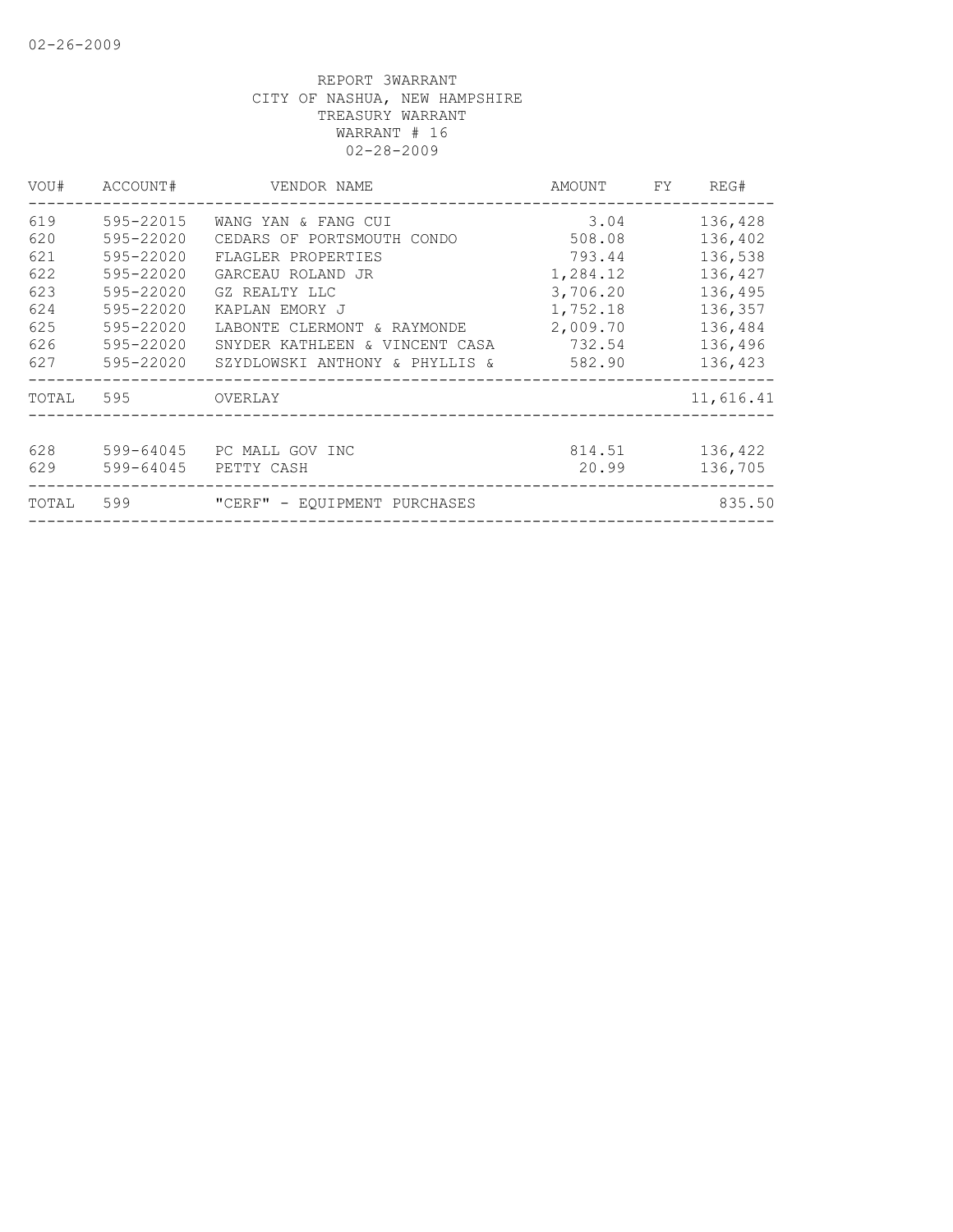REPORT 3WARRANT
CITY OF NASHUA, NEW HAMPSHIRE
TREASURY WARRANT
WARRANT # 16
02-28-2009

| VOU# | ACCOUNT# | VENDOR NAME | AMOUNT | FY | REG# |
|---|---|---|---|---|---|
| 619 | 595-22015 | WANG YAN & FANG CUI | 3.04 | | 136,428 |
| 620 | 595-22020 | CEDARS OF PORTSMOUTH CONDO | 508.08 | | 136,402 |
| 621 | 595-22020 | FLAGLER PROPERTIES | 793.44 | | 136,538 |
| 622 | 595-22020 | GARCEAU ROLAND JR | 1,284.12 | | 136,427 |
| 623 | 595-22020 | GZ REALTY LLC | 3,706.20 | | 136,495 |
| 624 | 595-22020 | KAPLAN EMORY J | 1,752.18 | | 136,357 |
| 625 | 595-22020 | LABONTE CLERMONT & RAYMONDE | 2,009.70 | | 136,484 |
| 626 | 595-22020 | SNYDER KATHLEEN & VINCENT CASA | 732.54 | | 136,496 |
| 627 | 595-22020 | SZYDLOWSKI ANTHONY & PHYLLIS & | 582.90 | | 136,423 |
| TOTAL | 595 | OVERLAY | | | 11,616.41 |
| 628 | 599-64045 | PC MALL GOV INC | 814.51 | | 136,422 |
| 629 | 599-64045 | PETTY CASH | 20.99 | | 136,705 |
| TOTAL | 599 | "CERF" - EQUIPMENT PURCHASES | | | 835.50 |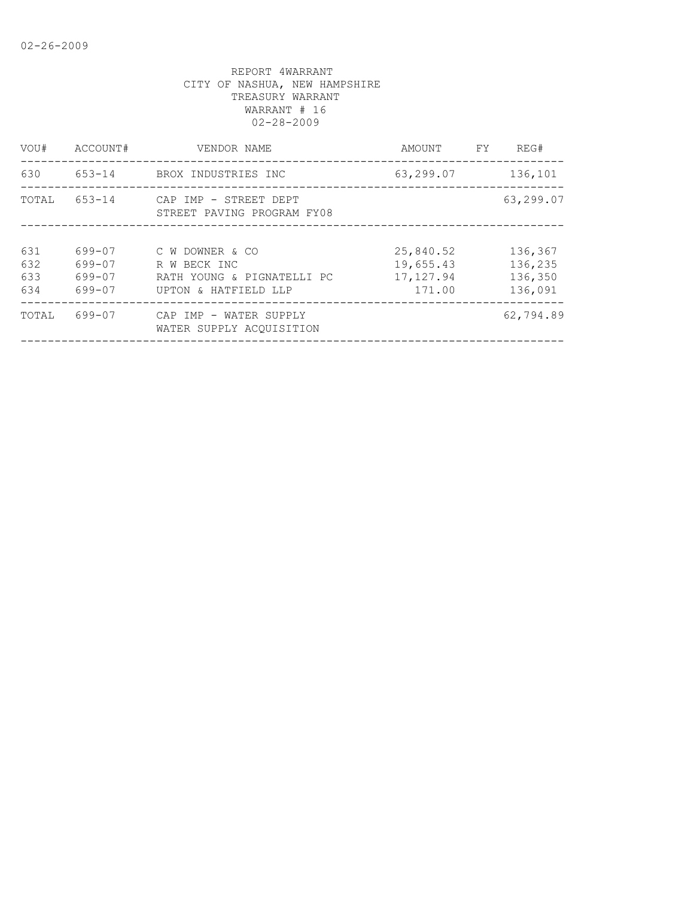REPORT 4WARRANT
CITY OF NASHUA, NEW HAMPSHIRE
TREASURY WARRANT
WARRANT # 16
02-28-2009

| VOU# | ACCOUNT# | VENDOR NAME | AMOUNT | FY | REG# |
|---|---|---|---|---|---|
| 630 | 653-14 | BROX INDUSTRIES INC | 63,299.07 | | 136,101 |
| TOTAL | 653-14 | CAP IMP - STREET DEPT<br>STREET PAVING PROGRAM FY08 | | | 63,299.07 |
| 631 | 699-07 | C W DOWNER & CO | 25,840.52 | | 136,367 |
| 632 | 699-07 | R W BECK INC | 19,655.43 | | 136,235 |
| 633 | 699-07 | RATH YOUNG & PIGNATELLI PC | 17,127.94 | | 136,350 |
| 634 | 699-07 | UPTON & HATFIELD LLP | 171.00 | | 136,091 |
| TOTAL | 699-07 | CAP IMP - WATER SUPPLY<br>WATER SUPPLY ACQUISITION | | | 62,794.89 |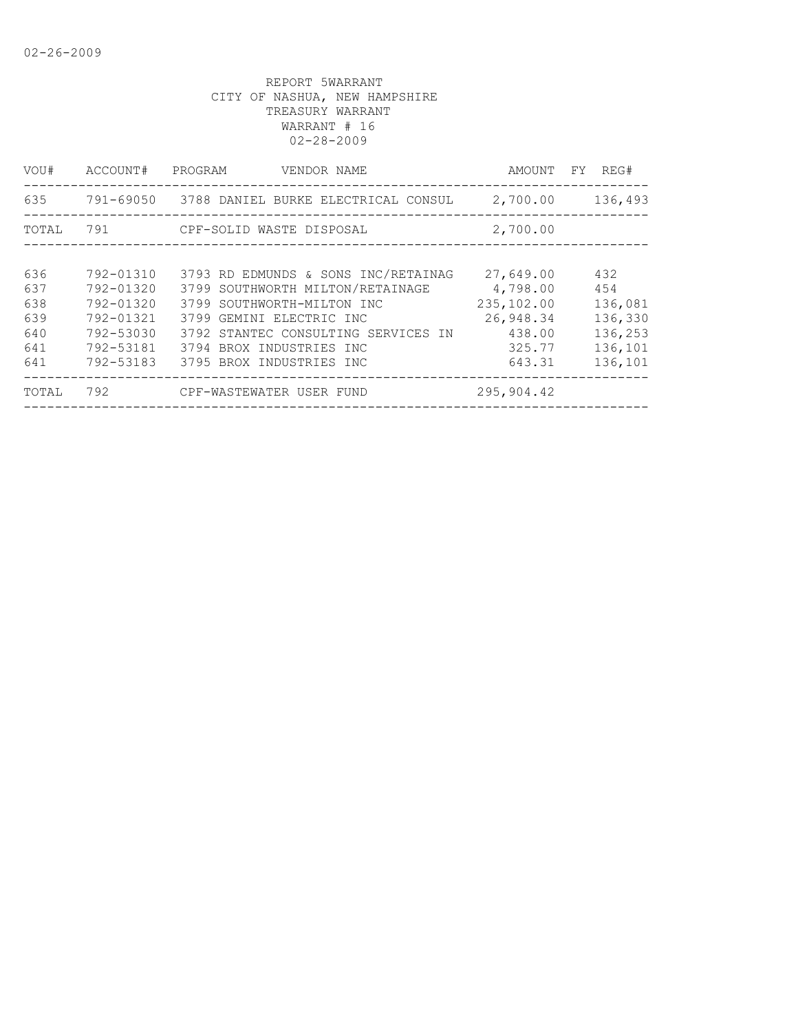02-26-2009

REPORT 5WARRANT
CITY OF NASHUA, NEW HAMPSHIRE
TREASURY WARRANT
WARRANT # 16
02-28-2009

| VOU# | ACCOUNT# | PROGRAM | VENDOR NAME | AMOUNT | FY | REG# |
|---|---|---|---|---|---|---|
| 635 | 791-69050 | 3788 | DANIEL BURKE ELECTRICAL CONSUL | 2,700.00 | | 136,493 |
| TOTAL | 791 | | CPF-SOLID WASTE DISPOSAL | 2,700.00 | | |
| 636 | 792-01310 | 3793 | RD EDMUNDS & SONS INC/RETAINAG | 27,649.00 | | 432 |
| 637 | 792-01320 | 3799 | SOUTHWORTH MILTON/RETAINAGE | 4,798.00 | | 454 |
| 638 | 792-01320 | 3799 | SOUTHWORTH-MILTON INC | 235,102.00 | | 136,081 |
| 639 | 792-01321 | 3799 | GEMINI ELECTRIC INC | 26,948.34 | | 136,330 |
| 640 | 792-53030 | 3792 | STANTEC CONSULTING SERVICES IN | 438.00 | | 136,253 |
| 641 | 792-53181 | 3794 | BROX INDUSTRIES INC | 325.77 | | 136,101 |
| 641 | 792-53183 | 3795 | BROX INDUSTRIES INC | 643.31 | | 136,101 |
| TOTAL | 792 | | CPF-WASTEWATER USER FUND | 295,904.42 | | |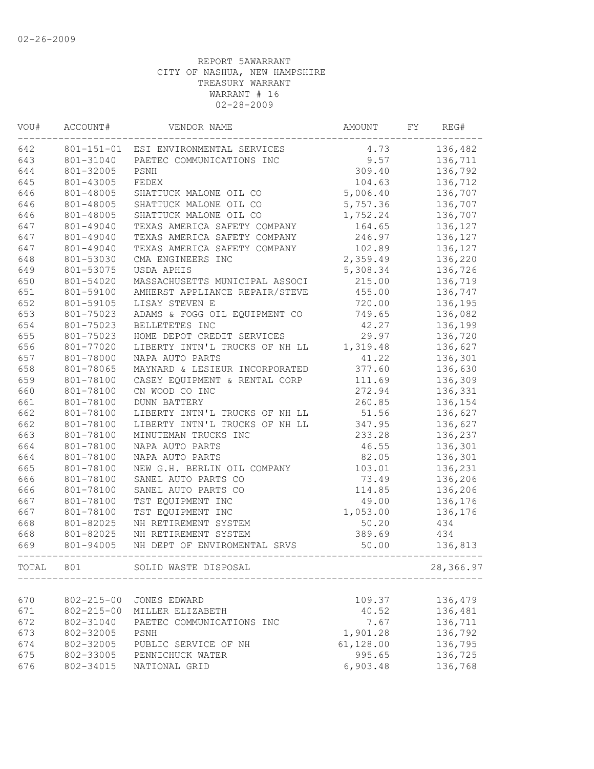REPORT 5AWARRANT
CITY OF NASHUA, NEW HAMPSHIRE
TREASURY WARRANT
WARRANT # 16
02-28-2009

| VOU# | ACCOUNT# | VENDOR NAME | AMOUNT | FY | REG# |
|---|---|---|---|---|---|
| 642 | 801-151-01 | ESI ENVIRONMENTAL SERVICES | 4.73 | | 136,482 |
| 643 | 801-31040 | PAETEC COMMUNICATIONS INC | 9.57 | | 136,711 |
| 644 | 801-32005 | PSNH | 309.40 | | 136,792 |
| 645 | 801-43005 | FEDEX | 104.63 | | 136,712 |
| 646 | 801-48005 | SHATTUCK MALONE OIL CO | 5,006.40 | | 136,707 |
| 646 | 801-48005 | SHATTUCK MALONE OIL CO | 5,757.36 | | 136,707 |
| 646 | 801-48005 | SHATTUCK MALONE OIL CO | 1,752.24 | | 136,707 |
| 647 | 801-49040 | TEXAS AMERICA SAFETY COMPANY | 164.65 | | 136,127 |
| 647 | 801-49040 | TEXAS AMERICA SAFETY COMPANY | 246.97 | | 136,127 |
| 647 | 801-49040 | TEXAS AMERICA SAFETY COMPANY | 102.89 | | 136,127 |
| 648 | 801-53030 | CMA ENGINEERS INC | 2,359.49 | | 136,220 |
| 649 | 801-53075 | USDA APHIS | 5,308.34 | | 136,726 |
| 650 | 801-54020 | MASSACHUSETTS MUNICIPAL ASSOCI | 215.00 | | 136,719 |
| 651 | 801-59100 | AMHERST APPLIANCE REPAIR/STEVE | 455.00 | | 136,747 |
| 652 | 801-59105 | LISAY STEVEN E | 720.00 | | 136,195 |
| 653 | 801-75023 | ADAMS & FOGG OIL EQUIPMENT CO | 749.65 | | 136,082 |
| 654 | 801-75023 | BELLETETES INC | 42.27 | | 136,199 |
| 655 | 801-75023 | HOME DEPOT CREDIT SERVICES | 29.97 | | 136,720 |
| 656 | 801-77020 | LIBERTY INTN'L TRUCKS OF NH LL | 1,319.48 | | 136,627 |
| 657 | 801-78000 | NAPA AUTO PARTS | 41.22 | | 136,301 |
| 658 | 801-78065 | MAYNARD & LESIEUR INCORPORATED | 377.60 | | 136,630 |
| 659 | 801-78100 | CASEY EQUIPMENT & RENTAL CORP | 111.69 | | 136,309 |
| 660 | 801-78100 | CN WOOD CO INC | 272.94 | | 136,331 |
| 661 | 801-78100 | DUNN BATTERY | 260.85 | | 136,154 |
| 662 | 801-78100 | LIBERTY INTN'L TRUCKS OF NH LL | 51.56 | | 136,627 |
| 662 | 801-78100 | LIBERTY INTN'L TRUCKS OF NH LL | 347.95 | | 136,627 |
| 663 | 801-78100 | MINUTEMAN TRUCKS INC | 233.28 | | 136,237 |
| 664 | 801-78100 | NAPA AUTO PARTS | 46.55 | | 136,301 |
| 664 | 801-78100 | NAPA AUTO PARTS | 82.05 | | 136,301 |
| 665 | 801-78100 | NEW G.H. BERLIN OIL COMPANY | 103.01 | | 136,231 |
| 666 | 801-78100 | SANEL AUTO PARTS CO | 73.49 | | 136,206 |
| 666 | 801-78100 | SANEL AUTO PARTS CO | 114.85 | | 136,206 |
| 667 | 801-78100 | TST EQUIPMENT INC | 49.00 | | 136,176 |
| 667 | 801-78100 | TST EQUIPMENT INC | 1,053.00 | | 136,176 |
| 668 | 801-82025 | NH RETIREMENT SYSTEM | 50.20 | | 434 |
| 668 | 801-82025 | NH RETIREMENT SYSTEM | 389.69 | | 434 |
| 669 | 801-94005 | NH DEPT OF ENVIROMENTAL SRVS | 50.00 | | 136,813 |
| TOTAL | 801 | SOLID WASTE DISPOSAL | | | 28,366.97 |
| 670 | 802-215-00 | JONES EDWARD | 109.37 | | 136,479 |
| 671 | 802-215-00 | MILLER ELIZABETH | 40.52 | | 136,481 |
| 672 | 802-31040 | PAETEC COMMUNICATIONS INC | 7.67 | | 136,711 |
| 673 | 802-32005 | PSNH | 1,901.28 | | 136,792 |
| 674 | 802-32005 | PUBLIC SERVICE OF NH | 61,128.00 | | 136,795 |
| 675 | 802-33005 | PENNICHUCK WATER | 995.65 | | 136,725 |
| 676 | 802-34015 | NATIONAL GRID | 6,903.48 | | 136,768 |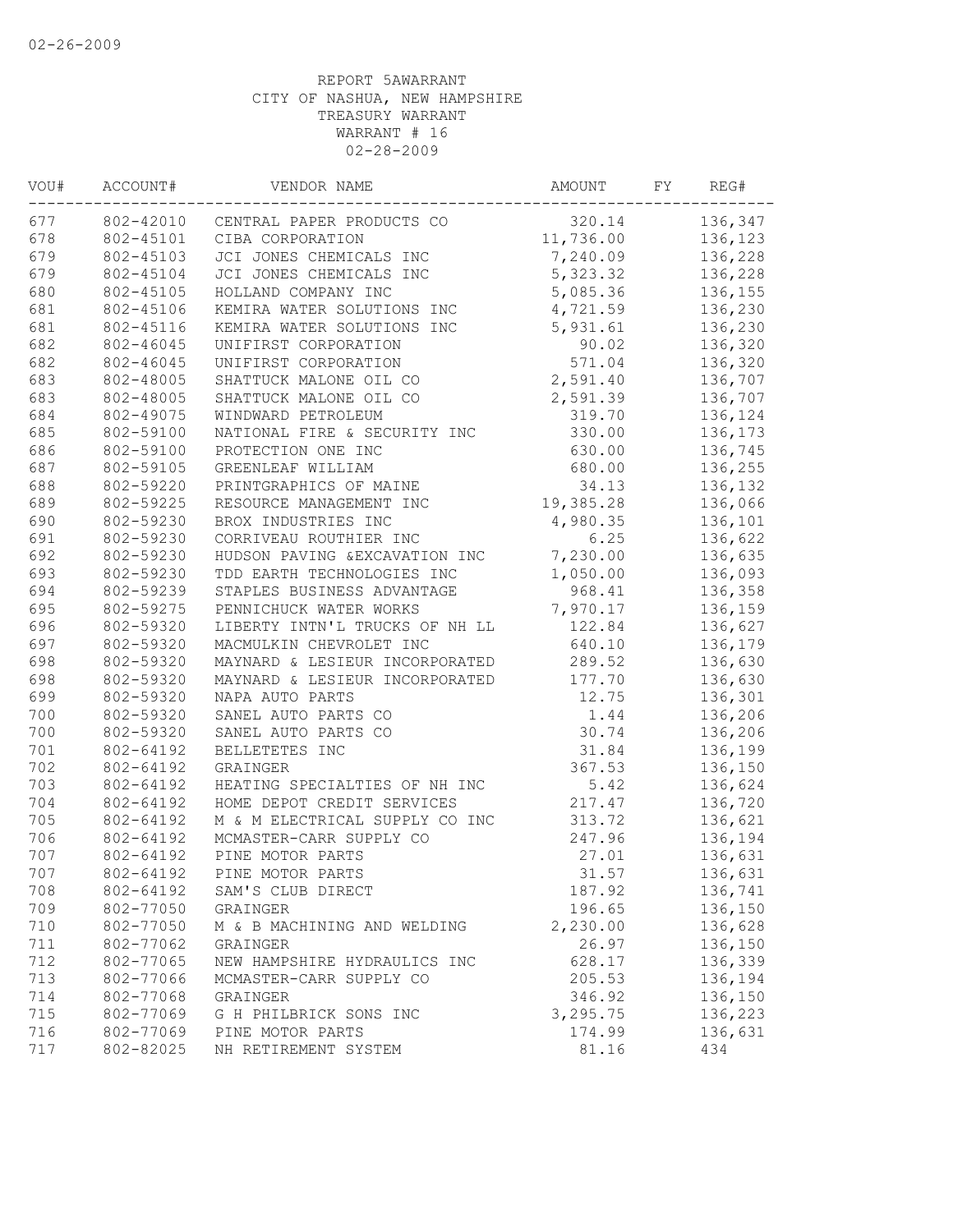02-26-2009

REPORT 5AWARRANT
CITY OF NASHUA, NEW HAMPSHIRE
TREASURY WARRANT
WARRANT # 16
02-28-2009

| VOU# | ACCOUNT# | VENDOR NAME | AMOUNT | FY | REG# |
|---|---|---|---|---|---|
| 677 | 802-42010 | CENTRAL PAPER PRODUCTS CO | 320.14 | | 136,347 |
| 678 | 802-45101 | CIBA CORPORATION | 11,736.00 | | 136,123 |
| 679 | 802-45103 | JCI JONES CHEMICALS INC | 7,240.09 | | 136,228 |
| 679 | 802-45104 | JCI JONES CHEMICALS INC | 5,323.32 | | 136,228 |
| 680 | 802-45105 | HOLLAND COMPANY INC | 5,085.36 | | 136,155 |
| 681 | 802-45106 | KEMIRA WATER SOLUTIONS INC | 4,721.59 | | 136,230 |
| 681 | 802-45116 | KEMIRA WATER SOLUTIONS INC | 5,931.61 | | 136,230 |
| 682 | 802-46045 | UNIFIRST CORPORATION | 90.02 | | 136,320 |
| 682 | 802-46045 | UNIFIRST CORPORATION | 571.04 | | 136,320 |
| 683 | 802-48005 | SHATTUCK MALONE OIL CO | 2,591.40 | | 136,707 |
| 683 | 802-48005 | SHATTUCK MALONE OIL CO | 2,591.39 | | 136,707 |
| 684 | 802-49075 | WINDWARD PETROLEUM | 319.70 | | 136,124 |
| 685 | 802-59100 | NATIONAL FIRE & SECURITY INC | 330.00 | | 136,173 |
| 686 | 802-59100 | PROTECTION ONE INC | 630.00 | | 136,745 |
| 687 | 802-59105 | GREENLEAF WILLIAM | 680.00 | | 136,255 |
| 688 | 802-59220 | PRINTGRAPHICS OF MAINE | 34.13 | | 136,132 |
| 689 | 802-59225 | RESOURCE MANAGEMENT INC | 19,385.28 | | 136,066 |
| 690 | 802-59230 | BROX INDUSTRIES INC | 4,980.35 | | 136,101 |
| 691 | 802-59230 | CORRIVEAU ROUTHIER INC | 6.25 | | 136,622 |
| 692 | 802-59230 | HUDSON PAVING &EXCAVATION INC | 7,230.00 | | 136,635 |
| 693 | 802-59230 | TDD EARTH TECHNOLOGIES INC | 1,050.00 | | 136,093 |
| 694 | 802-59239 | STAPLES BUSINESS ADVANTAGE | 968.41 | | 136,358 |
| 695 | 802-59275 | PENNICHUCK WATER WORKS | 7,970.17 | | 136,159 |
| 696 | 802-59320 | LIBERTY INTN'L TRUCKS OF NH LL | 122.84 | | 136,627 |
| 697 | 802-59320 | MACMULKIN CHEVROLET INC | 640.10 | | 136,179 |
| 698 | 802-59320 | MAYNARD & LESIEUR INCORPORATED | 289.52 | | 136,630 |
| 698 | 802-59320 | MAYNARD & LESIEUR INCORPORATED | 177.70 | | 136,630 |
| 699 | 802-59320 | NAPA AUTO PARTS | 12.75 | | 136,301 |
| 700 | 802-59320 | SANEL AUTO PARTS CO | 1.44 | | 136,206 |
| 700 | 802-59320 | SANEL AUTO PARTS CO | 30.74 | | 136,206 |
| 701 | 802-64192 | BELLETETES INC | 31.84 | | 136,199 |
| 702 | 802-64192 | GRAINGER | 367.53 | | 136,150 |
| 703 | 802-64192 | HEATING SPECIALTIES OF NH INC | 5.42 | | 136,624 |
| 704 | 802-64192 | HOME DEPOT CREDIT SERVICES | 217.47 | | 136,720 |
| 705 | 802-64192 | M & M ELECTRICAL SUPPLY CO INC | 313.72 | | 136,621 |
| 706 | 802-64192 | MCMASTER-CARR SUPPLY CO | 247.96 | | 136,194 |
| 707 | 802-64192 | PINE MOTOR PARTS | 27.01 | | 136,631 |
| 707 | 802-64192 | PINE MOTOR PARTS | 31.57 | | 136,631 |
| 708 | 802-64192 | SAM'S CLUB DIRECT | 187.92 | | 136,741 |
| 709 | 802-77050 | GRAINGER | 196.65 | | 136,150 |
| 710 | 802-77050 | M & B MACHINING AND WELDING | 2,230.00 | | 136,628 |
| 711 | 802-77062 | GRAINGER | 26.97 | | 136,150 |
| 712 | 802-77065 | NEW HAMPSHIRE HYDRAULICS INC | 628.17 | | 136,339 |
| 713 | 802-77066 | MCMASTER-CARR SUPPLY CO | 205.53 | | 136,194 |
| 714 | 802-77068 | GRAINGER | 346.92 | | 136,150 |
| 715 | 802-77069 | G H PHILBRICK SONS INC | 3,295.75 | | 136,223 |
| 716 | 802-77069 | PINE MOTOR PARTS | 174.99 | | 136,631 |
| 717 | 802-82025 | NH RETIREMENT SYSTEM | 81.16 | | 434 |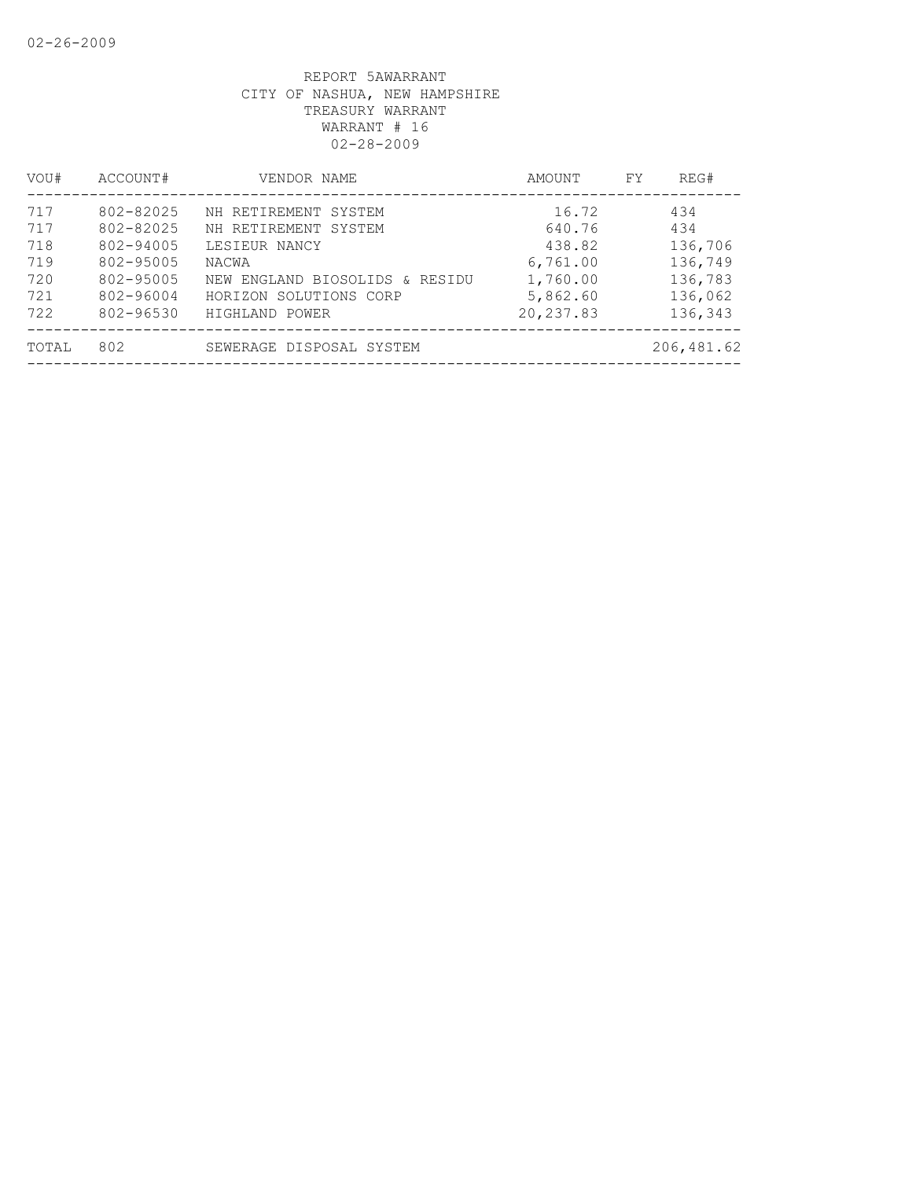02-26-2009

REPORT 5AWARRANT
CITY OF NASHUA, NEW HAMPSHIRE
TREASURY WARRANT
WARRANT # 16
02-28-2009

| VOU# | ACCOUNT# | VENDOR NAME | AMOUNT | FY | REG# |
|---|---|---|---|---|---|
| 717 | 802-82025 | NH RETIREMENT SYSTEM | 16.72 | | 434 |
| 717 | 802-82025 | NH RETIREMENT SYSTEM | 640.76 | | 434 |
| 718 | 802-94005 | LESIEUR NANCY | 438.82 | | 136,706 |
| 719 | 802-95005 | NACWA | 6,761.00 | | 136,749 |
| 720 | 802-95005 | NEW ENGLAND BIOSOLIDS & RESIDU | 1,760.00 | | 136,783 |
| 721 | 802-96004 | HORIZON SOLUTIONS CORP | 5,862.60 | | 136,062 |
| 722 | 802-96530 | HIGHLAND POWER | 20,237.83 | | 136,343 |
| TOTAL | 802 | SEWERAGE DISPOSAL SYSTEM | | | 206,481.62 |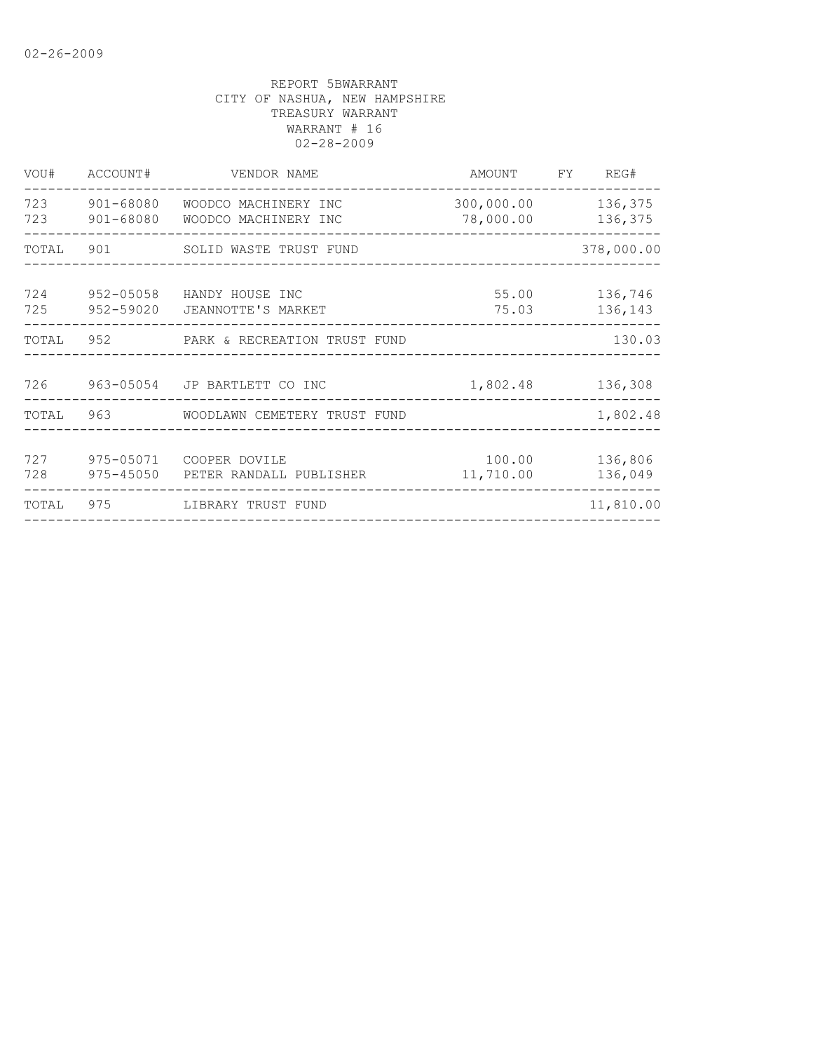REPORT 5BWARRANT
CITY OF NASHUA, NEW HAMPSHIRE
TREASURY WARRANT
WARRANT # 16
02-28-2009

| VOU# | ACCOUNT# | VENDOR NAME | AMOUNT | FY | REG# |
|---|---|---|---|---|---|
| 723 | 901-68080 | WOODCO MACHINERY INC | 300,000.00 | | 136,375 |
| 723 | 901-68080 | WOODCO MACHINERY INC | 78,000.00 | | 136,375 |
| TOTAL | 901 | SOLID WASTE TRUST FUND | | | 378,000.00 |
| 724 | 952-05058 | HANDY HOUSE INC | 55.00 | | 136,746 |
| 725 | 952-59020 | JEANNOTTE'S MARKET | 75.03 | | 136,143 |
| TOTAL | 952 | PARK & RECREATION TRUST FUND | | | 130.03 |
| 726 | 963-05054 | JP BARTLETT CO INC | 1,802.48 | | 136,308 |
| TOTAL | 963 | WOODLAWN CEMETERY TRUST FUND | | | 1,802.48 |
| 727 | 975-05071 | COOPER DOVILE | 100.00 | | 136,806 |
| 728 | 975-45050 | PETER RANDALL PUBLISHER | 11,710.00 | | 136,049 |
| TOTAL | 975 | LIBRARY TRUST FUND | | | 11,810.00 |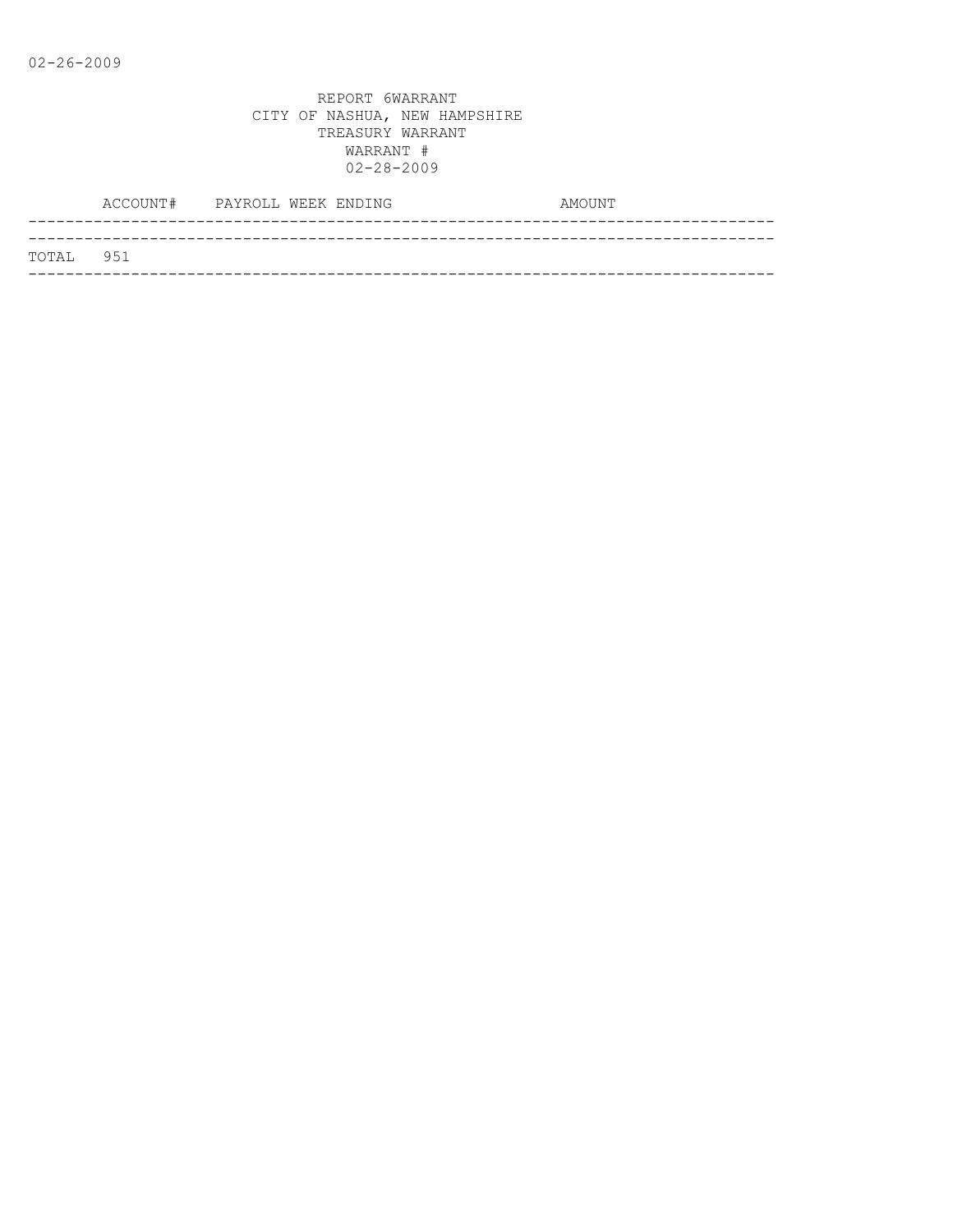02-26-2009

REPORT 6WARRANT
CITY OF NASHUA, NEW HAMPSHIRE
TREASURY WARRANT
WARRANT #
02-28-2009

| ACCOUNT# | PAYROLL WEEK ENDING | AMOUNT |
|---|---|---|
| TOTAL 951 | | |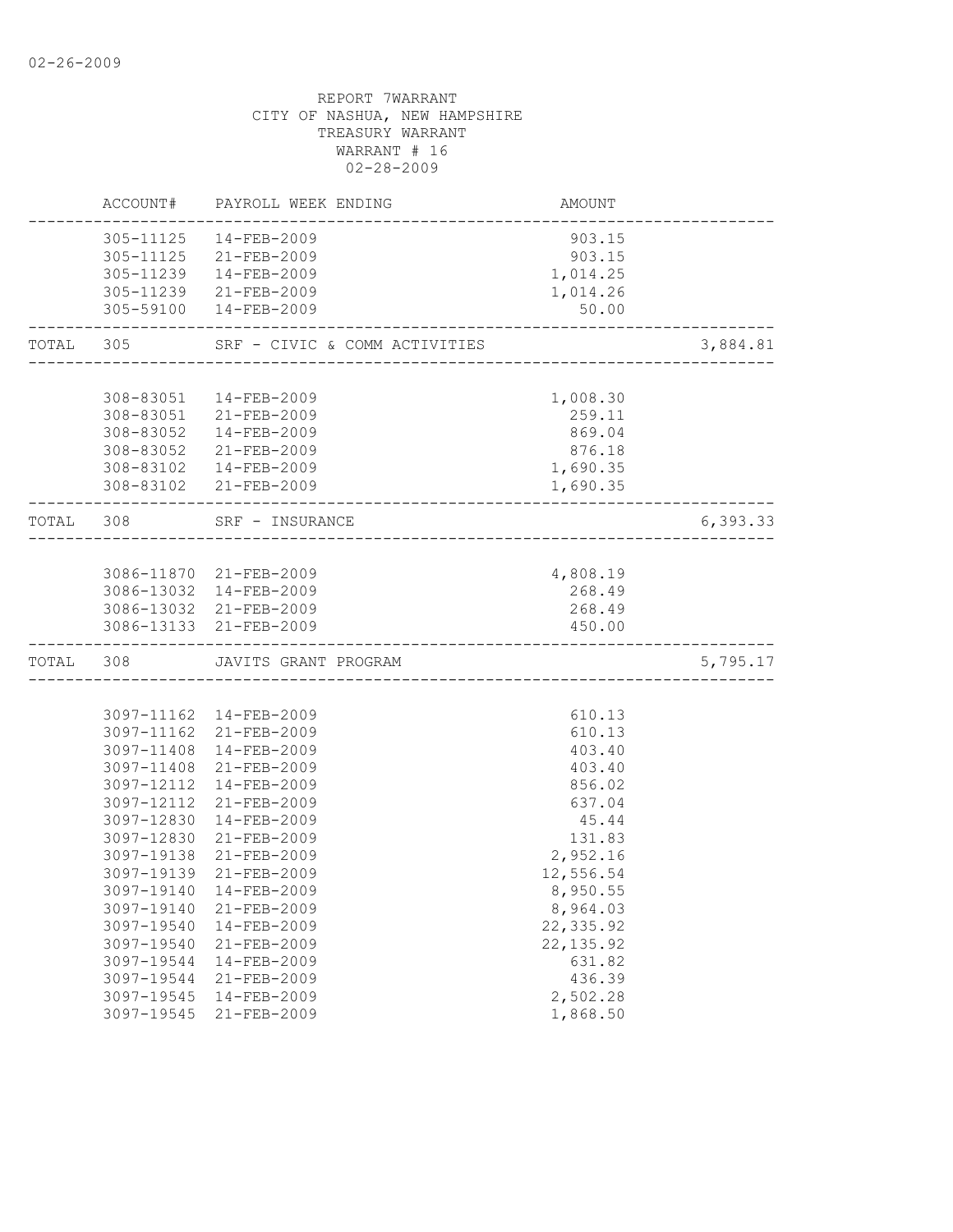02-26-2009

REPORT 7WARRANT
CITY OF NASHUA, NEW HAMPSHIRE
TREASURY WARRANT
WARRANT # 16
02-28-2009

| | ACCOUNT# | PAYROLL WEEK ENDING | AMOUNT | |
|---|---|---|---|---|
| | 305-11125 | 14-FEB-2009 | 903.15 | |
| | 305-11125 | 21-FEB-2009 | 903.15 | |
| | 305-11239 | 14-FEB-2009 | 1,014.25 | |
| | 305-11239 | 21-FEB-2009 | 1,014.26 | |
| | 305-59100 | 14-FEB-2009 | 50.00 | |
| TOTAL | 305 | SRF - CIVIC & COMM ACTIVITIES | | 3,884.81 |
| | 308-83051 | 14-FEB-2009 | 1,008.30 | |
| | 308-83051 | 21-FEB-2009 | 259.11 | |
| | 308-83052 | 14-FEB-2009 | 869.04 | |
| | 308-83052 | 21-FEB-2009 | 876.18 | |
| | 308-83102 | 14-FEB-2009 | 1,690.35 | |
| | 308-83102 | 21-FEB-2009 | 1,690.35 | |
| TOTAL | 308 | SRF - INSURANCE | | 6,393.33 |
| | 3086-11870 | 21-FEB-2009 | 4,808.19 | |
| | 3086-13032 | 14-FEB-2009 | 268.49 | |
| | 3086-13032 | 21-FEB-2009 | 268.49 | |
| | 3086-13133 | 21-FEB-2009 | 450.00 | |
| TOTAL | 308 | JAVITS GRANT PROGRAM | | 5,795.17 |
| | 3097-11162 | 14-FEB-2009 | 610.13 | |
| | 3097-11162 | 21-FEB-2009 | 610.13 | |
| | 3097-11408 | 14-FEB-2009 | 403.40 | |
| | 3097-11408 | 21-FEB-2009 | 403.40 | |
| | 3097-12112 | 14-FEB-2009 | 856.02 | |
| | 3097-12112 | 21-FEB-2009 | 637.04 | |
| | 3097-12830 | 14-FEB-2009 | 45.44 | |
| | 3097-12830 | 21-FEB-2009 | 131.83 | |
| | 3097-19138 | 21-FEB-2009 | 2,952.16 | |
| | 3097-19139 | 21-FEB-2009 | 12,556.54 | |
| | 3097-19140 | 14-FEB-2009 | 8,950.55 | |
| | 3097-19140 | 21-FEB-2009 | 8,964.03 | |
| | 3097-19540 | 14-FEB-2009 | 22,335.92 | |
| | 3097-19540 | 21-FEB-2009 | 22,135.92 | |
| | 3097-19544 | 14-FEB-2009 | 631.82 | |
| | 3097-19544 | 21-FEB-2009 | 436.39 | |
| | 3097-19545 | 14-FEB-2009 | 2,502.28 | |
| | 3097-19545 | 21-FEB-2009 | 1,868.50 | |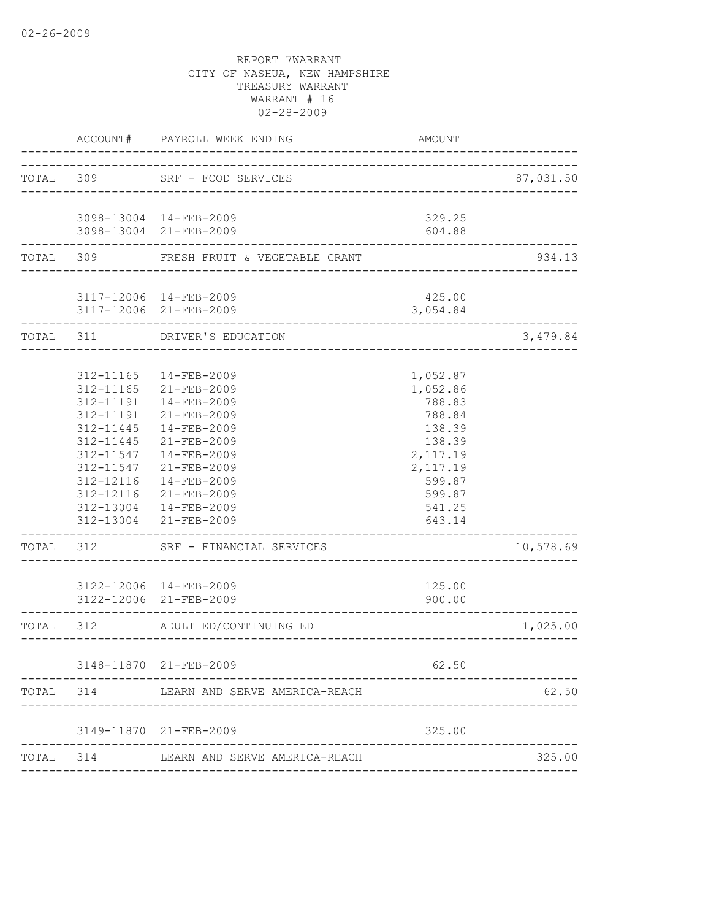02-26-2009

REPORT 7WARRANT
CITY OF NASHUA, NEW HAMPSHIRE
TREASURY WARRANT
WARRANT # 16
02-28-2009

| | ACCOUNT# | PAYROLL WEEK ENDING | AMOUNT | |
|---|---|---|---|---|
| TOTAL | 309 | SRF - FOOD SERVICES | | 87,031.50 |
| | 3098-13004 | 14-FEB-2009 | 329.25 | |
| | 3098-13004 | 21-FEB-2009 | 604.88 | |
| TOTAL | 309 | FRESH FRUIT & VEGETABLE GRANT | | 934.13 |
| | 3117-12006 | 14-FEB-2009 | 425.00 | |
| | 3117-12006 | 21-FEB-2009 | 3,054.84 | |
| TOTAL | 311 | DRIVER'S EDUCATION | | 3,479.84 |
| | 312-11165 | 14-FEB-2009 | 1,052.87 | |
| | 312-11165 | 21-FEB-2009 | 1,052.86 | |
| | 312-11191 | 14-FEB-2009 | 788.83 | |
| | 312-11191 | 21-FEB-2009 | 788.84 | |
| | 312-11445 | 14-FEB-2009 | 138.39 | |
| | 312-11445 | 21-FEB-2009 | 138.39 | |
| | 312-11547 | 14-FEB-2009 | 2,117.19 | |
| | 312-11547 | 21-FEB-2009 | 2,117.19 | |
| | 312-12116 | 14-FEB-2009 | 599.87 | |
| | 312-12116 | 21-FEB-2009 | 599.87 | |
| | 312-13004 | 14-FEB-2009 | 541.25 | |
| | 312-13004 | 21-FEB-2009 | 643.14 | |
| TOTAL | 312 | SRF - FINANCIAL SERVICES | | 10,578.69 |
| | 3122-12006 | 14-FEB-2009 | 125.00 | |
| | 3122-12006 | 21-FEB-2009 | 900.00 | |
| TOTAL | 312 | ADULT ED/CONTINUING ED | | 1,025.00 |
| | 3148-11870 | 21-FEB-2009 | 62.50 | |
| TOTAL | 314 | LEARN AND SERVE AMERICA-REACH | | 62.50 |
| | 3149-11870 | 21-FEB-2009 | 325.00 | |
| TOTAL | 314 | LEARN AND SERVE AMERICA-REACH | | 325.00 |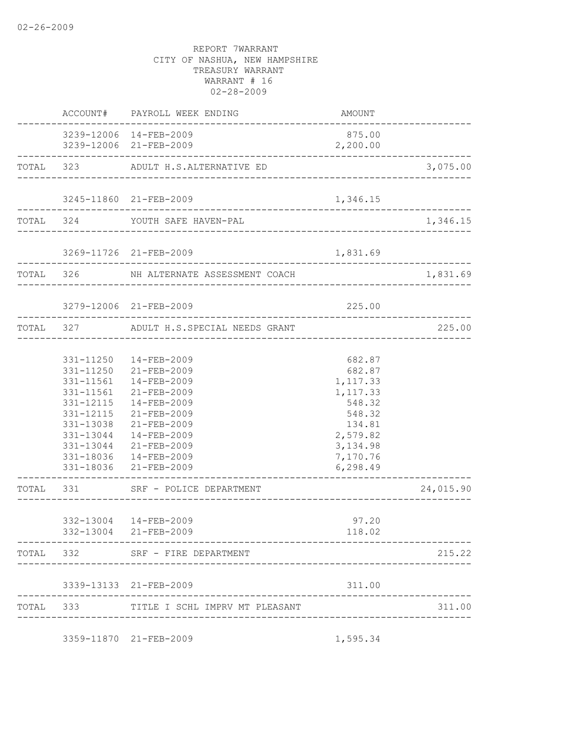02-26-2009

REPORT 7WARRANT
CITY OF NASHUA, NEW HAMPSHIRE
TREASURY WARRANT
WARRANT # 16
02-28-2009

| | ACCOUNT# | PAYROLL WEEK ENDING | AMOUNT | |
|---|---|---|---|---|
| | 3239-12006 | 14-FEB-2009 | 875.00 | |
| | 3239-12006 | 21-FEB-2009 | 2,200.00 | |
| TOTAL | 323 | ADULT H.S.ALTERNATIVE ED | | 3,075.00 |
| | 3245-11860 | 21-FEB-2009 | 1,346.15 | |
| TOTAL | 324 | YOUTH SAFE HAVEN-PAL | | 1,346.15 |
| | 3269-11726 | 21-FEB-2009 | 1,831.69 | |
| TOTAL | 326 | NH ALTERNATE ASSESSMENT COACH | | 1,831.69 |
| | 3279-12006 | 21-FEB-2009 | 225.00 | |
| TOTAL | 327 | ADULT H.S.SPECIAL NEEDS GRANT | | 225.00 |
| | 331-11250 | 14-FEB-2009 | 682.87 | |
| | 331-11250 | 21-FEB-2009 | 682.87 | |
| | 331-11561 | 14-FEB-2009 | 1,117.33 | |
| | 331-11561 | 21-FEB-2009 | 1,117.33 | |
| | 331-12115 | 14-FEB-2009 | 548.32 | |
| | 331-12115 | 21-FEB-2009 | 548.32 | |
| | 331-13038 | 21-FEB-2009 | 134.81 | |
| | 331-13044 | 14-FEB-2009 | 2,579.82 | |
| | 331-13044 | 21-FEB-2009 | 3,134.98 | |
| | 331-18036 | 14-FEB-2009 | 7,170.76 | |
| | 331-18036 | 21-FEB-2009 | 6,298.49 | |
| TOTAL | 331 | SRF - POLICE DEPARTMENT | | 24,015.90 |
| | 332-13004 | 14-FEB-2009 | 97.20 | |
| | 332-13004 | 21-FEB-2009 | 118.02 | |
| TOTAL | 332 | SRF - FIRE DEPARTMENT | | 215.22 |
| | 3339-13133 | 21-FEB-2009 | 311.00 | |
| TOTAL | 333 | TITLE I SCHL IMPRV MT PLEASANT | | 311.00 |
| | 3359-11870 | 21-FEB-2009 | 1,595.34 | |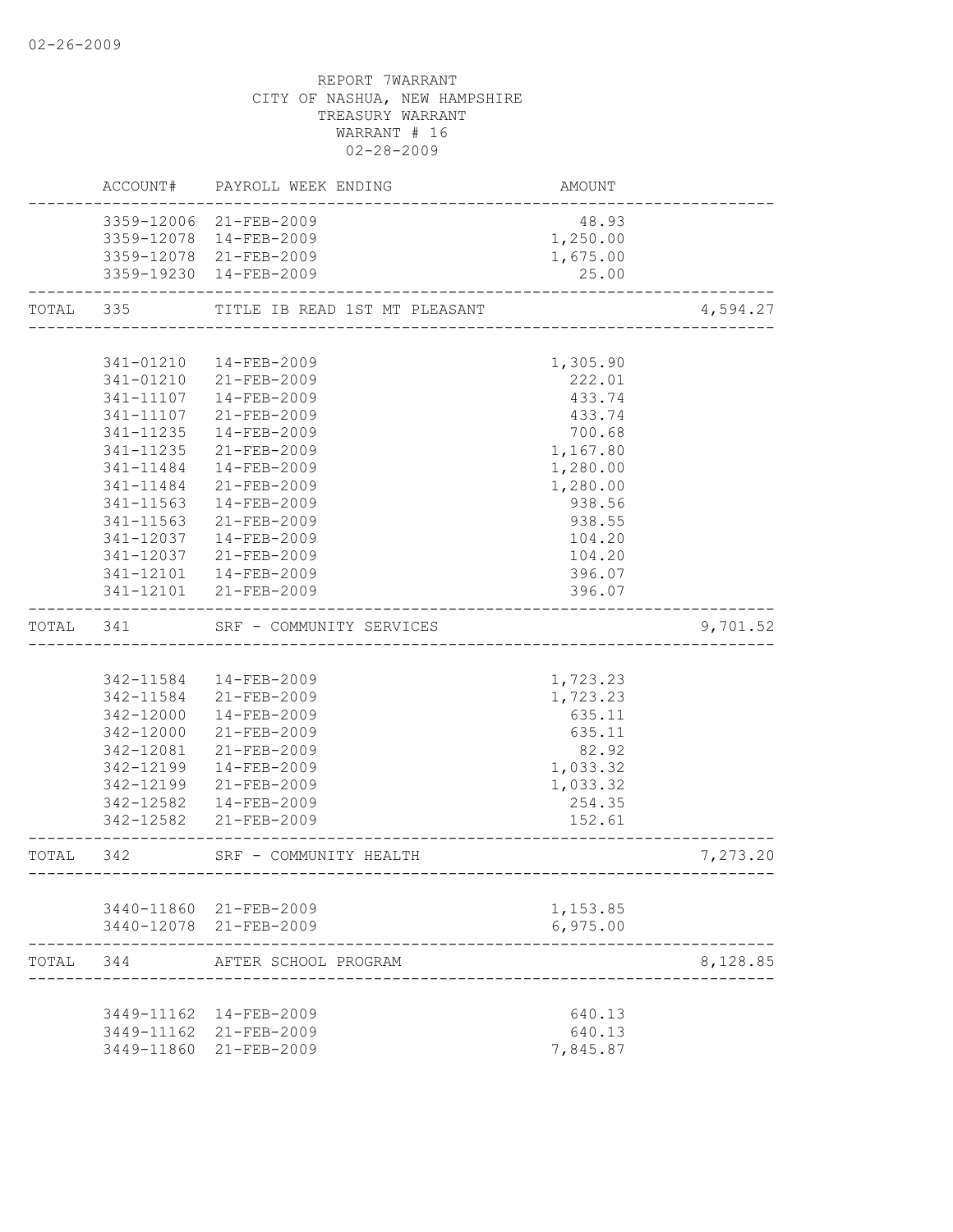02-26-2009

REPORT 7WARRANT
CITY OF NASHUA, NEW HAMPSHIRE
TREASURY WARRANT
WARRANT # 16
02-28-2009

| | ACCOUNT# | PAYROLL WEEK ENDING | AMOUNT | |
|---|---|---|---|---|
| | 3359-12006 | 21-FEB-2009 | 48.93 | |
| | 3359-12078 | 14-FEB-2009 | 1,250.00 | |
| | 3359-12078 | 21-FEB-2009 | 1,675.00 | |
| | 3359-19230 | 14-FEB-2009 | 25.00 | |
| TOTAL | 335 | TITLE IB READ 1ST MT PLEASANT | | 4,594.27 |
| | 341-01210 | 14-FEB-2009 | 1,305.90 | |
| | 341-01210 | 21-FEB-2009 | 222.01 | |
| | 341-11107 | 14-FEB-2009 | 433.74 | |
| | 341-11107 | 21-FEB-2009 | 433.74 | |
| | 341-11235 | 14-FEB-2009 | 700.68 | |
| | 341-11235 | 21-FEB-2009 | 1,167.80 | |
| | 341-11484 | 14-FEB-2009 | 1,280.00 | |
| | 341-11484 | 21-FEB-2009 | 1,280.00 | |
| | 341-11563 | 14-FEB-2009 | 938.56 | |
| | 341-11563 | 21-FEB-2009 | 938.55 | |
| | 341-12037 | 14-FEB-2009 | 104.20 | |
| | 341-12037 | 21-FEB-2009 | 104.20 | |
| | 341-12101 | 14-FEB-2009 | 396.07 | |
| | 341-12101 | 21-FEB-2009 | 396.07 | |
| TOTAL | 341 | SRF - COMMUNITY SERVICES | | 9,701.52 |
| | 342-11584 | 14-FEB-2009 | 1,723.23 | |
| | 342-11584 | 21-FEB-2009 | 1,723.23 | |
| | 342-12000 | 14-FEB-2009 | 635.11 | |
| | 342-12000 | 21-FEB-2009 | 635.11 | |
| | 342-12081 | 21-FEB-2009 | 82.92 | |
| | 342-12199 | 14-FEB-2009 | 1,033.32 | |
| | 342-12199 | 21-FEB-2009 | 1,033.32 | |
| | 342-12582 | 14-FEB-2009 | 254.35 | |
| | 342-12582 | 21-FEB-2009 | 152.61 | |
| TOTAL | 342 | SRF - COMMUNITY HEALTH | | 7,273.20 |
| | 3440-11860 | 21-FEB-2009 | 1,153.85 | |
| | 3440-12078 | 21-FEB-2009 | 6,975.00 | |
| TOTAL | 344 | AFTER SCHOOL PROGRAM | | 8,128.85 |
| | 3449-11162 | 14-FEB-2009 | 640.13 | |
| | 3449-11162 | 21-FEB-2009 | 640.13 | |
| | 3449-11860 | 21-FEB-2009 | 7,845.87 | |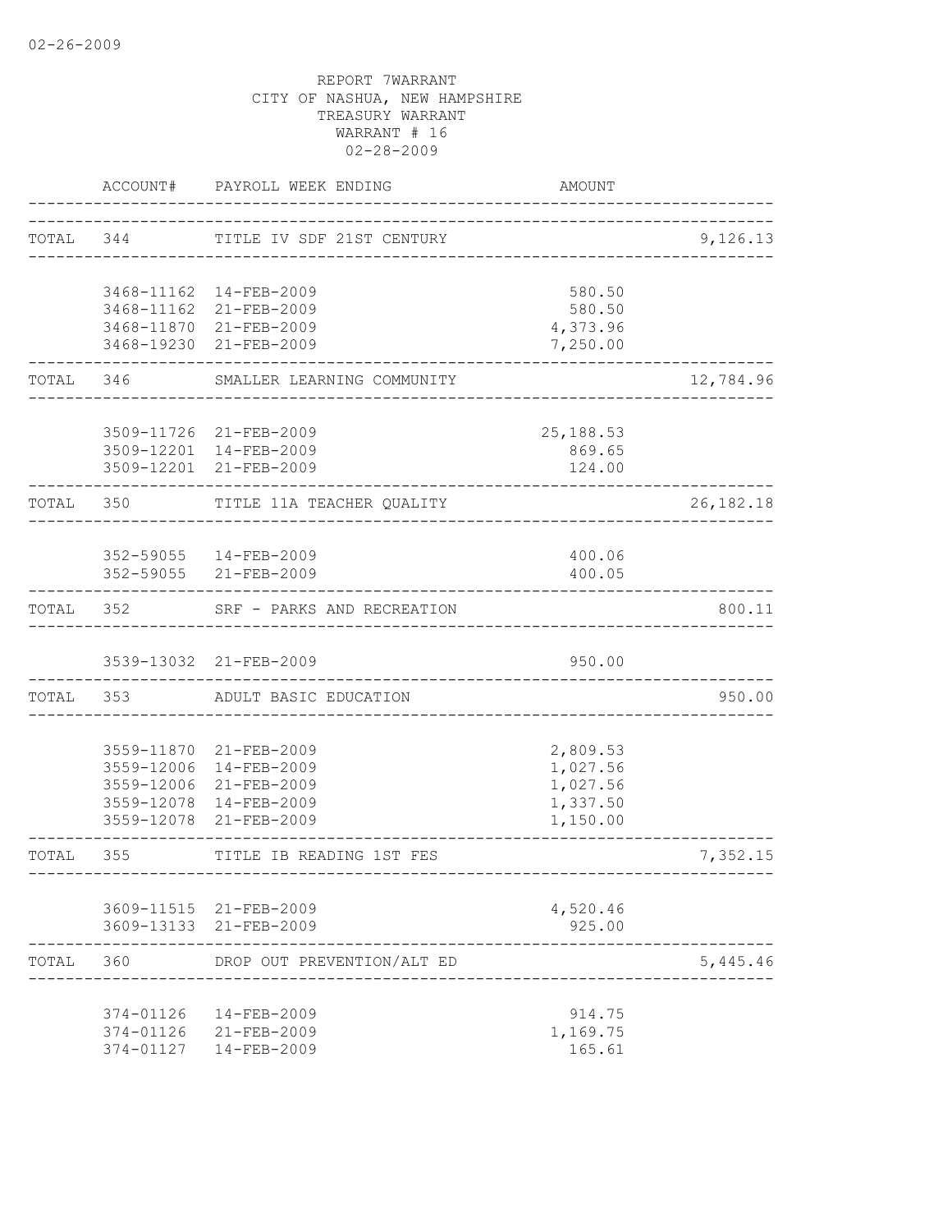02-26-2009

REPORT 7WARRANT
CITY OF NASHUA, NEW HAMPSHIRE
TREASURY WARRANT
WARRANT # 16
02-28-2009

| | ACCOUNT# | PAYROLL WEEK ENDING | AMOUNT | |
|---|---|---|---|---|
| TOTAL | 344 | TITLE IV SDF 21ST CENTURY | | 9,126.13 |
| | 3468-11162 | 14-FEB-2009 | 580.50 | |
| | 3468-11162 | 21-FEB-2009 | 580.50 | |
| | 3468-11870 | 21-FEB-2009 | 4,373.96 | |
| | 3468-19230 | 21-FEB-2009 | 7,250.00 | |
| TOTAL | 346 | SMALLER LEARNING COMMUNITY | | 12,784.96 |
| | 3509-11726 | 21-FEB-2009 | 25,188.53 | |
| | 3509-12201 | 14-FEB-2009 | 869.65 | |
| | 3509-12201 | 21-FEB-2009 | 124.00 | |
| TOTAL | 350 | TITLE 11A TEACHER QUALITY | | 26,182.18 |
| | 352-59055 | 14-FEB-2009 | 400.06 | |
| | 352-59055 | 21-FEB-2009 | 400.05 | |
| TOTAL | 352 | SRF - PARKS AND RECREATION | | 800.11 |
| | 3539-13032 | 21-FEB-2009 | 950.00 | |
| TOTAL | 353 | ADULT BASIC EDUCATION | | 950.00 |
| | 3559-11870 | 21-FEB-2009 | 2,809.53 | |
| | 3559-12006 | 14-FEB-2009 | 1,027.56 | |
| | 3559-12006 | 21-FEB-2009 | 1,027.56 | |
| | 3559-12078 | 14-FEB-2009 | 1,337.50 | |
| | 3559-12078 | 21-FEB-2009 | 1,150.00 | |
| TOTAL | 355 | TITLE IB READING 1ST FES | | 7,352.15 |
| | 3609-11515 | 21-FEB-2009 | 4,520.46 | |
| | 3609-13133 | 21-FEB-2009 | 925.00 | |
| TOTAL | 360 | DROP OUT PREVENTION/ALT ED | | 5,445.46 |
| | 374-01126 | 14-FEB-2009 | 914.75 | |
| | 374-01126 | 21-FEB-2009 | 1,169.75 | |
| | 374-01127 | 14-FEB-2009 | 165.61 | |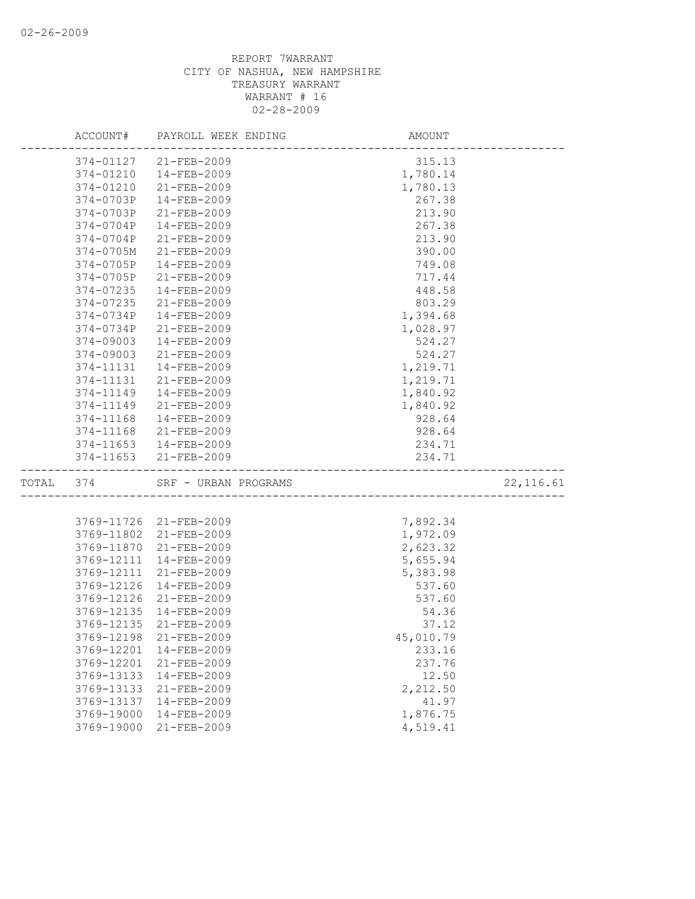REPORT 7WARRANT
CITY OF NASHUA, NEW HAMPSHIRE
TREASURY WARRANT
WARRANT # 16
02-28-2009

| ACCOUNT# | PAYROLL WEEK ENDING | AMOUNT | |
|---|---|---|---|
| 374-01127 | 21-FEB-2009 | 315.13 | |
| 374-01210 | 14-FEB-2009 | 1,780.14 | |
| 374-01210 | 21-FEB-2009 | 1,780.13 | |
| 374-0703P | 14-FEB-2009 | 267.38 | |
| 374-0703P | 21-FEB-2009 | 213.90 | |
| 374-0704P | 14-FEB-2009 | 267.38 | |
| 374-0704P | 21-FEB-2009 | 213.90 | |
| 374-0705M | 21-FEB-2009 | 390.00 | |
| 374-0705P | 14-FEB-2009 | 749.08 | |
| 374-0705P | 21-FEB-2009 | 717.44 | |
| 374-07235 | 14-FEB-2009 | 448.58 | |
| 374-07235 | 21-FEB-2009 | 803.29 | |
| 374-0734P | 14-FEB-2009 | 1,394.68 | |
| 374-0734P | 21-FEB-2009 | 1,028.97 | |
| 374-09003 | 14-FEB-2009 | 524.27 | |
| 374-09003 | 21-FEB-2009 | 524.27 | |
| 374-11131 | 14-FEB-2009 | 1,219.71 | |
| 374-11131 | 21-FEB-2009 | 1,219.71 | |
| 374-11149 | 14-FEB-2009 | 1,840.92 | |
| 374-11149 | 21-FEB-2009 | 1,840.92 | |
| 374-11168 | 14-FEB-2009 | 928.64 | |
| 374-11168 | 21-FEB-2009 | 928.64 | |
| 374-11653 | 14-FEB-2009 | 234.71 | |
| 374-11653 | 21-FEB-2009 | 234.71 | |
| TOTAL 374 | SRF - URBAN PROGRAMS | | 22,116.61 |
| 3769-11726 | 21-FEB-2009 | 7,892.34 | |
| 3769-11802 | 21-FEB-2009 | 1,972.09 | |
| 3769-11870 | 21-FEB-2009 | 2,623.32 | |
| 3769-12111 | 14-FEB-2009 | 5,655.94 | |
| 3769-12111 | 21-FEB-2009 | 5,383.98 | |
| 3769-12126 | 14-FEB-2009 | 537.60 | |
| 3769-12126 | 21-FEB-2009 | 537.60 | |
| 3769-12135 | 14-FEB-2009 | 54.36 | |
| 3769-12135 | 21-FEB-2009 | 37.12 | |
| 3769-12198 | 21-FEB-2009 | 45,010.79 | |
| 3769-12201 | 14-FEB-2009 | 233.16 | |
| 3769-12201 | 21-FEB-2009 | 237.76 | |
| 3769-13133 | 14-FEB-2009 | 12.50 | |
| 3769-13133 | 21-FEB-2009 | 2,212.50 | |
| 3769-13137 | 14-FEB-2009 | 41.97 | |
| 3769-19000 | 14-FEB-2009 | 1,876.75 | |
| 3769-19000 | 21-FEB-2009 | 4,519.41 | |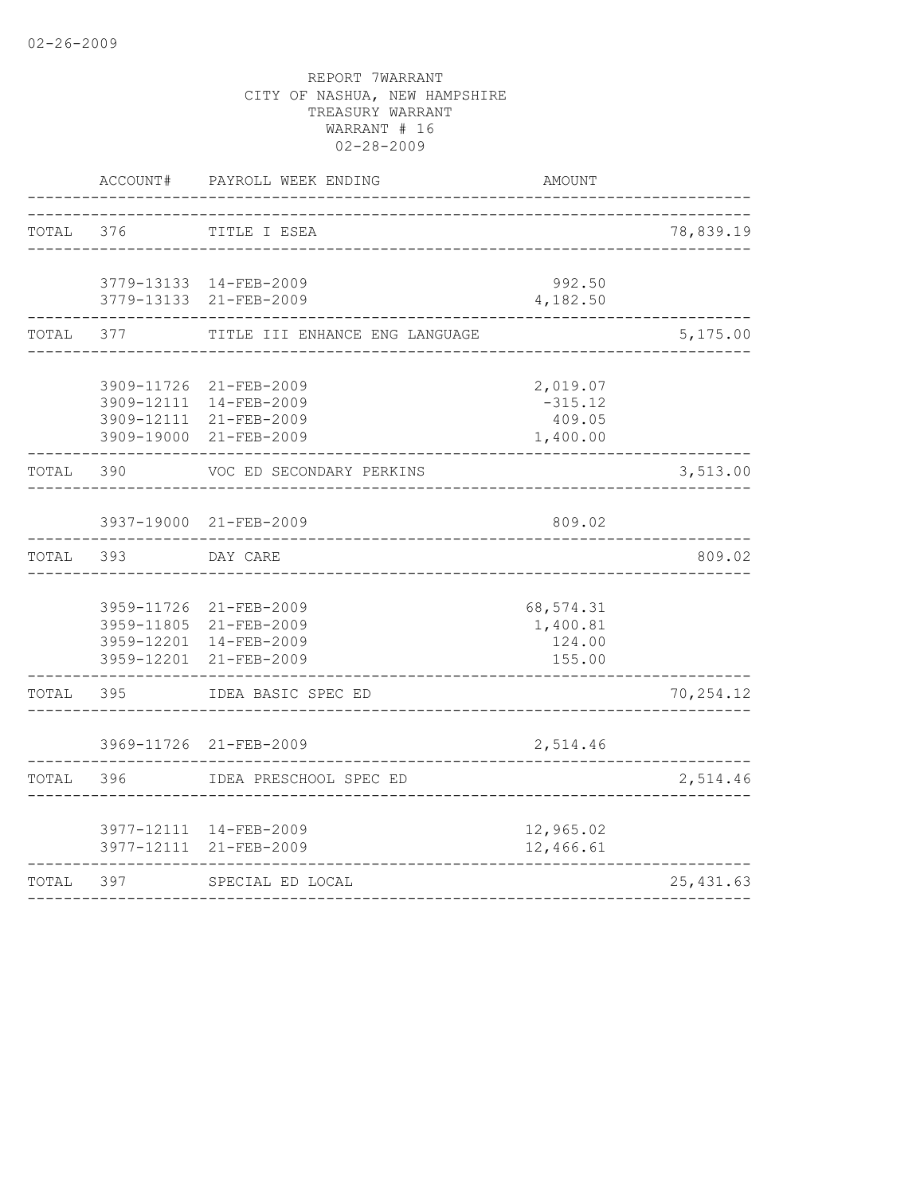02-26-2009

REPORT 7WARRANT
CITY OF NASHUA, NEW HAMPSHIRE
TREASURY WARRANT
WARRANT # 16
02-28-2009

| | ACCOUNT# | PAYROLL WEEK ENDING | AMOUNT | |
|---|---|---|---|---|
| TOTAL | 376 | TITLE I ESEA | | 78,839.19 |
| | 3779-13133 | 14-FEB-2009 | 992.50 | |
| | 3779-13133 | 21-FEB-2009 | 4,182.50 | |
| TOTAL | 377 | TITLE III ENHANCE ENG LANGUAGE | | 5,175.00 |
| | 3909-11726 | 21-FEB-2009 | 2,019.07 | |
| | 3909-12111 | 14-FEB-2009 | -315.12 | |
| | 3909-12111 | 21-FEB-2009 | 409.05 | |
| | 3909-19000 | 21-FEB-2009 | 1,400.00 | |
| TOTAL | 390 | VOC ED SECONDARY PERKINS | | 3,513.00 |
| | 3937-19000 | 21-FEB-2009 | 809.02 | |
| TOTAL | 393 | DAY CARE | | 809.02 |
| | 3959-11726 | 21-FEB-2009 | 68,574.31 | |
| | 3959-11805 | 21-FEB-2009 | 1,400.81 | |
| | 3959-12201 | 14-FEB-2009 | 124.00 | |
| | 3959-12201 | 21-FEB-2009 | 155.00 | |
| TOTAL | 395 | IDEA BASIC SPEC ED | | 70,254.12 |
| | 3969-11726 | 21-FEB-2009 | 2,514.46 | |
| TOTAL | 396 | IDEA PRESCHOOL SPEC ED | | 2,514.46 |
| | 3977-12111 | 14-FEB-2009 | 12,965.02 | |
| | 3977-12111 | 21-FEB-2009 | 12,466.61 | |
| TOTAL | 397 | SPECIAL ED LOCAL | | 25,431.63 |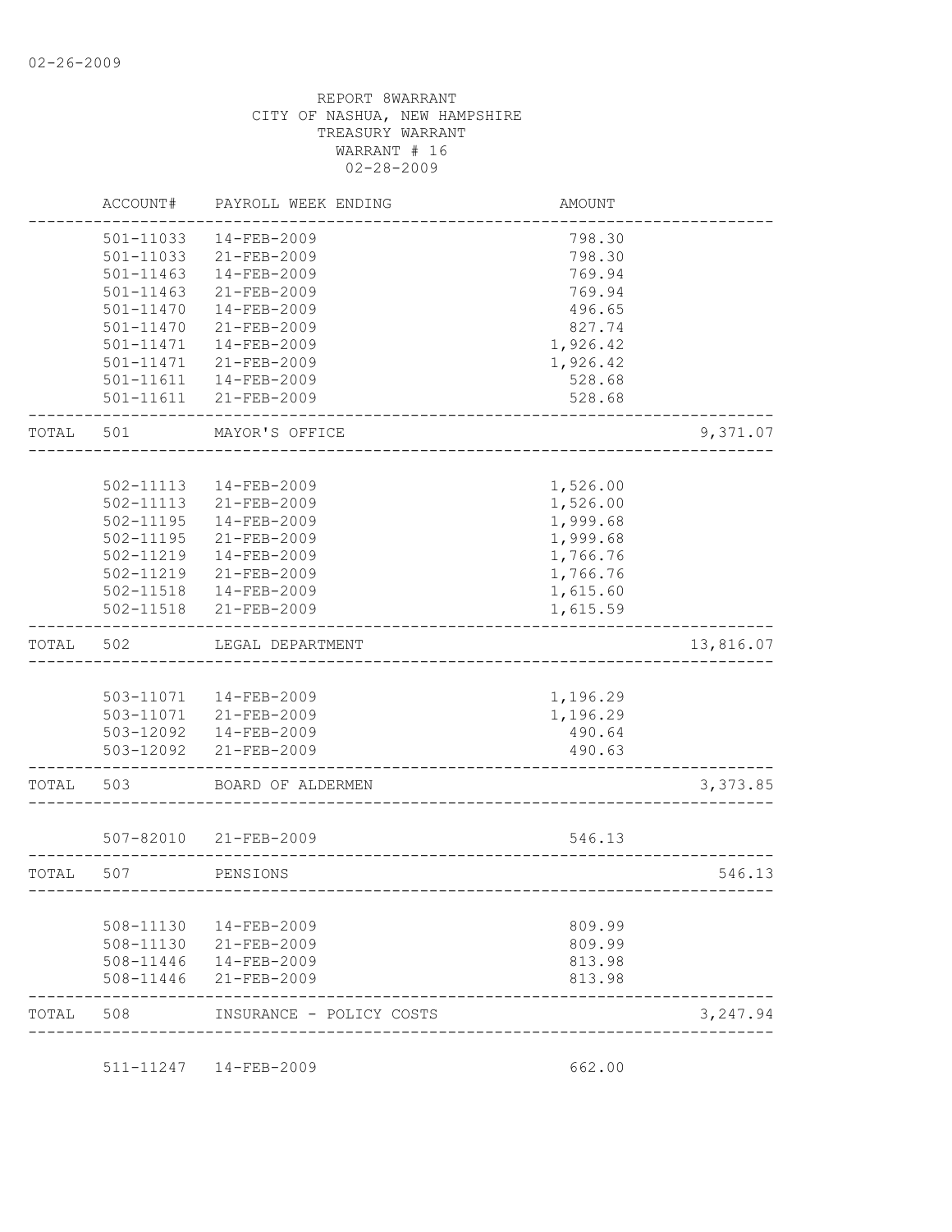02-26-2009

REPORT 8WARRANT
CITY OF NASHUA, NEW HAMPSHIRE
TREASURY WARRANT
WARRANT # 16
02-28-2009

| | ACCOUNT# | PAYROLL WEEK ENDING | AMOUNT | |
|---|---|---|---|---|
| | 501-11033 | 14-FEB-2009 | 798.30 | |
| | 501-11033 | 21-FEB-2009 | 798.30 | |
| | 501-11463 | 14-FEB-2009 | 769.94 | |
| | 501-11463 | 21-FEB-2009 | 769.94 | |
| | 501-11470 | 14-FEB-2009 | 496.65 | |
| | 501-11470 | 21-FEB-2009 | 827.74 | |
| | 501-11471 | 14-FEB-2009 | 1,926.42 | |
| | 501-11471 | 21-FEB-2009 | 1,926.42 | |
| | 501-11611 | 14-FEB-2009 | 528.68 | |
| | 501-11611 | 21-FEB-2009 | 528.68 | |
| TOTAL | 501 | MAYOR'S OFFICE | | 9,371.07 |
| | 502-11113 | 14-FEB-2009 | 1,526.00 | |
| | 502-11113 | 21-FEB-2009 | 1,526.00 | |
| | 502-11195 | 14-FEB-2009 | 1,999.68 | |
| | 502-11195 | 21-FEB-2009 | 1,999.68 | |
| | 502-11219 | 14-FEB-2009 | 1,766.76 | |
| | 502-11219 | 21-FEB-2009 | 1,766.76 | |
| | 502-11518 | 14-FEB-2009 | 1,615.60 | |
| | 502-11518 | 21-FEB-2009 | 1,615.59 | |
| TOTAL | 502 | LEGAL DEPARTMENT | | 13,816.07 |
| | 503-11071 | 14-FEB-2009 | 1,196.29 | |
| | 503-11071 | 21-FEB-2009 | 1,196.29 | |
| | 503-12092 | 14-FEB-2009 | 490.64 | |
| | 503-12092 | 21-FEB-2009 | 490.63 | |
| TOTAL | 503 | BOARD OF ALDERMEN | | 3,373.85 |
| | 507-82010 | 21-FEB-2009 | 546.13 | |
| TOTAL | 507 | PENSIONS | | 546.13 |
| | 508-11130 | 14-FEB-2009 | 809.99 | |
| | 508-11130 | 21-FEB-2009 | 809.99 | |
| | 508-11446 | 14-FEB-2009 | 813.98 | |
| | 508-11446 | 21-FEB-2009 | 813.98 | |
| TOTAL | 508 | INSURANCE - POLICY COSTS | | 3,247.94 |
| | 511-11247 | 14-FEB-2009 | 662.00 | |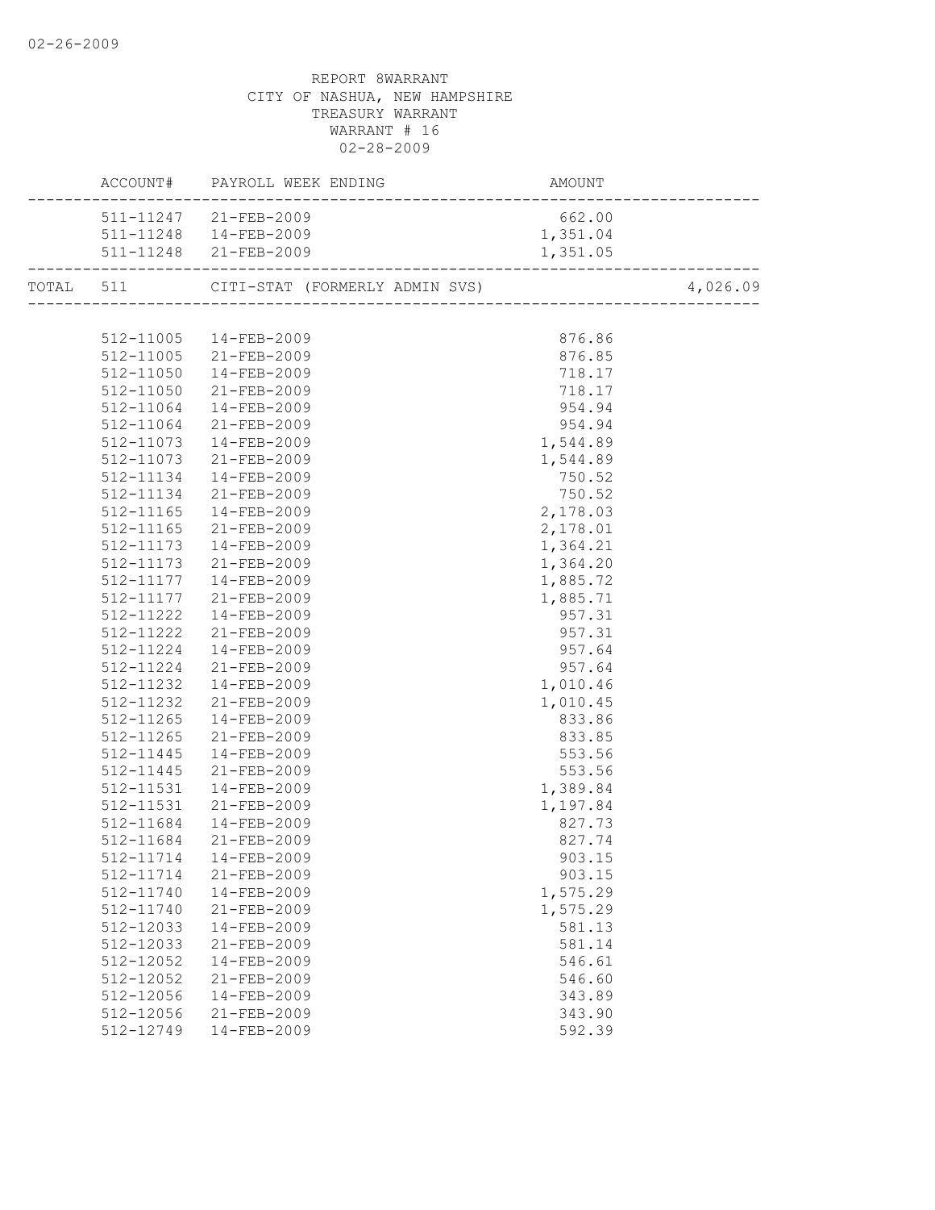02-26-2009

REPORT 8WARRANT
CITY OF NASHUA, NEW HAMPSHIRE
TREASURY WARRANT
WARRANT # 16
02-28-2009

| | ACCOUNT# | PAYROLL WEEK ENDING | AMOUNT | |
|---|---|---|---|---|
| | 511-11247 | 21-FEB-2009 | 662.00 | |
| | 511-11248 | 14-FEB-2009 | 1,351.04 | |
| | 511-11248 | 21-FEB-2009 | 1,351.05 | |
| TOTAL | 511 | CITI-STAT (FORMERLY ADMIN SVS) | | 4,026.09 |
| | 512-11005 | 14-FEB-2009 | 876.86 | |
| | 512-11005 | 21-FEB-2009 | 876.85 | |
| | 512-11050 | 14-FEB-2009 | 718.17 | |
| | 512-11050 | 21-FEB-2009 | 718.17 | |
| | 512-11064 | 14-FEB-2009 | 954.94 | |
| | 512-11064 | 21-FEB-2009 | 954.94 | |
| | 512-11073 | 14-FEB-2009 | 1,544.89 | |
| | 512-11073 | 21-FEB-2009 | 1,544.89 | |
| | 512-11134 | 14-FEB-2009 | 750.52 | |
| | 512-11134 | 21-FEB-2009 | 750.52 | |
| | 512-11165 | 14-FEB-2009 | 2,178.03 | |
| | 512-11165 | 21-FEB-2009 | 2,178.01 | |
| | 512-11173 | 14-FEB-2009 | 1,364.21 | |
| | 512-11173 | 21-FEB-2009 | 1,364.20 | |
| | 512-11177 | 14-FEB-2009 | 1,885.72 | |
| | 512-11177 | 21-FEB-2009 | 1,885.71 | |
| | 512-11222 | 14-FEB-2009 | 957.31 | |
| | 512-11222 | 21-FEB-2009 | 957.31 | |
| | 512-11224 | 14-FEB-2009 | 957.64 | |
| | 512-11224 | 21-FEB-2009 | 957.64 | |
| | 512-11232 | 14-FEB-2009 | 1,010.46 | |
| | 512-11232 | 21-FEB-2009 | 1,010.45 | |
| | 512-11265 | 14-FEB-2009 | 833.86 | |
| | 512-11265 | 21-FEB-2009 | 833.85 | |
| | 512-11445 | 14-FEB-2009 | 553.56 | |
| | 512-11445 | 21-FEB-2009 | 553.56 | |
| | 512-11531 | 14-FEB-2009 | 1,389.84 | |
| | 512-11531 | 21-FEB-2009 | 1,197.84 | |
| | 512-11684 | 14-FEB-2009 | 827.73 | |
| | 512-11684 | 21-FEB-2009 | 827.74 | |
| | 512-11714 | 14-FEB-2009 | 903.15 | |
| | 512-11714 | 21-FEB-2009 | 903.15 | |
| | 512-11740 | 14-FEB-2009 | 1,575.29 | |
| | 512-11740 | 21-FEB-2009 | 1,575.29 | |
| | 512-12033 | 14-FEB-2009 | 581.13 | |
| | 512-12033 | 21-FEB-2009 | 581.14 | |
| | 512-12052 | 14-FEB-2009 | 546.61 | |
| | 512-12052 | 21-FEB-2009 | 546.60 | |
| | 512-12056 | 14-FEB-2009 | 343.89 | |
| | 512-12056 | 21-FEB-2009 | 343.90 | |
| | 512-12749 | 14-FEB-2009 | 592.39 | |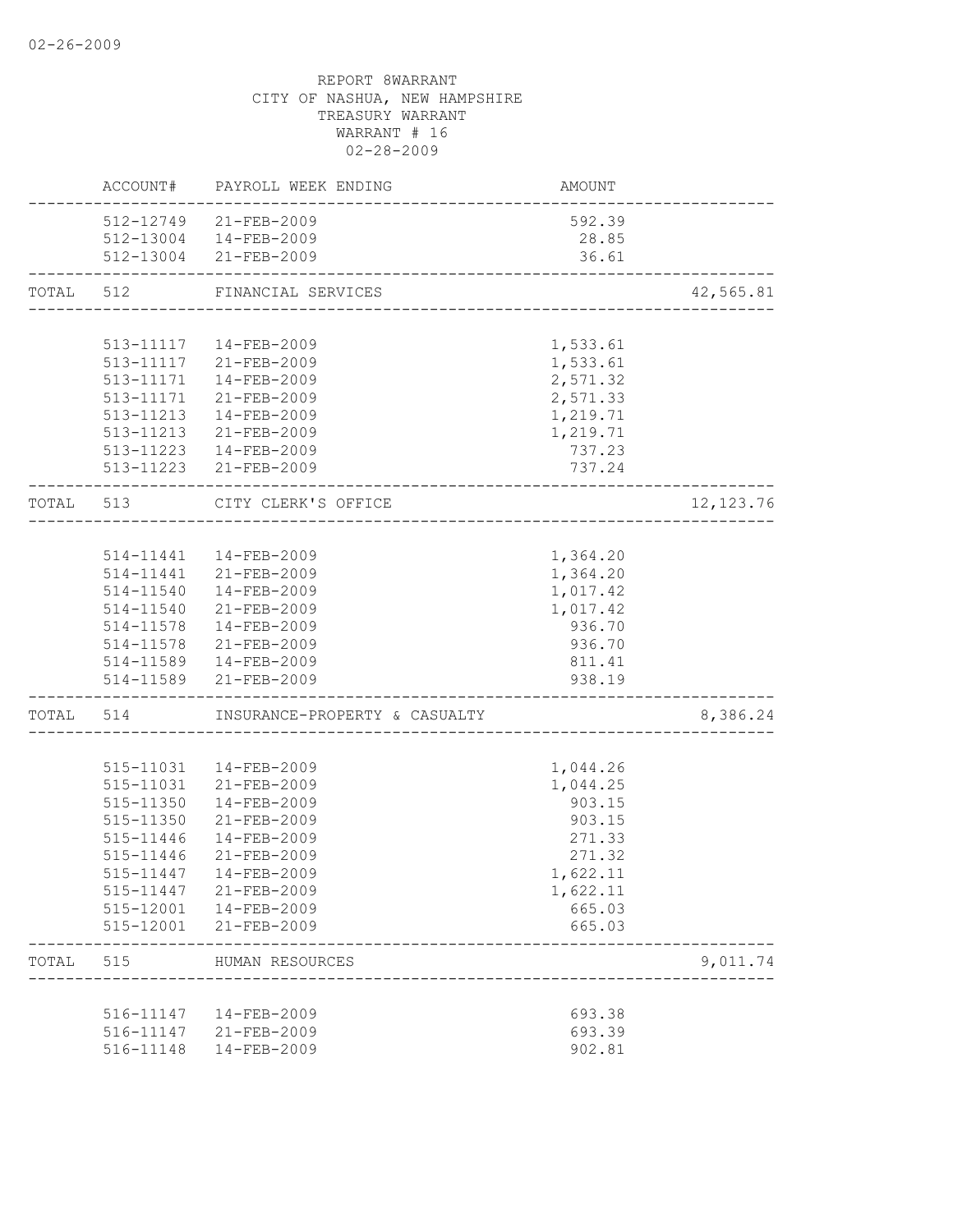02-26-2009

REPORT 8WARRANT
CITY OF NASHUA, NEW HAMPSHIRE
TREASURY WARRANT
WARRANT # 16
02-28-2009

| | ACCOUNT# | PAYROLL WEEK ENDING | AMOUNT | |
|---|---|---|---|---|
| | 512-12749 | 21-FEB-2009 | 592.39 | |
| | 512-13004 | 14-FEB-2009 | 28.85 | |
| | 512-13004 | 21-FEB-2009 | 36.61 | |
| TOTAL | 512 | FINANCIAL SERVICES | | 42,565.81 |
| | 513-11117 | 14-FEB-2009 | 1,533.61 | |
| | 513-11117 | 21-FEB-2009 | 1,533.61 | |
| | 513-11171 | 14-FEB-2009 | 2,571.32 | |
| | 513-11171 | 21-FEB-2009 | 2,571.33 | |
| | 513-11213 | 14-FEB-2009 | 1,219.71 | |
| | 513-11213 | 21-FEB-2009 | 1,219.71 | |
| | 513-11223 | 14-FEB-2009 | 737.23 | |
| | 513-11223 | 21-FEB-2009 | 737.24 | |
| TOTAL | 513 | CITY CLERK'S OFFICE | | 12,123.76 |
| | 514-11441 | 14-FEB-2009 | 1,364.20 | |
| | 514-11441 | 21-FEB-2009 | 1,364.20 | |
| | 514-11540 | 14-FEB-2009 | 1,017.42 | |
| | 514-11540 | 21-FEB-2009 | 1,017.42 | |
| | 514-11578 | 14-FEB-2009 | 936.70 | |
| | 514-11578 | 21-FEB-2009 | 936.70 | |
| | 514-11589 | 14-FEB-2009 | 811.41 | |
| | 514-11589 | 21-FEB-2009 | 938.19 | |
| TOTAL | 514 | INSURANCE-PROPERTY & CASUALTY | | 8,386.24 |
| | 515-11031 | 14-FEB-2009 | 1,044.26 | |
| | 515-11031 | 21-FEB-2009 | 1,044.25 | |
| | 515-11350 | 14-FEB-2009 | 903.15 | |
| | 515-11350 | 21-FEB-2009 | 903.15 | |
| | 515-11446 | 14-FEB-2009 | 271.33 | |
| | 515-11446 | 21-FEB-2009 | 271.32 | |
| | 515-11447 | 14-FEB-2009 | 1,622.11 | |
| | 515-11447 | 21-FEB-2009 | 1,622.11 | |
| | 515-12001 | 14-FEB-2009 | 665.03 | |
| | 515-12001 | 21-FEB-2009 | 665.03 | |
| TOTAL | 515 | HUMAN RESOURCES | | 9,011.74 |
| | 516-11147 | 14-FEB-2009 | 693.38 | |
| | 516-11147 | 21-FEB-2009 | 693.39 | |
| | 516-11148 | 14-FEB-2009 | 902.81 | |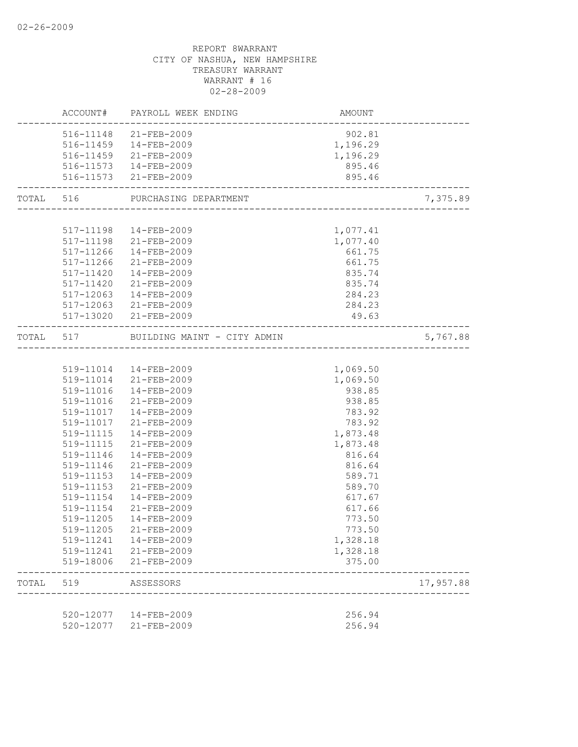REPORT 8WARRANT
CITY OF NASHUA, NEW HAMPSHIRE
TREASURY WARRANT
WARRANT # 16
02-28-2009

| | ACCOUNT# | PAYROLL WEEK ENDING | AMOUNT | |
|---|---|---|---|---|
| | 516-11148 | 21-FEB-2009 | 902.81 | |
| | 516-11459 | 14-FEB-2009 | 1,196.29 | |
| | 516-11459 | 21-FEB-2009 | 1,196.29 | |
| | 516-11573 | 14-FEB-2009 | 895.46 | |
| | 516-11573 | 21-FEB-2009 | 895.46 | |
| TOTAL | 516 | PURCHASING DEPARTMENT | | 7,375.89 |
| | 517-11198 | 14-FEB-2009 | 1,077.41 | |
| | 517-11198 | 21-FEB-2009 | 1,077.40 | |
| | 517-11266 | 14-FEB-2009 | 661.75 | |
| | 517-11266 | 21-FEB-2009 | 661.75 | |
| | 517-11420 | 14-FEB-2009 | 835.74 | |
| | 517-11420 | 21-FEB-2009 | 835.74 | |
| | 517-12063 | 14-FEB-2009 | 284.23 | |
| | 517-12063 | 21-FEB-2009 | 284.23 | |
| | 517-13020 | 21-FEB-2009 | 49.63 | |
| TOTAL | 517 | BUILDING MAINT - CITY ADMIN | | 5,767.88 |
| | 519-11014 | 14-FEB-2009 | 1,069.50 | |
| | 519-11014 | 21-FEB-2009 | 1,069.50 | |
| | 519-11016 | 14-FEB-2009 | 938.85 | |
| | 519-11016 | 21-FEB-2009 | 938.85 | |
| | 519-11017 | 14-FEB-2009 | 783.92 | |
| | 519-11017 | 21-FEB-2009 | 783.92 | |
| | 519-11115 | 14-FEB-2009 | 1,873.48 | |
| | 519-11115 | 21-FEB-2009 | 1,873.48 | |
| | 519-11146 | 14-FEB-2009 | 816.64 | |
| | 519-11146 | 21-FEB-2009 | 816.64 | |
| | 519-11153 | 14-FEB-2009 | 589.71 | |
| | 519-11153 | 21-FEB-2009 | 589.70 | |
| | 519-11154 | 14-FEB-2009 | 617.67 | |
| | 519-11154 | 21-FEB-2009 | 617.66 | |
| | 519-11205 | 14-FEB-2009 | 773.50 | |
| | 519-11205 | 21-FEB-2009 | 773.50 | |
| | 519-11241 | 14-FEB-2009 | 1,328.18 | |
| | 519-11241 | 21-FEB-2009 | 1,328.18 | |
| | 519-18006 | 21-FEB-2009 | 375.00 | |
| TOTAL | 519 | ASSESSORS | | 17,957.88 |
| | 520-12077 | 14-FEB-2009 | 256.94 | |
| | 520-12077 | 21-FEB-2009 | 256.94 | |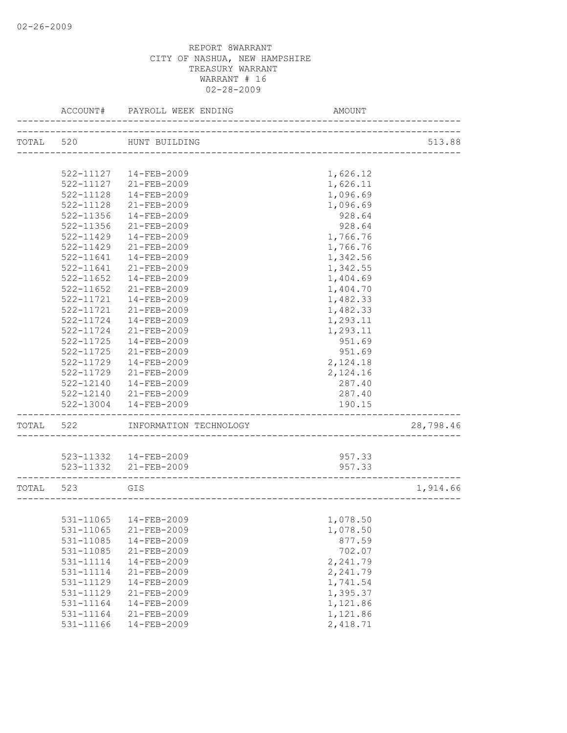02-26-2009

REPORT 8WARRANT
CITY OF NASHUA, NEW HAMPSHIRE
TREASURY WARRANT
WARRANT # 16
02-28-2009

| | ACCOUNT# | PAYROLL WEEK ENDING | AMOUNT | |
|---|---|---|---|---|
| TOTAL | 520 | HUNT BUILDING | | 513.88 |
| | 522-11127 | 14-FEB-2009 | 1,626.12 | |
| | 522-11127 | 21-FEB-2009 | 1,626.11 | |
| | 522-11128 | 14-FEB-2009 | 1,096.69 | |
| | 522-11128 | 21-FEB-2009 | 1,096.69 | |
| | 522-11356 | 14-FEB-2009 | 928.64 | |
| | 522-11356 | 21-FEB-2009 | 928.64 | |
| | 522-11429 | 14-FEB-2009 | 1,766.76 | |
| | 522-11429 | 21-FEB-2009 | 1,766.76 | |
| | 522-11641 | 14-FEB-2009 | 1,342.56 | |
| | 522-11641 | 21-FEB-2009 | 1,342.55 | |
| | 522-11652 | 14-FEB-2009 | 1,404.69 | |
| | 522-11652 | 21-FEB-2009 | 1,404.70 | |
| | 522-11721 | 14-FEB-2009 | 1,482.33 | |
| | 522-11721 | 21-FEB-2009 | 1,482.33 | |
| | 522-11724 | 14-FEB-2009 | 1,293.11 | |
| | 522-11724 | 21-FEB-2009 | 1,293.11 | |
| | 522-11725 | 14-FEB-2009 | 951.69 | |
| | 522-11725 | 21-FEB-2009 | 951.69 | |
| | 522-11729 | 14-FEB-2009 | 2,124.18 | |
| | 522-11729 | 21-FEB-2009 | 2,124.16 | |
| | 522-12140 | 14-FEB-2009 | 287.40 | |
| | 522-12140 | 21-FEB-2009 | 287.40 | |
| | 522-13004 | 14-FEB-2009 | 190.15 | |
| TOTAL | 522 | INFORMATION TECHNOLOGY | | 28,798.46 |
| | 523-11332 | 14-FEB-2009 | 957.33 | |
| | 523-11332 | 21-FEB-2009 | 957.33 | |
| TOTAL | 523 | GIS | | 1,914.66 |
| | 531-11065 | 14-FEB-2009 | 1,078.50 | |
| | 531-11065 | 21-FEB-2009 | 1,078.50 | |
| | 531-11085 | 14-FEB-2009 | 877.59 | |
| | 531-11085 | 21-FEB-2009 | 702.07 | |
| | 531-11114 | 14-FEB-2009 | 2,241.79 | |
| | 531-11114 | 21-FEB-2009 | 2,241.79 | |
| | 531-11129 | 14-FEB-2009 | 1,741.54 | |
| | 531-11129 | 21-FEB-2009 | 1,395.37 | |
| | 531-11164 | 14-FEB-2009 | 1,121.86 | |
| | 531-11164 | 21-FEB-2009 | 1,121.86 | |
| | 531-11166 | 14-FEB-2009 | 2,418.71 | |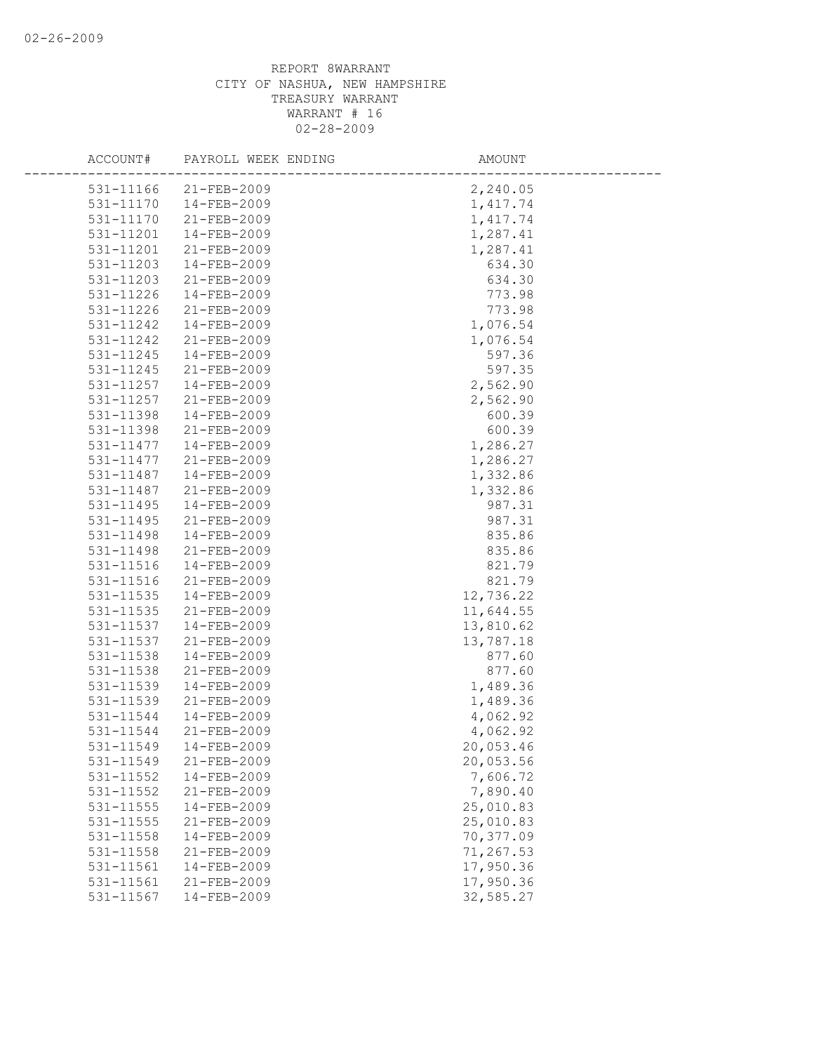REPORT 8WARRANT
CITY OF NASHUA, NEW HAMPSHIRE
TREASURY WARRANT
WARRANT # 16
02-28-2009

| ACCOUNT# | PAYROLL WEEK ENDING | AMOUNT |
|---|---|---|
| 531-11166 | 21-FEB-2009 | 2,240.05 |
| 531-11170 | 14-FEB-2009 | 1,417.74 |
| 531-11170 | 21-FEB-2009 | 1,417.74 |
| 531-11201 | 14-FEB-2009 | 1,287.41 |
| 531-11201 | 21-FEB-2009 | 1,287.41 |
| 531-11203 | 14-FEB-2009 | 634.30 |
| 531-11203 | 21-FEB-2009 | 634.30 |
| 531-11226 | 14-FEB-2009 | 773.98 |
| 531-11226 | 21-FEB-2009 | 773.98 |
| 531-11242 | 14-FEB-2009 | 1,076.54 |
| 531-11242 | 21-FEB-2009 | 1,076.54 |
| 531-11245 | 14-FEB-2009 | 597.36 |
| 531-11245 | 21-FEB-2009 | 597.35 |
| 531-11257 | 14-FEB-2009 | 2,562.90 |
| 531-11257 | 21-FEB-2009 | 2,562.90 |
| 531-11398 | 14-FEB-2009 | 600.39 |
| 531-11398 | 21-FEB-2009 | 600.39 |
| 531-11477 | 14-FEB-2009 | 1,286.27 |
| 531-11477 | 21-FEB-2009 | 1,286.27 |
| 531-11487 | 14-FEB-2009 | 1,332.86 |
| 531-11487 | 21-FEB-2009 | 1,332.86 |
| 531-11495 | 14-FEB-2009 | 987.31 |
| 531-11495 | 21-FEB-2009 | 987.31 |
| 531-11498 | 14-FEB-2009 | 835.86 |
| 531-11498 | 21-FEB-2009 | 835.86 |
| 531-11516 | 14-FEB-2009 | 821.79 |
| 531-11516 | 21-FEB-2009 | 821.79 |
| 531-11535 | 14-FEB-2009 | 12,736.22 |
| 531-11535 | 21-FEB-2009 | 11,644.55 |
| 531-11537 | 14-FEB-2009 | 13,810.62 |
| 531-11537 | 21-FEB-2009 | 13,787.18 |
| 531-11538 | 14-FEB-2009 | 877.60 |
| 531-11538 | 21-FEB-2009 | 877.60 |
| 531-11539 | 14-FEB-2009 | 1,489.36 |
| 531-11539 | 21-FEB-2009 | 1,489.36 |
| 531-11544 | 14-FEB-2009 | 4,062.92 |
| 531-11544 | 21-FEB-2009 | 4,062.92 |
| 531-11549 | 14-FEB-2009 | 20,053.46 |
| 531-11549 | 21-FEB-2009 | 20,053.56 |
| 531-11552 | 14-FEB-2009 | 7,606.72 |
| 531-11552 | 21-FEB-2009 | 7,890.40 |
| 531-11555 | 14-FEB-2009 | 25,010.83 |
| 531-11555 | 21-FEB-2009 | 25,010.83 |
| 531-11558 | 14-FEB-2009 | 70,377.09 |
| 531-11558 | 21-FEB-2009 | 71,267.53 |
| 531-11561 | 14-FEB-2009 | 17,950.36 |
| 531-11561 | 21-FEB-2009 | 17,950.36 |
| 531-11567 | 14-FEB-2009 | 32,585.27 |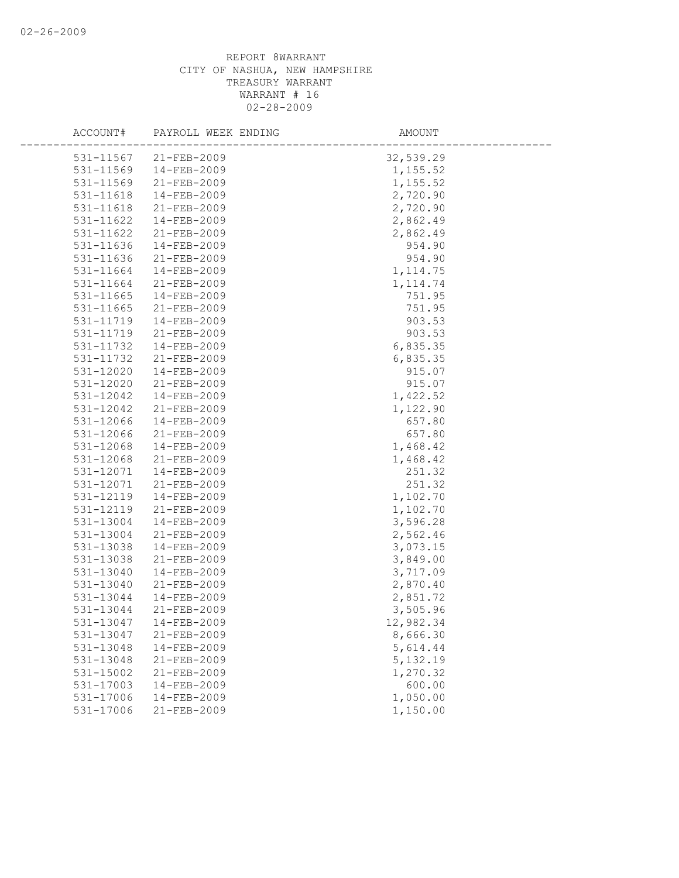REPORT 8WARRANT
CITY OF NASHUA, NEW HAMPSHIRE
TREASURY WARRANT
WARRANT # 16
02-28-2009

| ACCOUNT# | PAYROLL WEEK ENDING | AMOUNT |
|---|---|---|
| 531-11567 | 21-FEB-2009 | 32,539.29 |
| 531-11569 | 14-FEB-2009 | 1,155.52 |
| 531-11569 | 21-FEB-2009 | 1,155.52 |
| 531-11618 | 14-FEB-2009 | 2,720.90 |
| 531-11618 | 21-FEB-2009 | 2,720.90 |
| 531-11622 | 14-FEB-2009 | 2,862.49 |
| 531-11622 | 21-FEB-2009 | 2,862.49 |
| 531-11636 | 14-FEB-2009 | 954.90 |
| 531-11636 | 21-FEB-2009 | 954.90 |
| 531-11664 | 14-FEB-2009 | 1,114.75 |
| 531-11664 | 21-FEB-2009 | 1,114.74 |
| 531-11665 | 14-FEB-2009 | 751.95 |
| 531-11665 | 21-FEB-2009 | 751.95 |
| 531-11719 | 14-FEB-2009 | 903.53 |
| 531-11719 | 21-FEB-2009 | 903.53 |
| 531-11732 | 14-FEB-2009 | 6,835.35 |
| 531-11732 | 21-FEB-2009 | 6,835.35 |
| 531-12020 | 14-FEB-2009 | 915.07 |
| 531-12020 | 21-FEB-2009 | 915.07 |
| 531-12042 | 14-FEB-2009 | 1,422.52 |
| 531-12042 | 21-FEB-2009 | 1,122.90 |
| 531-12066 | 14-FEB-2009 | 657.80 |
| 531-12066 | 21-FEB-2009 | 657.80 |
| 531-12068 | 14-FEB-2009 | 1,468.42 |
| 531-12068 | 21-FEB-2009 | 1,468.42 |
| 531-12071 | 14-FEB-2009 | 251.32 |
| 531-12071 | 21-FEB-2009 | 251.32 |
| 531-12119 | 14-FEB-2009 | 1,102.70 |
| 531-12119 | 21-FEB-2009 | 1,102.70 |
| 531-13004 | 14-FEB-2009 | 3,596.28 |
| 531-13004 | 21-FEB-2009 | 2,562.46 |
| 531-13038 | 14-FEB-2009 | 3,073.15 |
| 531-13038 | 21-FEB-2009 | 3,849.00 |
| 531-13040 | 14-FEB-2009 | 3,717.09 |
| 531-13040 | 21-FEB-2009 | 2,870.40 |
| 531-13044 | 14-FEB-2009 | 2,851.72 |
| 531-13044 | 21-FEB-2009 | 3,505.96 |
| 531-13047 | 14-FEB-2009 | 12,982.34 |
| 531-13047 | 21-FEB-2009 | 8,666.30 |
| 531-13048 | 14-FEB-2009 | 5,614.44 |
| 531-13048 | 21-FEB-2009 | 5,132.19 |
| 531-15002 | 21-FEB-2009 | 1,270.32 |
| 531-17003 | 14-FEB-2009 | 600.00 |
| 531-17006 | 14-FEB-2009 | 1,050.00 |
| 531-17006 | 21-FEB-2009 | 1,150.00 |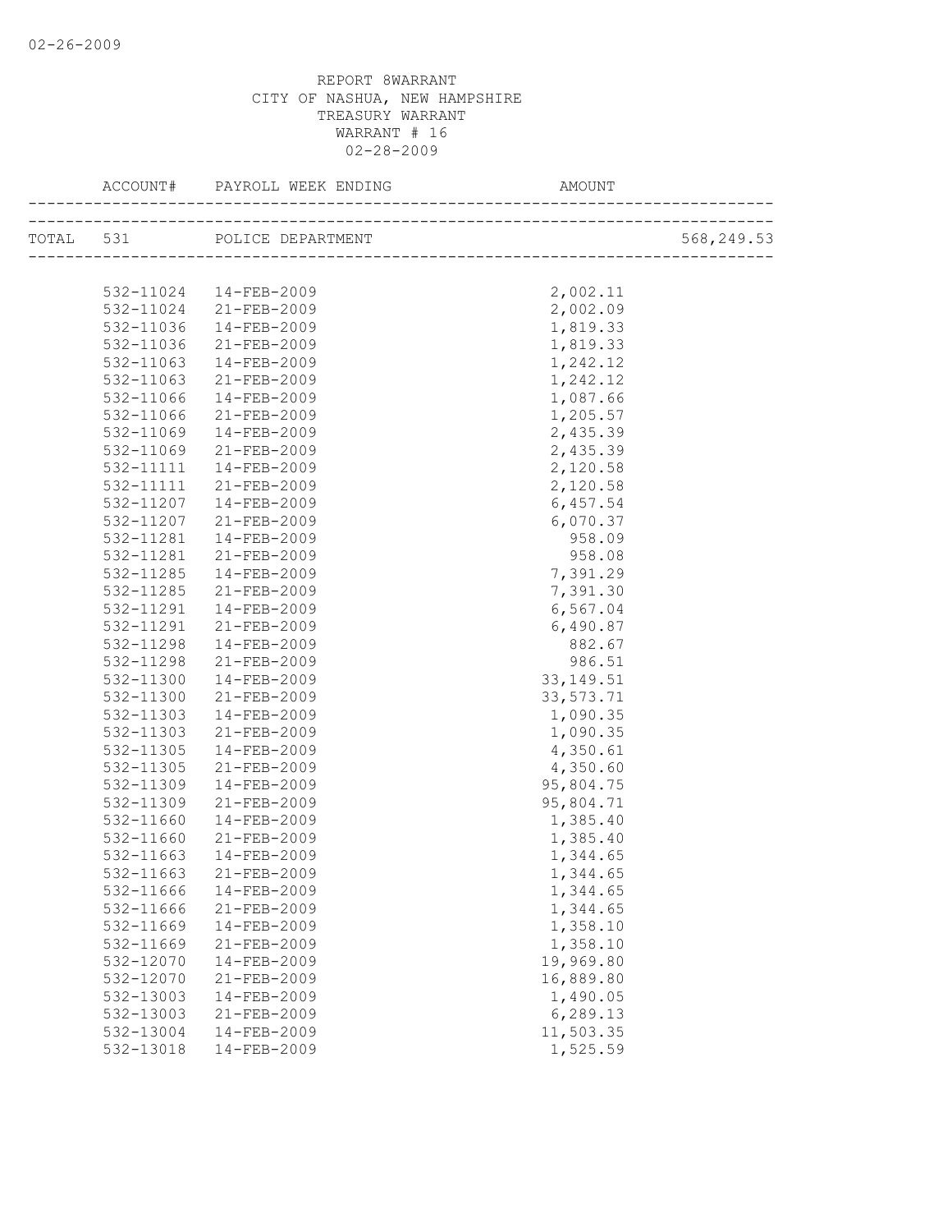REPORT 8WARRANT
CITY OF NASHUA, NEW HAMPSHIRE
TREASURY WARRANT
WARRANT # 16
02-28-2009

| ACCOUNT# | PAYROLL WEEK ENDING | AMOUNT | |
|---|---|---|---|
| TOTAL 531 | POLICE DEPARTMENT | | 568,249.53 |
| 532-11024 | 14-FEB-2009 | 2,002.11 | |
| 532-11024 | 21-FEB-2009 | 2,002.09 | |
| 532-11036 | 14-FEB-2009 | 1,819.33 | |
| 532-11036 | 21-FEB-2009 | 1,819.33 | |
| 532-11063 | 14-FEB-2009 | 1,242.12 | |
| 532-11063 | 21-FEB-2009 | 1,242.12 | |
| 532-11066 | 14-FEB-2009 | 1,087.66 | |
| 532-11066 | 21-FEB-2009 | 1,205.57 | |
| 532-11069 | 14-FEB-2009 | 2,435.39 | |
| 532-11069 | 21-FEB-2009 | 2,435.39 | |
| 532-11111 | 14-FEB-2009 | 2,120.58 | |
| 532-11111 | 21-FEB-2009 | 2,120.58 | |
| 532-11207 | 14-FEB-2009 | 6,457.54 | |
| 532-11207 | 21-FEB-2009 | 6,070.37 | |
| 532-11281 | 14-FEB-2009 | 958.09 | |
| 532-11281 | 21-FEB-2009 | 958.08 | |
| 532-11285 | 14-FEB-2009 | 7,391.29 | |
| 532-11285 | 21-FEB-2009 | 7,391.30 | |
| 532-11291 | 14-FEB-2009 | 6,567.04 | |
| 532-11291 | 21-FEB-2009 | 6,490.87 | |
| 532-11298 | 14-FEB-2009 | 882.67 | |
| 532-11298 | 21-FEB-2009 | 986.51 | |
| 532-11300 | 14-FEB-2009 | 33,149.51 | |
| 532-11300 | 21-FEB-2009 | 33,573.71 | |
| 532-11303 | 14-FEB-2009 | 1,090.35 | |
| 532-11303 | 21-FEB-2009 | 1,090.35 | |
| 532-11305 | 14-FEB-2009 | 4,350.61 | |
| 532-11305 | 21-FEB-2009 | 4,350.60 | |
| 532-11309 | 14-FEB-2009 | 95,804.75 | |
| 532-11309 | 21-FEB-2009 | 95,804.71 | |
| 532-11660 | 14-FEB-2009 | 1,385.40 | |
| 532-11660 | 21-FEB-2009 | 1,385.40 | |
| 532-11663 | 14-FEB-2009 | 1,344.65 | |
| 532-11663 | 21-FEB-2009 | 1,344.65 | |
| 532-11666 | 14-FEB-2009 | 1,344.65 | |
| 532-11666 | 21-FEB-2009 | 1,344.65 | |
| 532-11669 | 14-FEB-2009 | 1,358.10 | |
| 532-11669 | 21-FEB-2009 | 1,358.10 | |
| 532-12070 | 14-FEB-2009 | 19,969.80 | |
| 532-12070 | 21-FEB-2009 | 16,889.80 | |
| 532-13003 | 14-FEB-2009 | 1,490.05 | |
| 532-13003 | 21-FEB-2009 | 6,289.13 | |
| 532-13004 | 14-FEB-2009 | 11,503.35 | |
| 532-13018 | 14-FEB-2009 | 1,525.59 | |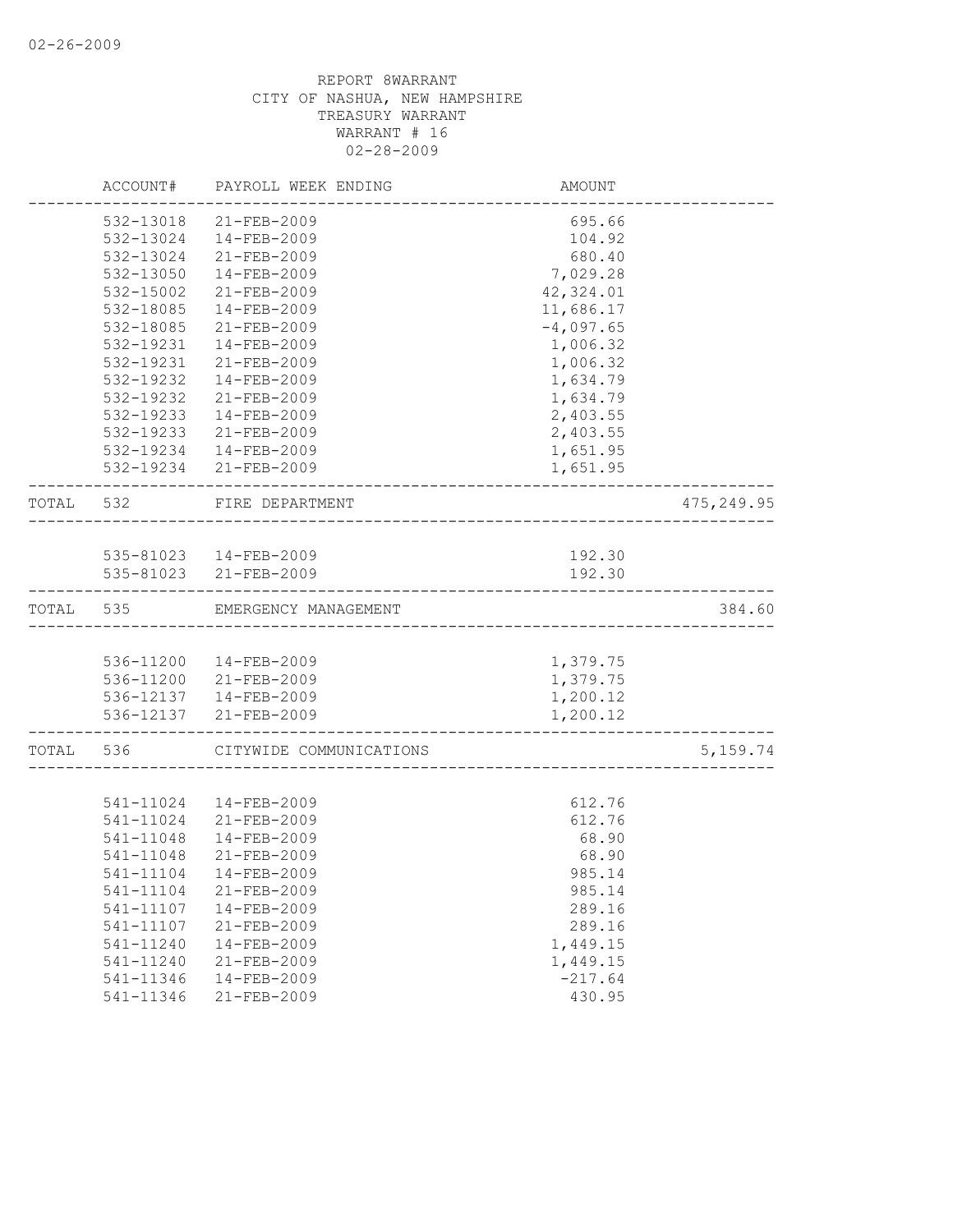REPORT 8WARRANT
CITY OF NASHUA, NEW HAMPSHIRE
TREASURY WARRANT
WARRANT # 16
02-28-2009

| | ACCOUNT# | PAYROLL WEEK ENDING | AMOUNT | |
|---|---|---|---|---|
| | 532-13018 | 21-FEB-2009 | 695.66 | |
| | 532-13024 | 14-FEB-2009 | 104.92 | |
| | 532-13024 | 21-FEB-2009 | 680.40 | |
| | 532-13050 | 14-FEB-2009 | 7,029.28 | |
| | 532-15002 | 21-FEB-2009 | 42,324.01 | |
| | 532-18085 | 14-FEB-2009 | 11,686.17 | |
| | 532-18085 | 21-FEB-2009 | -4,097.65 | |
| | 532-19231 | 14-FEB-2009 | 1,006.32 | |
| | 532-19231 | 21-FEB-2009 | 1,006.32 | |
| | 532-19232 | 14-FEB-2009 | 1,634.79 | |
| | 532-19232 | 21-FEB-2009 | 1,634.79 | |
| | 532-19233 | 14-FEB-2009 | 2,403.55 | |
| | 532-19233 | 21-FEB-2009 | 2,403.55 | |
| | 532-19234 | 14-FEB-2009 | 1,651.95 | |
| | 532-19234 | 21-FEB-2009 | 1,651.95 | |
| TOTAL | 532 | FIRE DEPARTMENT | | 475,249.95 |
| | 535-81023 | 14-FEB-2009 | 192.30 | |
| | 535-81023 | 21-FEB-2009 | 192.30 | |
| TOTAL | 535 | EMERGENCY MANAGEMENT | | 384.60 |
| | 536-11200 | 14-FEB-2009 | 1,379.75 | |
| | 536-11200 | 21-FEB-2009 | 1,379.75 | |
| | 536-12137 | 14-FEB-2009 | 1,200.12 | |
| | 536-12137 | 21-FEB-2009 | 1,200.12 | |
| TOTAL | 536 | CITYWIDE COMMUNICATIONS | | 5,159.74 |
| | 541-11024 | 14-FEB-2009 | 612.76 | |
| | 541-11024 | 21-FEB-2009 | 612.76 | |
| | 541-11048 | 14-FEB-2009 | 68.90 | |
| | 541-11048 | 21-FEB-2009 | 68.90 | |
| | 541-11104 | 14-FEB-2009 | 985.14 | |
| | 541-11104 | 21-FEB-2009 | 985.14 | |
| | 541-11107 | 14-FEB-2009 | 289.16 | |
| | 541-11107 | 21-FEB-2009 | 289.16 | |
| | 541-11240 | 14-FEB-2009 | 1,449.15 | |
| | 541-11240 | 21-FEB-2009 | 1,449.15 | |
| | 541-11346 | 14-FEB-2009 | -217.64 | |
| | 541-11346 | 21-FEB-2009 | 430.95 | |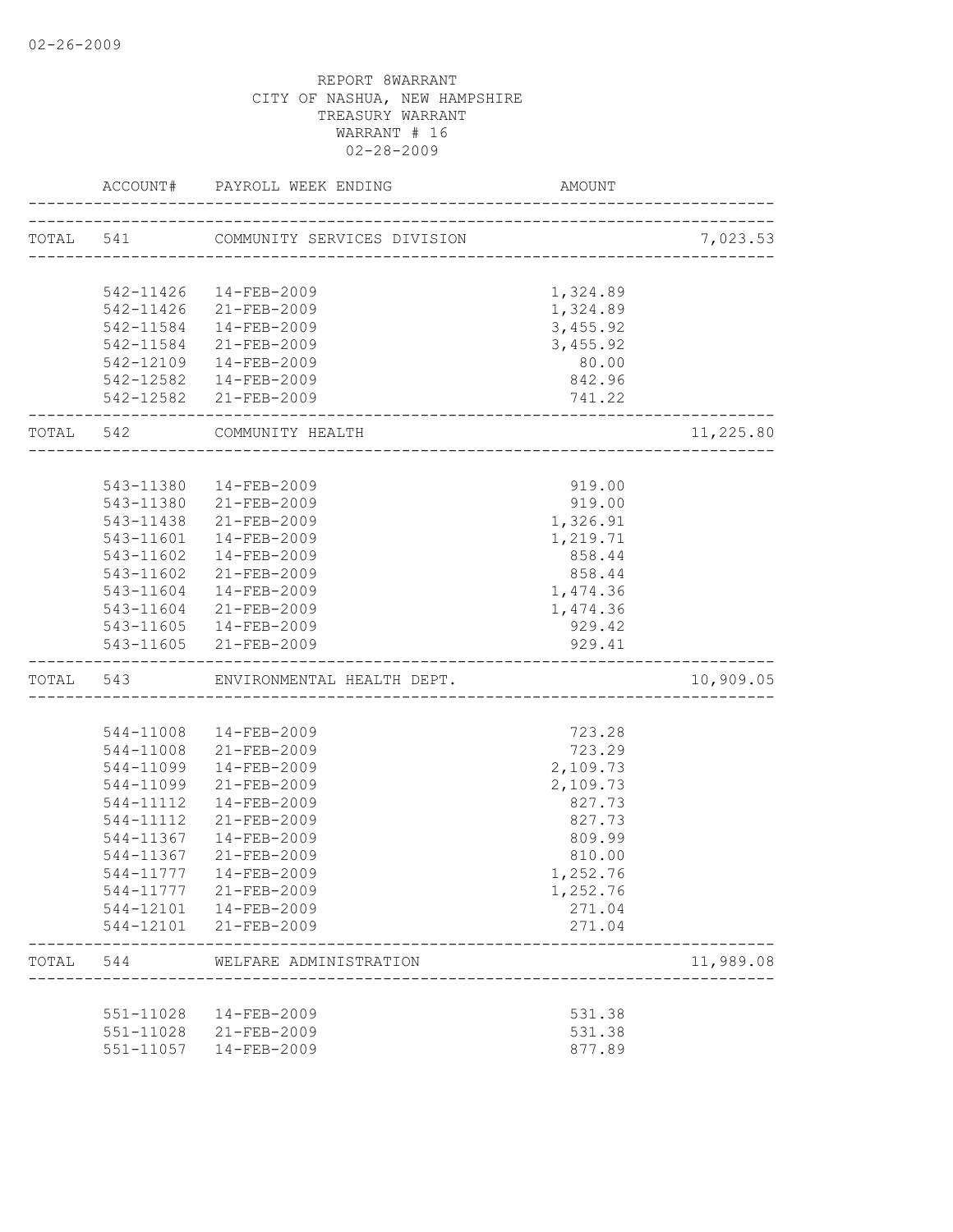02-26-2009

REPORT 8WARRANT
CITY OF NASHUA, NEW HAMPSHIRE
TREASURY WARRANT
WARRANT # 16
02-28-2009

| | ACCOUNT# | PAYROLL WEEK ENDING | AMOUNT | |
|---|---|---|---|---|
| TOTAL | 541 | COMMUNITY SERVICES DIVISION | | 7,023.53 |
| | 542-11426 | 14-FEB-2009 | 1,324.89 | |
| | 542-11426 | 21-FEB-2009 | 1,324.89 | |
| | 542-11584 | 14-FEB-2009 | 3,455.92 | |
| | 542-11584 | 21-FEB-2009 | 3,455.92 | |
| | 542-12109 | 14-FEB-2009 | 80.00 | |
| | 542-12582 | 14-FEB-2009 | 842.96 | |
| | 542-12582 | 21-FEB-2009 | 741.22 | |
| TOTAL | 542 | COMMUNITY HEALTH | | 11,225.80 |
| | 543-11380 | 14-FEB-2009 | 919.00 | |
| | 543-11380 | 21-FEB-2009 | 919.00 | |
| | 543-11438 | 21-FEB-2009 | 1,326.91 | |
| | 543-11601 | 14-FEB-2009 | 1,219.71 | |
| | 543-11602 | 14-FEB-2009 | 858.44 | |
| | 543-11602 | 21-FEB-2009 | 858.44 | |
| | 543-11604 | 14-FEB-2009 | 1,474.36 | |
| | 543-11604 | 21-FEB-2009 | 1,474.36 | |
| | 543-11605 | 14-FEB-2009 | 929.42 | |
| | 543-11605 | 21-FEB-2009 | 929.41 | |
| TOTAL | 543 | ENVIRONMENTAL HEALTH DEPT. | | 10,909.05 |
| | 544-11008 | 14-FEB-2009 | 723.28 | |
| | 544-11008 | 21-FEB-2009 | 723.29 | |
| | 544-11099 | 14-FEB-2009 | 2,109.73 | |
| | 544-11099 | 21-FEB-2009 | 2,109.73 | |
| | 544-11112 | 14-FEB-2009 | 827.73 | |
| | 544-11112 | 21-FEB-2009 | 827.73 | |
| | 544-11367 | 14-FEB-2009 | 809.99 | |
| | 544-11367 | 21-FEB-2009 | 810.00 | |
| | 544-11777 | 14-FEB-2009 | 1,252.76 | |
| | 544-11777 | 21-FEB-2009 | 1,252.76 | |
| | 544-12101 | 14-FEB-2009 | 271.04 | |
| | 544-12101 | 21-FEB-2009 | 271.04 | |
| TOTAL | 544 | WELFARE ADMINISTRATION | | 11,989.08 |
| | 551-11028 | 14-FEB-2009 | 531.38 | |
| | 551-11028 | 21-FEB-2009 | 531.38 | |
| | 551-11057 | 14-FEB-2009 | 877.89 | |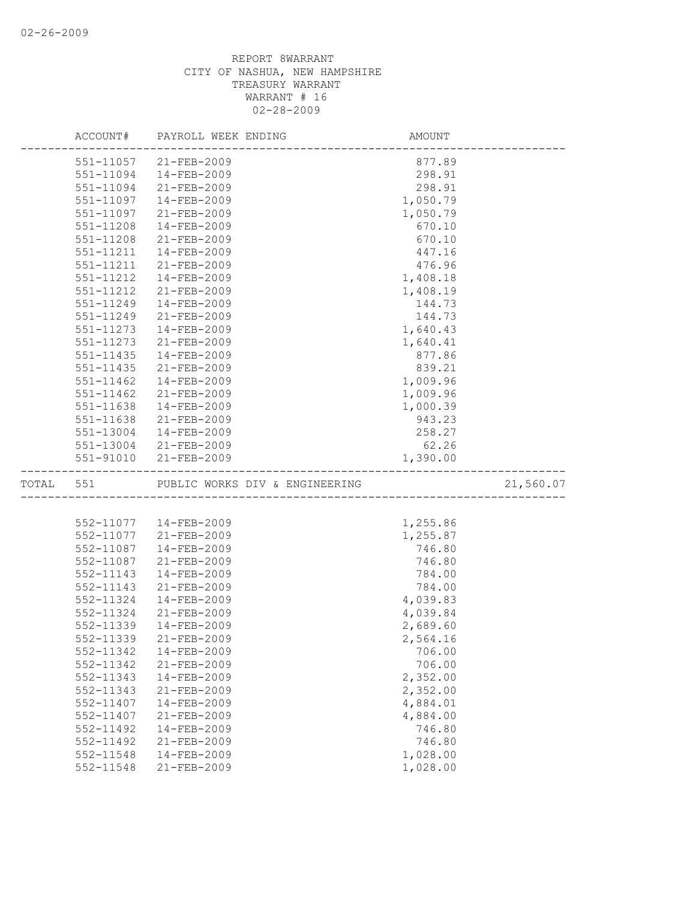REPORT 8WARRANT
CITY OF NASHUA, NEW HAMPSHIRE
TREASURY WARRANT
WARRANT # 16
02-28-2009

| | ACCOUNT# | PAYROLL WEEK ENDING | AMOUNT | |
|---|---|---|---|---|
| | 551-11057 | 21-FEB-2009 | 877.89 | |
| | 551-11094 | 14-FEB-2009 | 298.91 | |
| | 551-11094 | 21-FEB-2009 | 298.91 | |
| | 551-11097 | 14-FEB-2009 | 1,050.79 | |
| | 551-11097 | 21-FEB-2009 | 1,050.79 | |
| | 551-11208 | 14-FEB-2009 | 670.10 | |
| | 551-11208 | 21-FEB-2009 | 670.10 | |
| | 551-11211 | 14-FEB-2009 | 447.16 | |
| | 551-11211 | 21-FEB-2009 | 476.96 | |
| | 551-11212 | 14-FEB-2009 | 1,408.18 | |
| | 551-11212 | 21-FEB-2009 | 1,408.19 | |
| | 551-11249 | 14-FEB-2009 | 144.73 | |
| | 551-11249 | 21-FEB-2009 | 144.73 | |
| | 551-11273 | 14-FEB-2009 | 1,640.43 | |
| | 551-11273 | 21-FEB-2009 | 1,640.41 | |
| | 551-11435 | 14-FEB-2009 | 877.86 | |
| | 551-11435 | 21-FEB-2009 | 839.21 | |
| | 551-11462 | 14-FEB-2009 | 1,009.96 | |
| | 551-11462 | 21-FEB-2009 | 1,009.96 | |
| | 551-11638 | 14-FEB-2009 | 1,000.39 | |
| | 551-11638 | 21-FEB-2009 | 943.23 | |
| | 551-13004 | 14-FEB-2009 | 258.27 | |
| | 551-13004 | 21-FEB-2009 | 62.26 | |
| | 551-91010 | 21-FEB-2009 | 1,390.00 | |
| TOTAL | 551 | PUBLIC WORKS DIV & ENGINEERING | | 21,560.07 |
| | 552-11077 | 14-FEB-2009 | 1,255.86 | |
| | 552-11077 | 21-FEB-2009 | 1,255.87 | |
| | 552-11087 | 14-FEB-2009 | 746.80 | |
| | 552-11087 | 21-FEB-2009 | 746.80 | |
| | 552-11143 | 14-FEB-2009 | 784.00 | |
| | 552-11143 | 21-FEB-2009 | 784.00 | |
| | 552-11324 | 14-FEB-2009 | 4,039.83 | |
| | 552-11324 | 21-FEB-2009 | 4,039.84 | |
| | 552-11339 | 14-FEB-2009 | 2,689.60 | |
| | 552-11339 | 21-FEB-2009 | 2,564.16 | |
| | 552-11342 | 14-FEB-2009 | 706.00 | |
| | 552-11342 | 21-FEB-2009 | 706.00 | |
| | 552-11343 | 14-FEB-2009 | 2,352.00 | |
| | 552-11343 | 21-FEB-2009 | 2,352.00 | |
| | 552-11407 | 14-FEB-2009 | 4,884.01 | |
| | 552-11407 | 21-FEB-2009 | 4,884.00 | |
| | 552-11492 | 14-FEB-2009 | 746.80 | |
| | 552-11492 | 21-FEB-2009 | 746.80 | |
| | 552-11548 | 14-FEB-2009 | 1,028.00 | |
| | 552-11548 | 21-FEB-2009 | 1,028.00 | |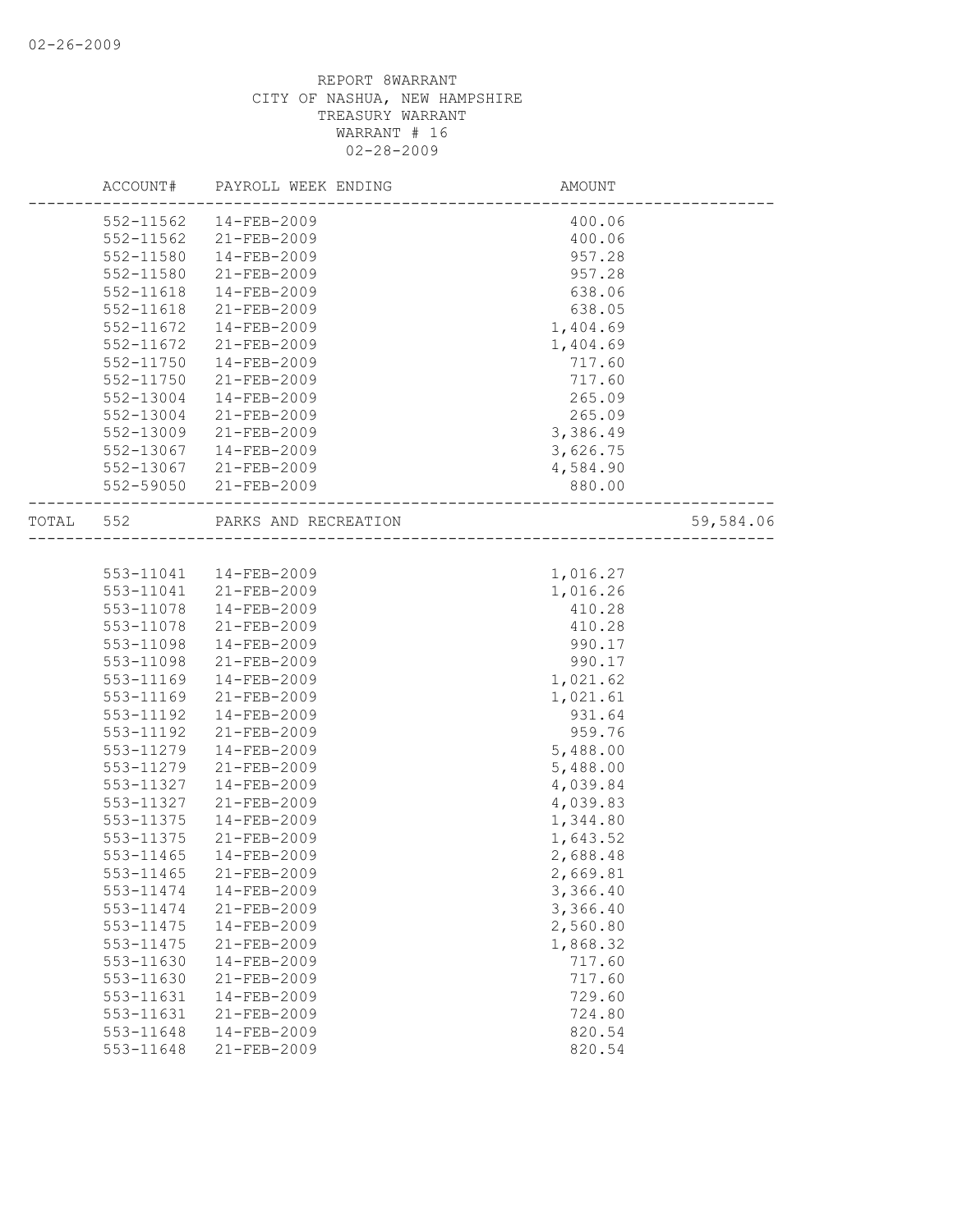REPORT 8WARRANT
CITY OF NASHUA, NEW HAMPSHIRE
TREASURY WARRANT
WARRANT # 16
02-28-2009

| ACCOUNT# | PAYROLL WEEK ENDING | AMOUNT | |
|---|---|---|---|
| 552-11562 | 14-FEB-2009 | 400.06 | |
| 552-11562 | 21-FEB-2009 | 400.06 | |
| 552-11580 | 14-FEB-2009 | 957.28 | |
| 552-11580 | 21-FEB-2009 | 957.28 | |
| 552-11618 | 14-FEB-2009 | 638.06 | |
| 552-11618 | 21-FEB-2009 | 638.05 | |
| 552-11672 | 14-FEB-2009 | 1,404.69 | |
| 552-11672 | 21-FEB-2009 | 1,404.69 | |
| 552-11750 | 14-FEB-2009 | 717.60 | |
| 552-11750 | 21-FEB-2009 | 717.60 | |
| 552-13004 | 14-FEB-2009 | 265.09 | |
| 552-13004 | 21-FEB-2009 | 265.09 | |
| 552-13009 | 21-FEB-2009 | 3,386.49 | |
| 552-13067 | 14-FEB-2009 | 3,626.75 | |
| 552-13067 | 21-FEB-2009 | 4,584.90 | |
| 552-59050 | 21-FEB-2009 | 880.00 | |
| TOTAL 552 | PARKS AND RECREATION | | 59,584.06 |
| 553-11041 | 14-FEB-2009 | 1,016.27 | |
| 553-11041 | 21-FEB-2009 | 1,016.26 | |
| 553-11078 | 14-FEB-2009 | 410.28 | |
| 553-11078 | 21-FEB-2009 | 410.28 | |
| 553-11098 | 14-FEB-2009 | 990.17 | |
| 553-11098 | 21-FEB-2009 | 990.17 | |
| 553-11169 | 14-FEB-2009 | 1,021.62 | |
| 553-11169 | 21-FEB-2009 | 1,021.61 | |
| 553-11192 | 14-FEB-2009 | 931.64 | |
| 553-11192 | 21-FEB-2009 | 959.76 | |
| 553-11279 | 14-FEB-2009 | 5,488.00 | |
| 553-11279 | 21-FEB-2009 | 5,488.00 | |
| 553-11327 | 14-FEB-2009 | 4,039.84 | |
| 553-11327 | 21-FEB-2009 | 4,039.83 | |
| 553-11375 | 14-FEB-2009 | 1,344.80 | |
| 553-11375 | 21-FEB-2009 | 1,643.52 | |
| 553-11465 | 14-FEB-2009 | 2,688.48 | |
| 553-11465 | 21-FEB-2009 | 2,669.81 | |
| 553-11474 | 14-FEB-2009 | 3,366.40 | |
| 553-11474 | 21-FEB-2009 | 3,366.40 | |
| 553-11475 | 14-FEB-2009 | 2,560.80 | |
| 553-11475 | 21-FEB-2009 | 1,868.32 | |
| 553-11630 | 14-FEB-2009 | 717.60 | |
| 553-11630 | 21-FEB-2009 | 717.60 | |
| 553-11631 | 14-FEB-2009 | 729.60 | |
| 553-11631 | 21-FEB-2009 | 724.80 | |
| 553-11648 | 14-FEB-2009 | 820.54 | |
| 553-11648 | 21-FEB-2009 | 820.54 | |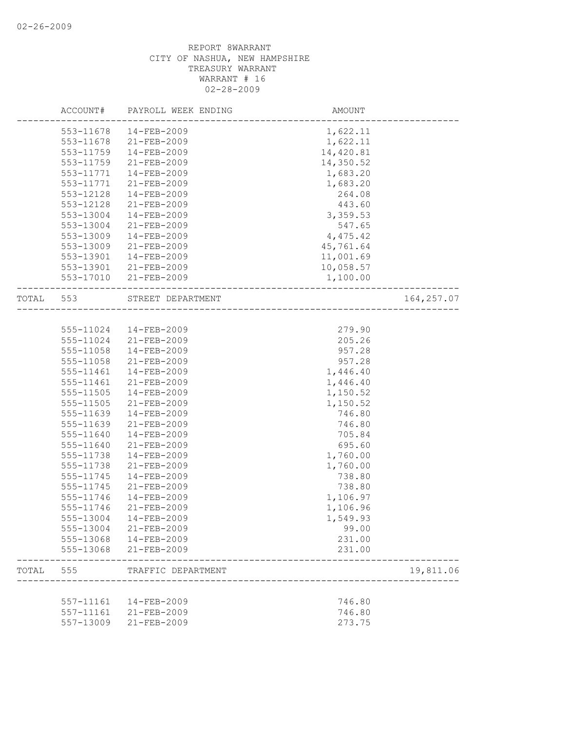REPORT 8WARRANT
CITY OF NASHUA, NEW HAMPSHIRE
TREASURY WARRANT
WARRANT # 16
02-28-2009

| | ACCOUNT# | PAYROLL WEEK ENDING | AMOUNT | |
|---|---|---|---|---|
| | 553-11678 | 14-FEB-2009 | 1,622.11 | |
| | 553-11678 | 21-FEB-2009 | 1,622.11 | |
| | 553-11759 | 14-FEB-2009 | 14,420.81 | |
| | 553-11759 | 21-FEB-2009 | 14,350.52 | |
| | 553-11771 | 14-FEB-2009 | 1,683.20 | |
| | 553-11771 | 21-FEB-2009 | 1,683.20 | |
| | 553-12128 | 14-FEB-2009 | 264.08 | |
| | 553-12128 | 21-FEB-2009 | 443.60 | |
| | 553-13004 | 14-FEB-2009 | 3,359.53 | |
| | 553-13004 | 21-FEB-2009 | 547.65 | |
| | 553-13009 | 14-FEB-2009 | 4,475.42 | |
| | 553-13009 | 21-FEB-2009 | 45,761.64 | |
| | 553-13901 | 14-FEB-2009 | 11,001.69 | |
| | 553-13901 | 21-FEB-2009 | 10,058.57 | |
| | 553-17010 | 21-FEB-2009 | 1,100.00 | |
| TOTAL | 553 | STREET DEPARTMENT | | 164,257.07 |
| | 555-11024 | 14-FEB-2009 | 279.90 | |
| | 555-11024 | 21-FEB-2009 | 205.26 | |
| | 555-11058 | 14-FEB-2009 | 957.28 | |
| | 555-11058 | 21-FEB-2009 | 957.28 | |
| | 555-11461 | 14-FEB-2009 | 1,446.40 | |
| | 555-11461 | 21-FEB-2009 | 1,446.40 | |
| | 555-11505 | 14-FEB-2009 | 1,150.52 | |
| | 555-11505 | 21-FEB-2009 | 1,150.52 | |
| | 555-11639 | 14-FEB-2009 | 746.80 | |
| | 555-11639 | 21-FEB-2009 | 746.80 | |
| | 555-11640 | 14-FEB-2009 | 705.84 | |
| | 555-11640 | 21-FEB-2009 | 695.60 | |
| | 555-11738 | 14-FEB-2009 | 1,760.00 | |
| | 555-11738 | 21-FEB-2009 | 1,760.00 | |
| | 555-11745 | 14-FEB-2009 | 738.80 | |
| | 555-11745 | 21-FEB-2009 | 738.80 | |
| | 555-11746 | 14-FEB-2009 | 1,106.97 | |
| | 555-11746 | 21-FEB-2009 | 1,106.96 | |
| | 555-13004 | 14-FEB-2009 | 1,549.93 | |
| | 555-13004 | 21-FEB-2009 | 99.00 | |
| | 555-13068 | 14-FEB-2009 | 231.00 | |
| | 555-13068 | 21-FEB-2009 | 231.00 | |
| TOTAL | 555 | TRAFFIC DEPARTMENT | | 19,811.06 |
| | 557-11161 | 14-FEB-2009 | 746.80 | |
| | 557-11161 | 21-FEB-2009 | 746.80 | |
| | 557-13009 | 21-FEB-2009 | 273.75 | |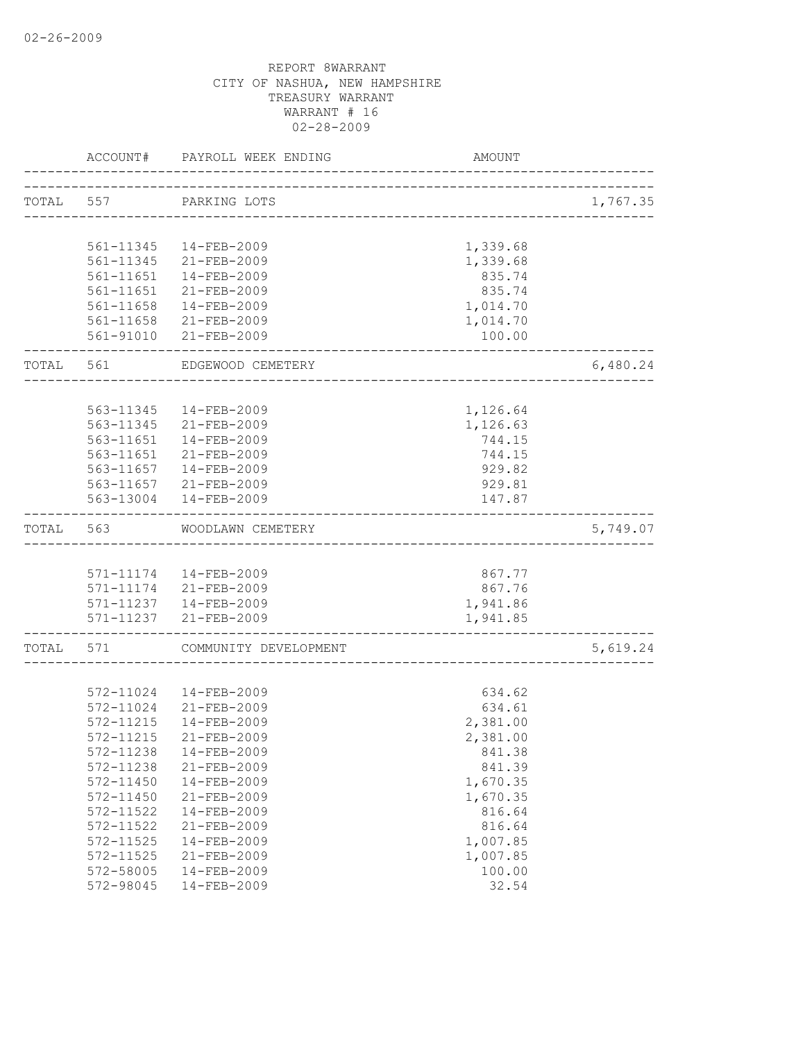02-26-2009

REPORT 8WARRANT
CITY OF NASHUA, NEW HAMPSHIRE
TREASURY WARRANT
WARRANT # 16
02-28-2009

| | ACCOUNT# | PAYROLL WEEK ENDING | AMOUNT | |
|---|---|---|---|---|
| TOTAL | 557 | PARKING LOTS | | 1,767.35 |
| | 561-11345 | 14-FEB-2009 | 1,339.68 | |
| | 561-11345 | 21-FEB-2009 | 1,339.68 | |
| | 561-11651 | 14-FEB-2009 | 835.74 | |
| | 561-11651 | 21-FEB-2009 | 835.74 | |
| | 561-11658 | 14-FEB-2009 | 1,014.70 | |
| | 561-11658 | 21-FEB-2009 | 1,014.70 | |
| | 561-91010 | 21-FEB-2009 | 100.00 | |
| TOTAL | 561 | EDGEWOOD CEMETERY | | 6,480.24 |
| | 563-11345 | 14-FEB-2009 | 1,126.64 | |
| | 563-11345 | 21-FEB-2009 | 1,126.63 | |
| | 563-11651 | 14-FEB-2009 | 744.15 | |
| | 563-11651 | 21-FEB-2009 | 744.15 | |
| | 563-11657 | 14-FEB-2009 | 929.82 | |
| | 563-11657 | 21-FEB-2009 | 929.81 | |
| | 563-13004 | 14-FEB-2009 | 147.87 | |
| TOTAL | 563 | WOODLAWN CEMETERY | | 5,749.07 |
| | 571-11174 | 14-FEB-2009 | 867.77 | |
| | 571-11174 | 21-FEB-2009 | 867.76 | |
| | 571-11237 | 14-FEB-2009 | 1,941.86 | |
| | 571-11237 | 21-FEB-2009 | 1,941.85 | |
| TOTAL | 571 | COMMUNITY DEVELOPMENT | | 5,619.24 |
| | 572-11024 | 14-FEB-2009 | 634.62 | |
| | 572-11024 | 21-FEB-2009 | 634.61 | |
| | 572-11215 | 14-FEB-2009 | 2,381.00 | |
| | 572-11215 | 21-FEB-2009 | 2,381.00 | |
| | 572-11238 | 14-FEB-2009 | 841.38 | |
| | 572-11238 | 21-FEB-2009 | 841.39 | |
| | 572-11450 | 14-FEB-2009 | 1,670.35 | |
| | 572-11450 | 21-FEB-2009 | 1,670.35 | |
| | 572-11522 | 14-FEB-2009 | 816.64 | |
| | 572-11522 | 21-FEB-2009 | 816.64 | |
| | 572-11525 | 14-FEB-2009 | 1,007.85 | |
| | 572-11525 | 21-FEB-2009 | 1,007.85 | |
| | 572-58005 | 14-FEB-2009 | 100.00 | |
| | 572-98045 | 14-FEB-2009 | 32.54 | |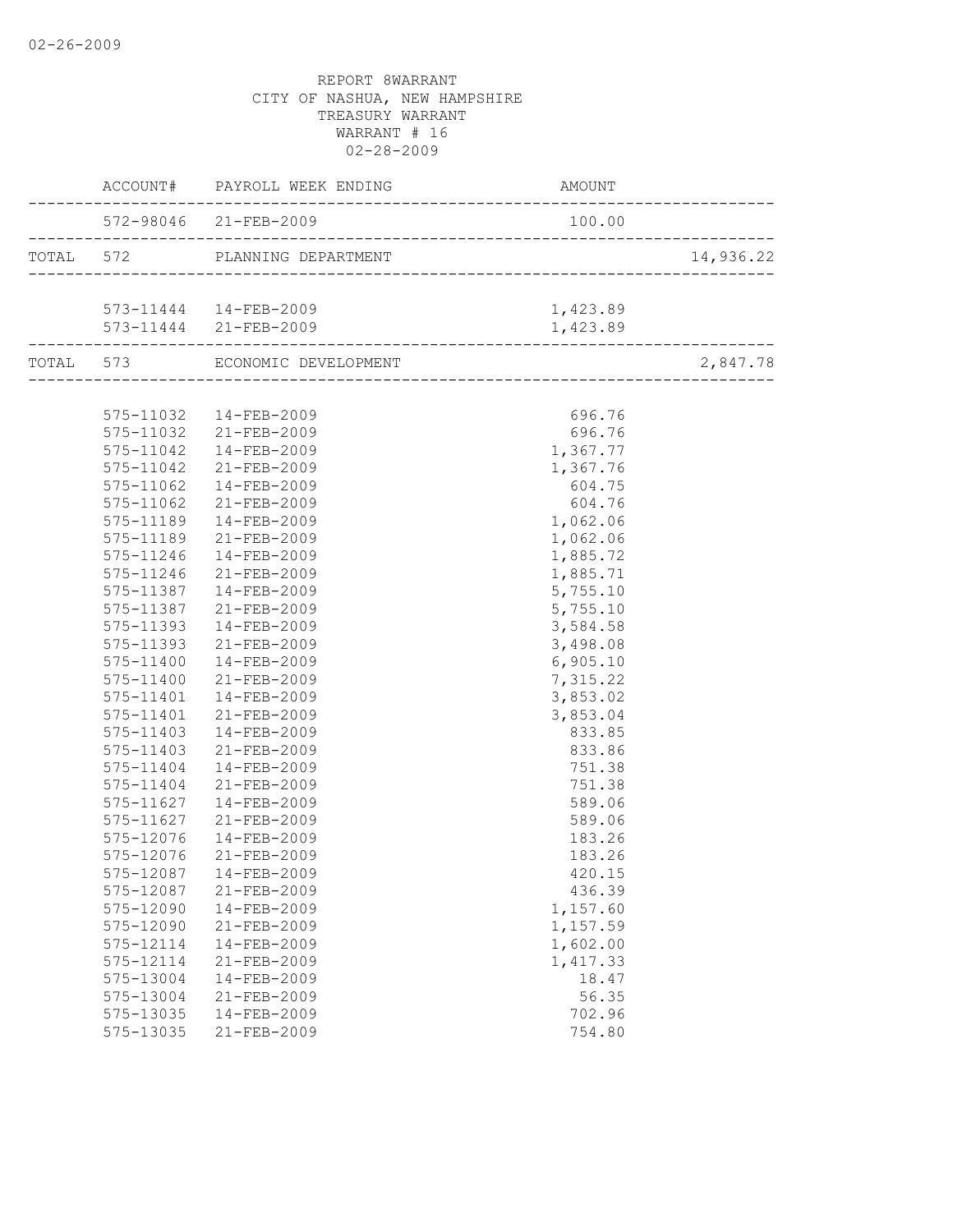REPORT 8WARRANT
CITY OF NASHUA, NEW HAMPSHIRE
TREASURY WARRANT
WARRANT # 16
02-28-2009

| | ACCOUNT# | PAYROLL WEEK ENDING | AMOUNT | |
|---|---|---|---|---|
| | 572-98046 | 21-FEB-2009 | 100.00 | |
| TOTAL | 572 | PLANNING DEPARTMENT | | 14,936.22 |
| | 573-11444 | 14-FEB-2009 | 1,423.89 | |
| | 573-11444 | 21-FEB-2009 | 1,423.89 | |
| TOTAL | 573 | ECONOMIC DEVELOPMENT | | 2,847.78 |
| | 575-11032 | 14-FEB-2009 | 696.76 | |
| | 575-11032 | 21-FEB-2009 | 696.76 | |
| | 575-11042 | 14-FEB-2009 | 1,367.77 | |
| | 575-11042 | 21-FEB-2009 | 1,367.76 | |
| | 575-11062 | 14-FEB-2009 | 604.75 | |
| | 575-11062 | 21-FEB-2009 | 604.76 | |
| | 575-11189 | 14-FEB-2009 | 1,062.06 | |
| | 575-11189 | 21-FEB-2009 | 1,062.06 | |
| | 575-11246 | 14-FEB-2009 | 1,885.72 | |
| | 575-11246 | 21-FEB-2009 | 1,885.71 | |
| | 575-11387 | 14-FEB-2009 | 5,755.10 | |
| | 575-11387 | 21-FEB-2009 | 5,755.10 | |
| | 575-11393 | 14-FEB-2009 | 3,584.58 | |
| | 575-11393 | 21-FEB-2009 | 3,498.08 | |
| | 575-11400 | 14-FEB-2009 | 6,905.10 | |
| | 575-11400 | 21-FEB-2009 | 7,315.22 | |
| | 575-11401 | 14-FEB-2009 | 3,853.02 | |
| | 575-11401 | 21-FEB-2009 | 3,853.04 | |
| | 575-11403 | 14-FEB-2009 | 833.85 | |
| | 575-11403 | 21-FEB-2009 | 833.86 | |
| | 575-11404 | 14-FEB-2009 | 751.38 | |
| | 575-11404 | 21-FEB-2009 | 751.38 | |
| | 575-11627 | 14-FEB-2009 | 589.06 | |
| | 575-11627 | 21-FEB-2009 | 589.06 | |
| | 575-12076 | 14-FEB-2009 | 183.26 | |
| | 575-12076 | 21-FEB-2009 | 183.26 | |
| | 575-12087 | 14-FEB-2009 | 420.15 | |
| | 575-12087 | 21-FEB-2009 | 436.39 | |
| | 575-12090 | 14-FEB-2009 | 1,157.60 | |
| | 575-12090 | 21-FEB-2009 | 1,157.59 | |
| | 575-12114 | 14-FEB-2009 | 1,602.00 | |
| | 575-12114 | 21-FEB-2009 | 1,417.33 | |
| | 575-13004 | 14-FEB-2009 | 18.47 | |
| | 575-13004 | 21-FEB-2009 | 56.35 | |
| | 575-13035 | 14-FEB-2009 | 702.96 | |
| | 575-13035 | 21-FEB-2009 | 754.80 | |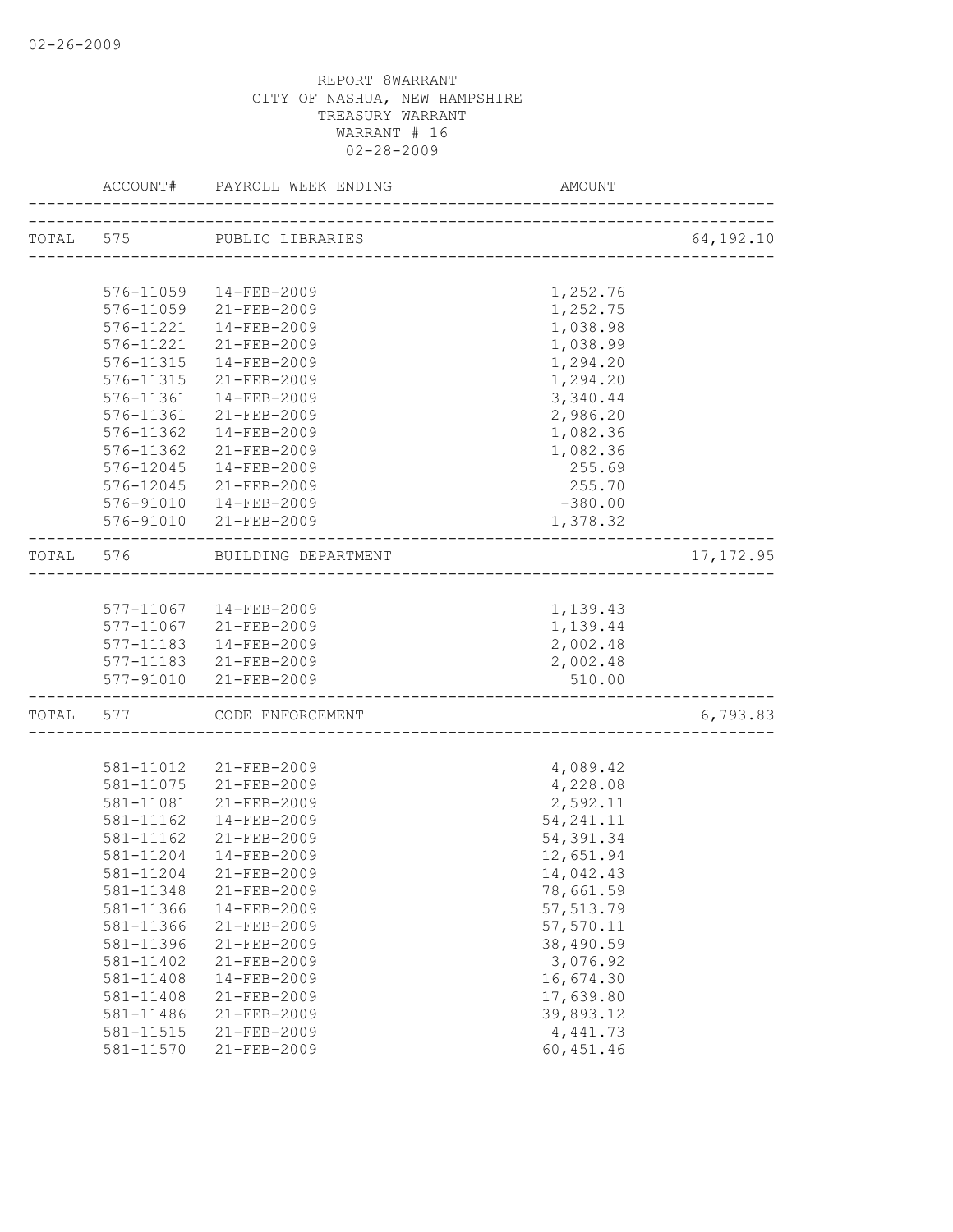02-26-2009

REPORT 8WARRANT
CITY OF NASHUA, NEW HAMPSHIRE
TREASURY WARRANT
WARRANT # 16
02-28-2009

| | ACCOUNT# | PAYROLL WEEK ENDING | AMOUNT | |
|---|---|---|---|---|
| TOTAL | 575 | PUBLIC LIBRARIES | | 64,192.10 |
| | 576-11059 | 14-FEB-2009 | 1,252.76 | |
| | 576-11059 | 21-FEB-2009 | 1,252.75 | |
| | 576-11221 | 14-FEB-2009 | 1,038.98 | |
| | 576-11221 | 21-FEB-2009 | 1,038.99 | |
| | 576-11315 | 14-FEB-2009 | 1,294.20 | |
| | 576-11315 | 21-FEB-2009 | 1,294.20 | |
| | 576-11361 | 14-FEB-2009 | 3,340.44 | |
| | 576-11361 | 21-FEB-2009 | 2,986.20 | |
| | 576-11362 | 14-FEB-2009 | 1,082.36 | |
| | 576-11362 | 21-FEB-2009 | 1,082.36 | |
| | 576-12045 | 14-FEB-2009 | 255.69 | |
| | 576-12045 | 21-FEB-2009 | 255.70 | |
| | 576-91010 | 14-FEB-2009 | -380.00 | |
| | 576-91010 | 21-FEB-2009 | 1,378.32 | |
| TOTAL | 576 | BUILDING DEPARTMENT | | 17,172.95 |
| | 577-11067 | 14-FEB-2009 | 1,139.43 | |
| | 577-11067 | 21-FEB-2009 | 1,139.44 | |
| | 577-11183 | 14-FEB-2009 | 2,002.48 | |
| | 577-11183 | 21-FEB-2009 | 2,002.48 | |
| | 577-91010 | 21-FEB-2009 | 510.00 | |
| TOTAL | 577 | CODE ENFORCEMENT | | 6,793.83 |
| | 581-11012 | 21-FEB-2009 | 4,089.42 | |
| | 581-11075 | 21-FEB-2009 | 4,228.08 | |
| | 581-11081 | 21-FEB-2009 | 2,592.11 | |
| | 581-11162 | 14-FEB-2009 | 54,241.11 | |
| | 581-11162 | 21-FEB-2009 | 54,391.34 | |
| | 581-11204 | 14-FEB-2009 | 12,651.94 | |
| | 581-11204 | 21-FEB-2009 | 14,042.43 | |
| | 581-11348 | 21-FEB-2009 | 78,661.59 | |
| | 581-11366 | 14-FEB-2009 | 57,513.79 | |
| | 581-11366 | 21-FEB-2009 | 57,570.11 | |
| | 581-11396 | 21-FEB-2009 | 38,490.59 | |
| | 581-11402 | 21-FEB-2009 | 3,076.92 | |
| | 581-11408 | 14-FEB-2009 | 16,674.30 | |
| | 581-11408 | 21-FEB-2009 | 17,639.80 | |
| | 581-11486 | 21-FEB-2009 | 39,893.12 | |
| | 581-11515 | 21-FEB-2009 | 4,441.73 | |
| | 581-11570 | 21-FEB-2009 | 60,451.46 | |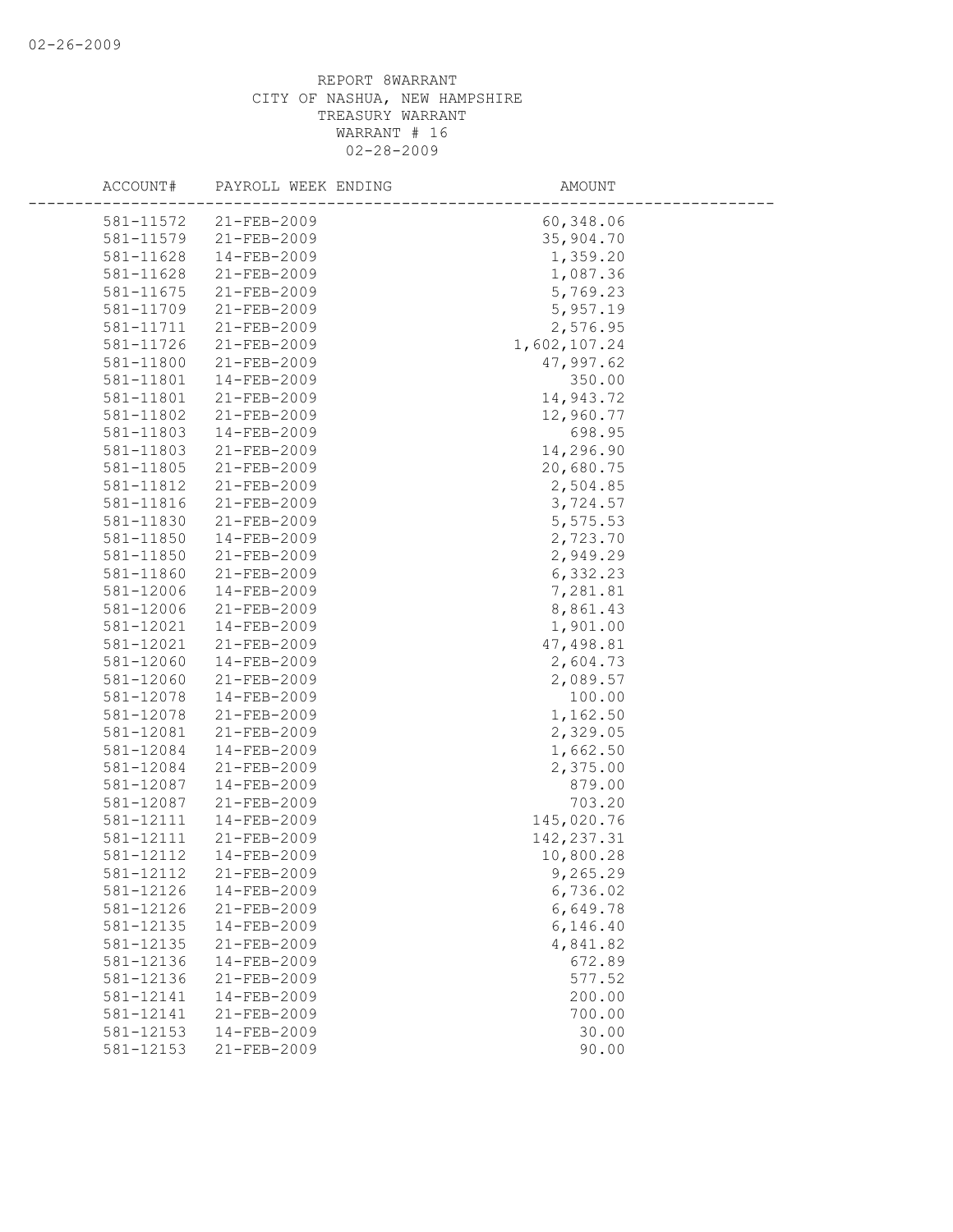REPORT 8WARRANT
CITY OF NASHUA, NEW HAMPSHIRE
TREASURY WARRANT
WARRANT # 16
02-28-2009

| ACCOUNT# | PAYROLL WEEK ENDING | AMOUNT |
|---|---|---|
| 581-11572 | 21-FEB-2009 | 60,348.06 |
| 581-11579 | 21-FEB-2009 | 35,904.70 |
| 581-11628 | 14-FEB-2009 | 1,359.20 |
| 581-11628 | 21-FEB-2009 | 1,087.36 |
| 581-11675 | 21-FEB-2009 | 5,769.23 |
| 581-11709 | 21-FEB-2009 | 5,957.19 |
| 581-11711 | 21-FEB-2009 | 2,576.95 |
| 581-11726 | 21-FEB-2009 | 1,602,107.24 |
| 581-11800 | 21-FEB-2009 | 47,997.62 |
| 581-11801 | 14-FEB-2009 | 350.00 |
| 581-11801 | 21-FEB-2009 | 14,943.72 |
| 581-11802 | 21-FEB-2009 | 12,960.77 |
| 581-11803 | 14-FEB-2009 | 698.95 |
| 581-11803 | 21-FEB-2009 | 14,296.90 |
| 581-11805 | 21-FEB-2009 | 20,680.75 |
| 581-11812 | 21-FEB-2009 | 2,504.85 |
| 581-11816 | 21-FEB-2009 | 3,724.57 |
| 581-11830 | 21-FEB-2009 | 5,575.53 |
| 581-11850 | 14-FEB-2009 | 2,723.70 |
| 581-11850 | 21-FEB-2009 | 2,949.29 |
| 581-11860 | 21-FEB-2009 | 6,332.23 |
| 581-12006 | 14-FEB-2009 | 7,281.81 |
| 581-12006 | 21-FEB-2009 | 8,861.43 |
| 581-12021 | 14-FEB-2009 | 1,901.00 |
| 581-12021 | 21-FEB-2009 | 47,498.81 |
| 581-12060 | 14-FEB-2009 | 2,604.73 |
| 581-12060 | 21-FEB-2009 | 2,089.57 |
| 581-12078 | 14-FEB-2009 | 100.00 |
| 581-12078 | 21-FEB-2009 | 1,162.50 |
| 581-12081 | 21-FEB-2009 | 2,329.05 |
| 581-12084 | 14-FEB-2009 | 1,662.50 |
| 581-12084 | 21-FEB-2009 | 2,375.00 |
| 581-12087 | 14-FEB-2009 | 879.00 |
| 581-12087 | 21-FEB-2009 | 703.20 |
| 581-12111 | 14-FEB-2009 | 145,020.76 |
| 581-12111 | 21-FEB-2009 | 142,237.31 |
| 581-12112 | 14-FEB-2009 | 10,800.28 |
| 581-12112 | 21-FEB-2009 | 9,265.29 |
| 581-12126 | 14-FEB-2009 | 6,736.02 |
| 581-12126 | 21-FEB-2009 | 6,649.78 |
| 581-12135 | 14-FEB-2009 | 6,146.40 |
| 581-12135 | 21-FEB-2009 | 4,841.82 |
| 581-12136 | 14-FEB-2009 | 672.89 |
| 581-12136 | 21-FEB-2009 | 577.52 |
| 581-12141 | 14-FEB-2009 | 200.00 |
| 581-12141 | 21-FEB-2009 | 700.00 |
| 581-12153 | 14-FEB-2009 | 30.00 |
| 581-12153 | 21-FEB-2009 | 90.00 |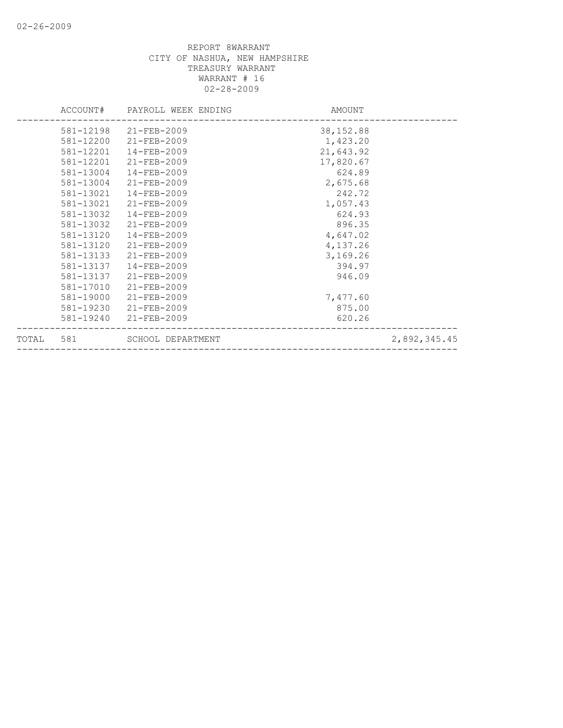REPORT 8WARRANT
CITY OF NASHUA, NEW HAMPSHIRE
TREASURY WARRANT
WARRANT # 16
02-28-2009

| | ACCOUNT# | PAYROLL WEEK ENDING | AMOUNT | |
|---|---|---|---|---|
| | 581-12198 | 21-FEB-2009 | 38,152.88 | |
| | 581-12200 | 21-FEB-2009 | 1,423.20 | |
| | 581-12201 | 14-FEB-2009 | 21,643.92 | |
| | 581-12201 | 21-FEB-2009 | 17,820.67 | |
| | 581-13004 | 14-FEB-2009 | 624.89 | |
| | 581-13004 | 21-FEB-2009 | 2,675.68 | |
| | 581-13021 | 14-FEB-2009 | 242.72 | |
| | 581-13021 | 21-FEB-2009 | 1,057.43 | |
| | 581-13032 | 14-FEB-2009 | 624.93 | |
| | 581-13032 | 21-FEB-2009 | 896.35 | |
| | 581-13120 | 14-FEB-2009 | 4,647.02 | |
| | 581-13120 | 21-FEB-2009 | 4,137.26 | |
| | 581-13133 | 21-FEB-2009 | 3,169.26 | |
| | 581-13137 | 14-FEB-2009 | 394.97 | |
| | 581-13137 | 21-FEB-2009 | 946.09 | |
| | 581-17010 | 21-FEB-2009 | | |
| | 581-19000 | 21-FEB-2009 | 7,477.60 | |
| | 581-19230 | 21-FEB-2009 | 875.00 | |
| | 581-19240 | 21-FEB-2009 | 620.26 | |
| TOTAL | 581 | SCHOOL DEPARTMENT | | 2,892,345.45 |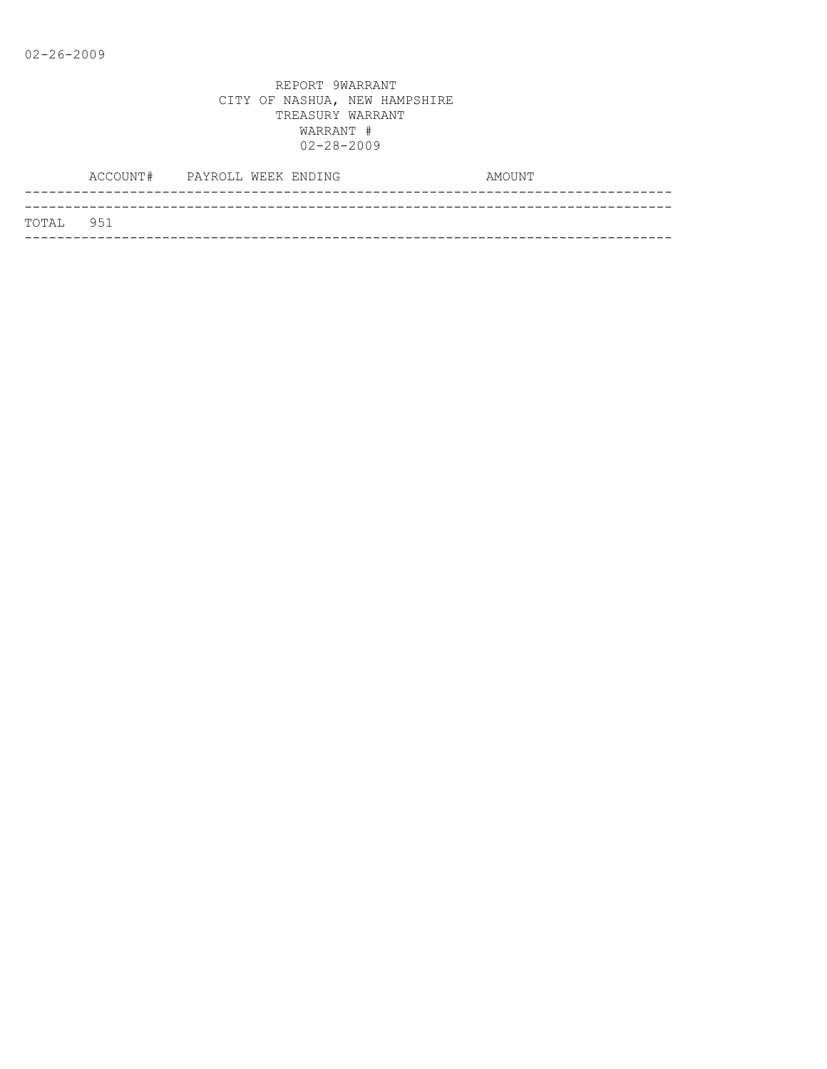02-26-2009

REPORT 9WARRANT
CITY OF NASHUA, NEW HAMPSHIRE
TREASURY WARRANT
WARRANT #
02-28-2009

| ACCOUNT# | PAYROLL WEEK ENDING | AMOUNT |
|---|---|---|
| TOTAL 951 | | |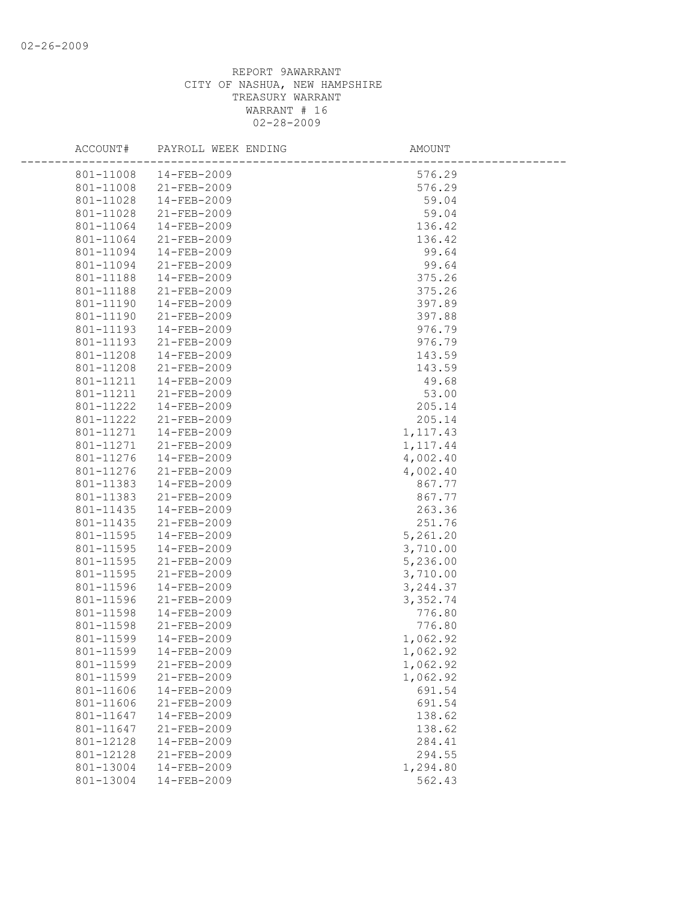REPORT 9AWARRANT
CITY OF NASHUA, NEW HAMPSHIRE
TREASURY WARRANT
WARRANT # 16
02-28-2009

| ACCOUNT# | PAYROLL WEEK ENDING | AMOUNT |
|---|---|---|
| 801-11008 | 14-FEB-2009 | 576.29 |
| 801-11008 | 21-FEB-2009 | 576.29 |
| 801-11028 | 14-FEB-2009 | 59.04 |
| 801-11028 | 21-FEB-2009 | 59.04 |
| 801-11064 | 14-FEB-2009 | 136.42 |
| 801-11064 | 21-FEB-2009 | 136.42 |
| 801-11094 | 14-FEB-2009 | 99.64 |
| 801-11094 | 21-FEB-2009 | 99.64 |
| 801-11188 | 14-FEB-2009 | 375.26 |
| 801-11188 | 21-FEB-2009 | 375.26 |
| 801-11190 | 14-FEB-2009 | 397.89 |
| 801-11190 | 21-FEB-2009 | 397.88 |
| 801-11193 | 14-FEB-2009 | 976.79 |
| 801-11193 | 21-FEB-2009 | 976.79 |
| 801-11208 | 14-FEB-2009 | 143.59 |
| 801-11208 | 21-FEB-2009 | 143.59 |
| 801-11211 | 14-FEB-2009 | 49.68 |
| 801-11211 | 21-FEB-2009 | 53.00 |
| 801-11222 | 14-FEB-2009 | 205.14 |
| 801-11222 | 21-FEB-2009 | 205.14 |
| 801-11271 | 14-FEB-2009 | 1,117.43 |
| 801-11271 | 21-FEB-2009 | 1,117.44 |
| 801-11276 | 14-FEB-2009 | 4,002.40 |
| 801-11276 | 21-FEB-2009 | 4,002.40 |
| 801-11383 | 14-FEB-2009 | 867.77 |
| 801-11383 | 21-FEB-2009 | 867.77 |
| 801-11435 | 14-FEB-2009 | 263.36 |
| 801-11435 | 21-FEB-2009 | 251.76 |
| 801-11595 | 14-FEB-2009 | 5,261.20 |
| 801-11595 | 14-FEB-2009 | 3,710.00 |
| 801-11595 | 21-FEB-2009 | 5,236.00 |
| 801-11595 | 21-FEB-2009 | 3,710.00 |
| 801-11596 | 14-FEB-2009 | 3,244.37 |
| 801-11596 | 21-FEB-2009 | 3,352.74 |
| 801-11598 | 14-FEB-2009 | 776.80 |
| 801-11598 | 21-FEB-2009 | 776.80 |
| 801-11599 | 14-FEB-2009 | 1,062.92 |
| 801-11599 | 14-FEB-2009 | 1,062.92 |
| 801-11599 | 21-FEB-2009 | 1,062.92 |
| 801-11599 | 21-FEB-2009 | 1,062.92 |
| 801-11606 | 14-FEB-2009 | 691.54 |
| 801-11606 | 21-FEB-2009 | 691.54 |
| 801-11647 | 14-FEB-2009 | 138.62 |
| 801-11647 | 21-FEB-2009 | 138.62 |
| 801-12128 | 14-FEB-2009 | 284.41 |
| 801-12128 | 21-FEB-2009 | 294.55 |
| 801-13004 | 14-FEB-2009 | 1,294.80 |
| 801-13004 | 14-FEB-2009 | 562.43 |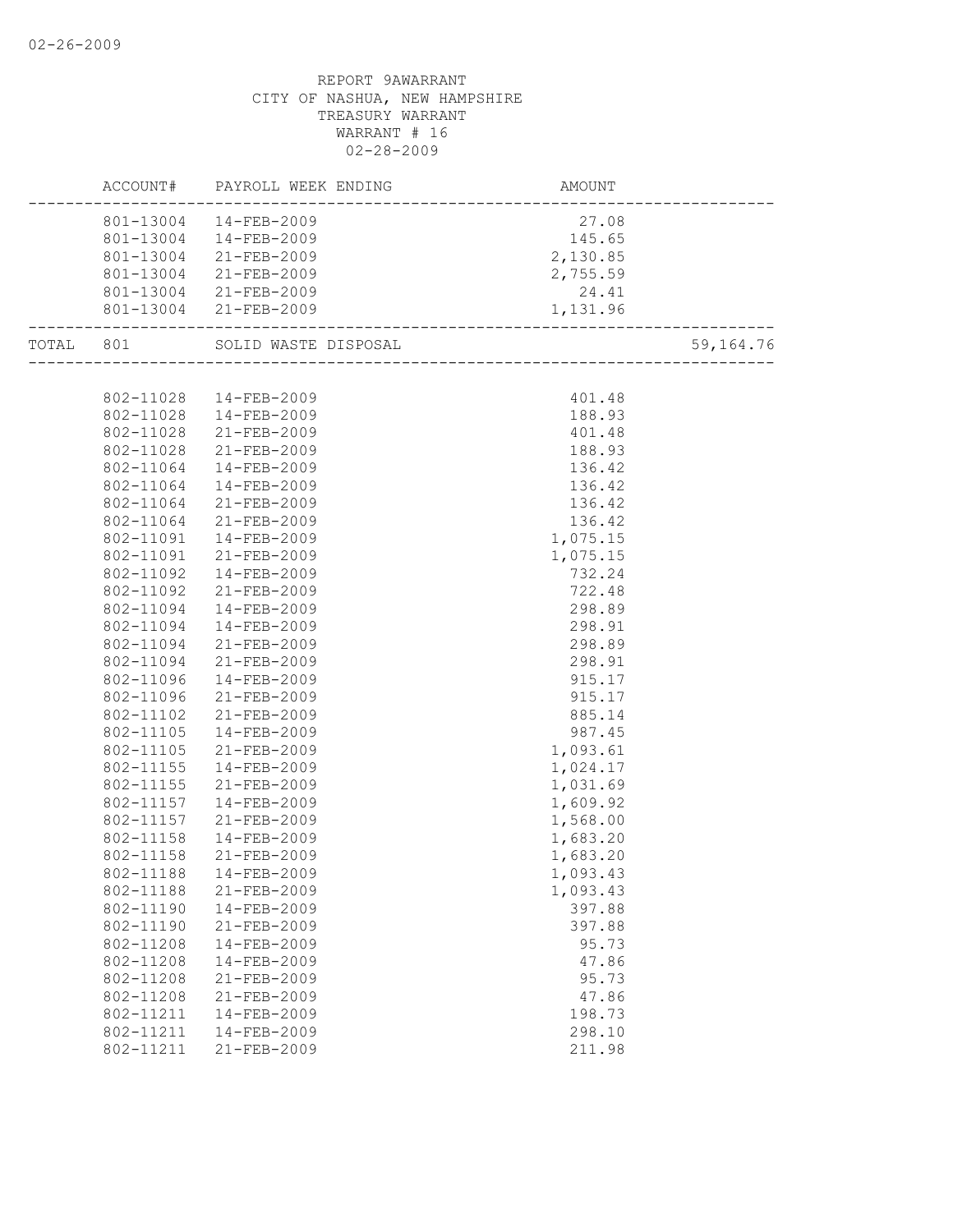REPORT 9AWARRANT
CITY OF NASHUA, NEW HAMPSHIRE
TREASURY WARRANT
WARRANT # 16
02-28-2009

| ACCOUNT# | PAYROLL WEEK ENDING | AMOUNT | |
|---|---|---|---|
| 801-13004 | 14-FEB-2009 | 27.08 | |
| 801-13004 | 14-FEB-2009 | 145.65 | |
| 801-13004 | 21-FEB-2009 | 2,130.85 | |
| 801-13004 | 21-FEB-2009 | 2,755.59 | |
| 801-13004 | 21-FEB-2009 | 24.41 | |
| 801-13004 | 21-FEB-2009 | 1,131.96 | |
| TOTAL 801 | SOLID WASTE DISPOSAL | | 59,164.76 |
| 802-11028 | 14-FEB-2009 | 401.48 | |
| 802-11028 | 14-FEB-2009 | 188.93 | |
| 802-11028 | 21-FEB-2009 | 401.48 | |
| 802-11028 | 21-FEB-2009 | 188.93 | |
| 802-11064 | 14-FEB-2009 | 136.42 | |
| 802-11064 | 14-FEB-2009 | 136.42 | |
| 802-11064 | 21-FEB-2009 | 136.42 | |
| 802-11064 | 21-FEB-2009 | 136.42 | |
| 802-11091 | 14-FEB-2009 | 1,075.15 | |
| 802-11091 | 21-FEB-2009 | 1,075.15 | |
| 802-11092 | 14-FEB-2009 | 732.24 | |
| 802-11092 | 21-FEB-2009 | 722.48 | |
| 802-11094 | 14-FEB-2009 | 298.89 | |
| 802-11094 | 14-FEB-2009 | 298.91 | |
| 802-11094 | 21-FEB-2009 | 298.89 | |
| 802-11094 | 21-FEB-2009 | 298.91 | |
| 802-11096 | 14-FEB-2009 | 915.17 | |
| 802-11096 | 21-FEB-2009 | 915.17 | |
| 802-11102 | 21-FEB-2009 | 885.14 | |
| 802-11105 | 14-FEB-2009 | 987.45 | |
| 802-11105 | 21-FEB-2009 | 1,093.61 | |
| 802-11155 | 14-FEB-2009 | 1,024.17 | |
| 802-11155 | 21-FEB-2009 | 1,031.69 | |
| 802-11157 | 14-FEB-2009 | 1,609.92 | |
| 802-11157 | 21-FEB-2009 | 1,568.00 | |
| 802-11158 | 14-FEB-2009 | 1,683.20 | |
| 802-11158 | 21-FEB-2009 | 1,683.20 | |
| 802-11188 | 14-FEB-2009 | 1,093.43 | |
| 802-11188 | 21-FEB-2009 | 1,093.43 | |
| 802-11190 | 14-FEB-2009 | 397.88 | |
| 802-11190 | 21-FEB-2009 | 397.88 | |
| 802-11208 | 14-FEB-2009 | 95.73 | |
| 802-11208 | 14-FEB-2009 | 47.86 | |
| 802-11208 | 21-FEB-2009 | 95.73 | |
| 802-11208 | 21-FEB-2009 | 47.86 | |
| 802-11211 | 14-FEB-2009 | 198.73 | |
| 802-11211 | 14-FEB-2009 | 298.10 | |
| 802-11211 | 21-FEB-2009 | 211.98 | |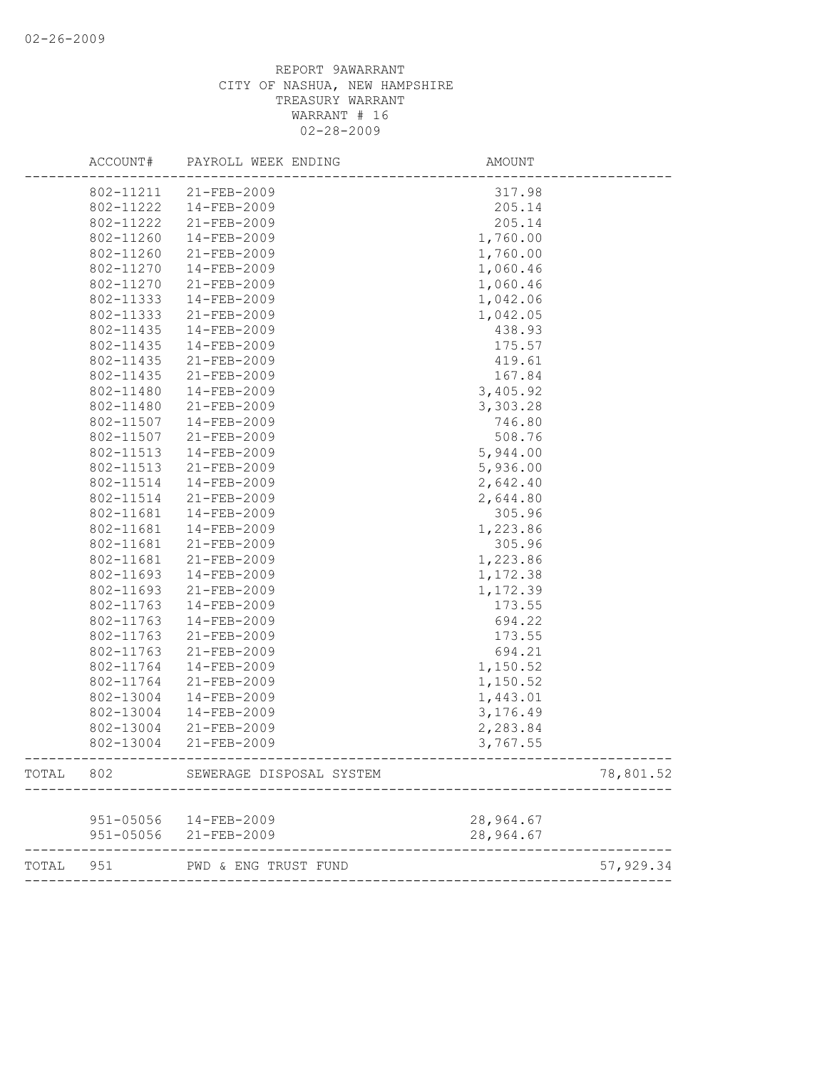REPORT 9AWARRANT
CITY OF NASHUA, NEW HAMPSHIRE
TREASURY WARRANT
WARRANT # 16
02-28-2009

| | ACCOUNT# | PAYROLL WEEK ENDING | AMOUNT | |
|---|---|---|---|---|
| | 802-11211 | 21-FEB-2009 | 317.98 | |
| | 802-11222 | 14-FEB-2009 | 205.14 | |
| | 802-11222 | 21-FEB-2009 | 205.14 | |
| | 802-11260 | 14-FEB-2009 | 1,760.00 | |
| | 802-11260 | 21-FEB-2009 | 1,760.00 | |
| | 802-11270 | 14-FEB-2009 | 1,060.46 | |
| | 802-11270 | 21-FEB-2009 | 1,060.46 | |
| | 802-11333 | 14-FEB-2009 | 1,042.06 | |
| | 802-11333 | 21-FEB-2009 | 1,042.05 | |
| | 802-11435 | 14-FEB-2009 | 438.93 | |
| | 802-11435 | 14-FEB-2009 | 175.57 | |
| | 802-11435 | 21-FEB-2009 | 419.61 | |
| | 802-11435 | 21-FEB-2009 | 167.84 | |
| | 802-11480 | 14-FEB-2009 | 3,405.92 | |
| | 802-11480 | 21-FEB-2009 | 3,303.28 | |
| | 802-11507 | 14-FEB-2009 | 746.80 | |
| | 802-11507 | 21-FEB-2009 | 508.76 | |
| | 802-11513 | 14-FEB-2009 | 5,944.00 | |
| | 802-11513 | 21-FEB-2009 | 5,936.00 | |
| | 802-11514 | 14-FEB-2009 | 2,642.40 | |
| | 802-11514 | 21-FEB-2009 | 2,644.80 | |
| | 802-11681 | 14-FEB-2009 | 305.96 | |
| | 802-11681 | 14-FEB-2009 | 1,223.86 | |
| | 802-11681 | 21-FEB-2009 | 305.96 | |
| | 802-11681 | 21-FEB-2009 | 1,223.86 | |
| | 802-11693 | 14-FEB-2009 | 1,172.38 | |
| | 802-11693 | 21-FEB-2009 | 1,172.39 | |
| | 802-11763 | 14-FEB-2009 | 173.55 | |
| | 802-11763 | 14-FEB-2009 | 694.22 | |
| | 802-11763 | 21-FEB-2009 | 173.55 | |
| | 802-11763 | 21-FEB-2009 | 694.21 | |
| | 802-11764 | 14-FEB-2009 | 1,150.52 | |
| | 802-11764 | 21-FEB-2009 | 1,150.52 | |
| | 802-13004 | 14-FEB-2009 | 1,443.01 | |
| | 802-13004 | 14-FEB-2009 | 3,176.49 | |
| | 802-13004 | 21-FEB-2009 | 2,283.84 | |
| | 802-13004 | 21-FEB-2009 | 3,767.55 | |
| TOTAL | 802 | SEWERAGE DISPOSAL SYSTEM | | 78,801.52 |
| | 951-05056 | 14-FEB-2009 | 28,964.67 | |
| | 951-05056 | 21-FEB-2009 | 28,964.67 | |
| TOTAL | 951 | PWD & ENG TRUST FUND | | 57,929.34 |